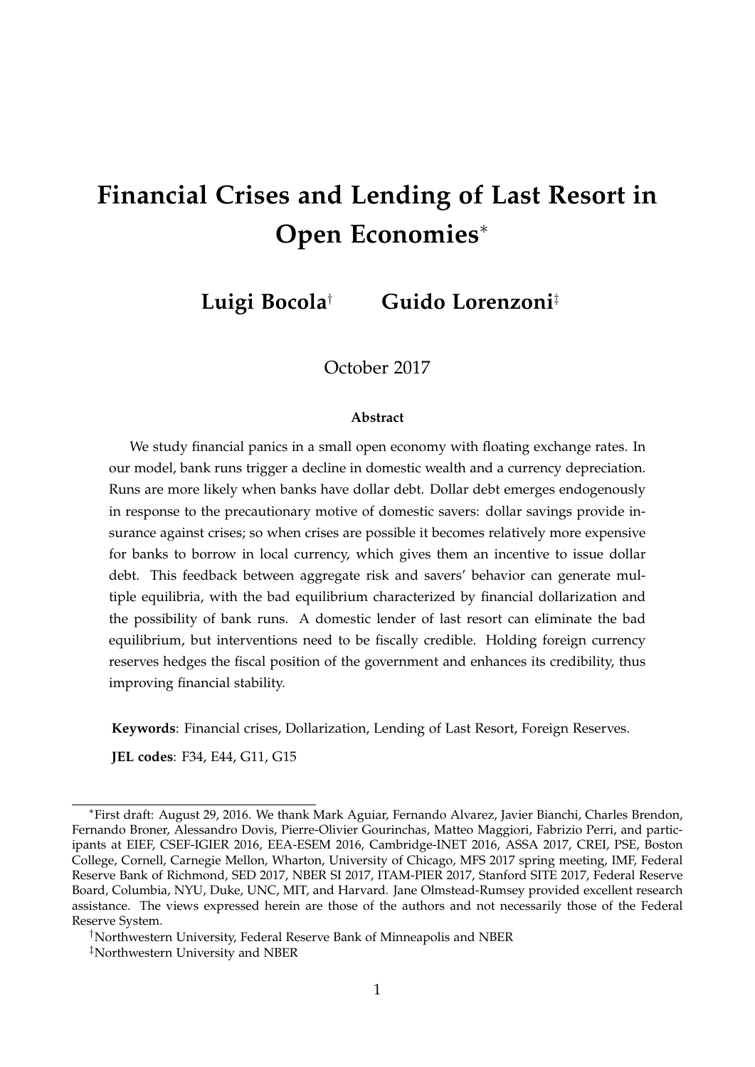# Financial Crises and Lending of Last Resort in Open Economies*

**Luigi Bocola**[†] **Guido Lorenzoni**[‡]

October 2017

### Abstract

We study financial panics in a small open economy with floating exchange rates. In our model, bank runs trigger a decline in domestic wealth and a currency depreciation. Runs are more likely when banks have dollar debt. Dollar debt emerges endogenously in response to the precautionary motive of domestic savers: dollar savings provide insurance against crises; so when crises are possible it becomes relatively more expensive for banks to borrow in local currency, which gives them an incentive to issue dollar debt. This feedback between aggregate risk and savers' behavior can generate multiple equilibria, with the bad equilibrium characterized by financial dollarization and the possibility of bank runs. A domestic lender of last resort can eliminate the bad equilibrium, but interventions need to be fiscally credible. Holding foreign currency reserves hedges the fiscal position of the government and enhances its credibility, thus improving financial stability.

**Keywords**: Financial crises, Dollarization, Lending of Last Resort, Foreign Reserves.

**JEL codes**: F34, E44, G11, G15

---

*First draft: August 29, 2016. We thank Mark Aguiar, Fernando Alvarez, Javier Bianchi, Charles Brendon, Fernando Broner, Alessandro Dovis, Pierre-Olivier Gourinchas, Matteo Maggiori, Fabrizio Perri, and participants at EIEF, CSEF-IGIER 2016, EEA-ESEM 2016, Cambridge-INET 2016, ASSA 2017, CREI, PSE, Boston College, Cornell, Carnegie Mellon, Wharton, University of Chicago, MFS 2017 spring meeting, IMF, Federal Reserve Bank of Richmond, SED 2017, NBER SI 2017, ITAM-PIER 2017, Stanford SITE 2017, Federal Reserve Board, Columbia, NYU, Duke, UNC, MIT, and Harvard. Jane Olmstead-Rumsey provided excellent research assistance. The views expressed herein are those of the authors and not necessarily those of the Federal Reserve System.

[†]Northwestern University, Federal Reserve Bank of Minneapolis and NBER

[‡]Northwestern University and NBER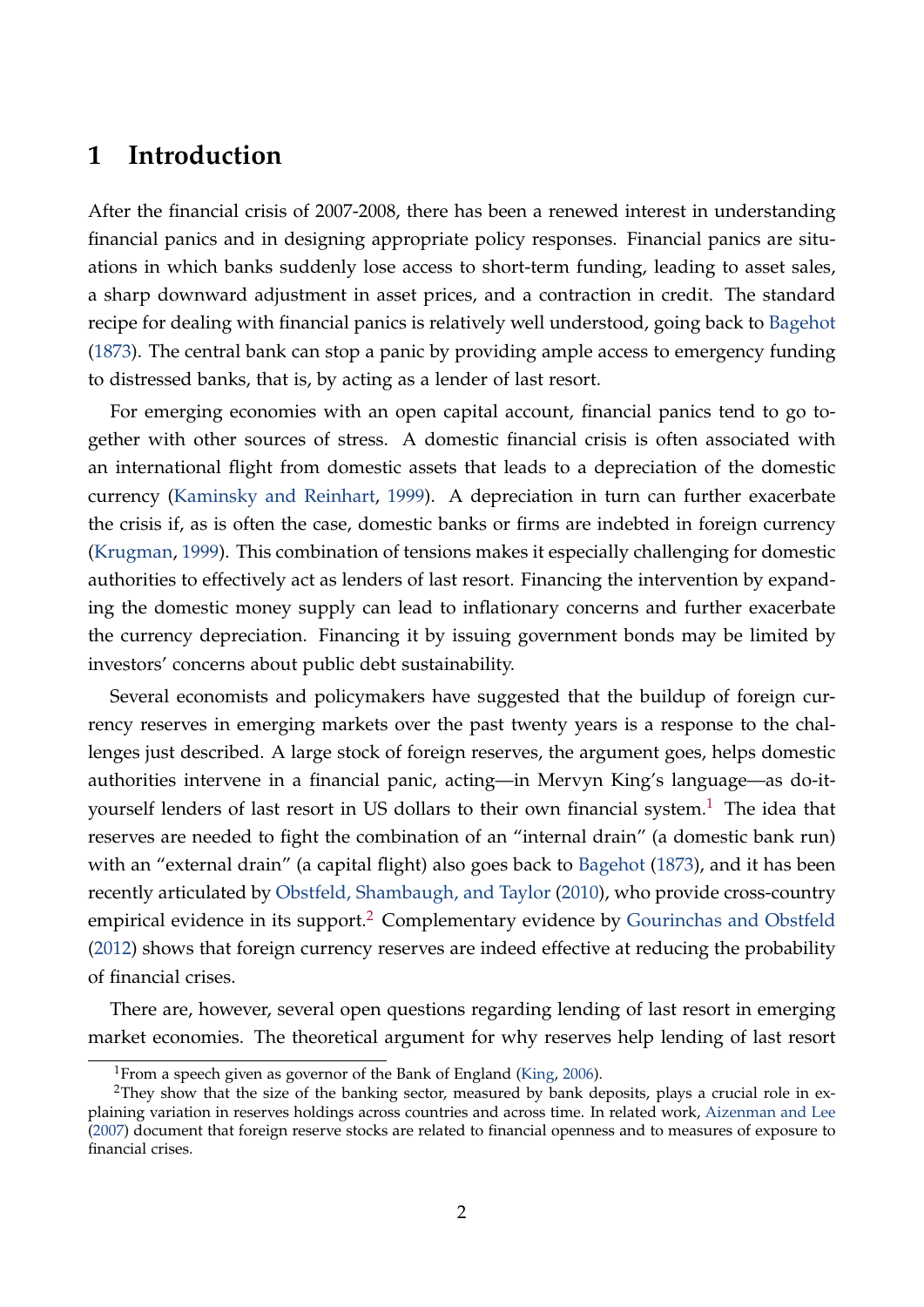# 1 Introduction

After the financial crisis of 2007-2008, there has been a renewed interest in understanding financial panics and in designing appropriate policy responses. Financial panics are situations in which banks suddenly lose access to short-term funding, leading to asset sales, a sharp downward adjustment in asset prices, and a contraction in credit. The standard recipe for dealing with financial panics is relatively well understood, going back to Bagehot (1873). The central bank can stop a panic by providing ample access to emergency funding to distressed banks, that is, by acting as a lender of last resort.

For emerging economies with an open capital account, financial panics tend to go together with other sources of stress. A domestic financial crisis is often associated with an international flight from domestic assets that leads to a depreciation of the domestic currency (Kaminsky and Reinhart, 1999). A depreciation in turn can further exacerbate the crisis if, as is often the case, domestic banks or firms are indebted in foreign currency (Krugman, 1999). This combination of tensions makes it especially challenging for domestic authorities to effectively act as lenders of last resort. Financing the intervention by expanding the domestic money supply can lead to inflationary concerns and further exacerbate the currency depreciation. Financing it by issuing government bonds may be limited by investors' concerns about public debt sustainability.

Several economists and policymakers have suggested that the buildup of foreign currency reserves in emerging markets over the past twenty years is a response to the challenges just described. A large stock of foreign reserves, the argument goes, helps domestic authorities intervene in a financial panic, acting—in Mervyn King's language—as do-it-yourself lenders of last resort in US dollars to their own financial system.[1] The idea that reserves are needed to fight the combination of an "internal drain" (a domestic bank run) with an "external drain" (a capital flight) also goes back to Bagehot (1873), and it has been recently articulated by Obstfeld, Shambaugh, and Taylor (2010), who provide cross-country empirical evidence in its support.[2] Complementary evidence by Gourinchas and Obstfeld (2012) shows that foreign currency reserves are indeed effective at reducing the probability of financial crises.

There are, however, several open questions regarding lending of last resort in emerging market economies. The theoretical argument for why reserves help lending of last resort

[1] From a speech given as governor of the Bank of England (King, 2006).

[2] They show that the size of the banking sector, measured by bank deposits, plays a crucial role in explaining variation in reserves holdings across countries and across time. In related work, Aizenman and Lee (2007) document that foreign reserve stocks are related to financial openness and to measures of exposure to financial crises.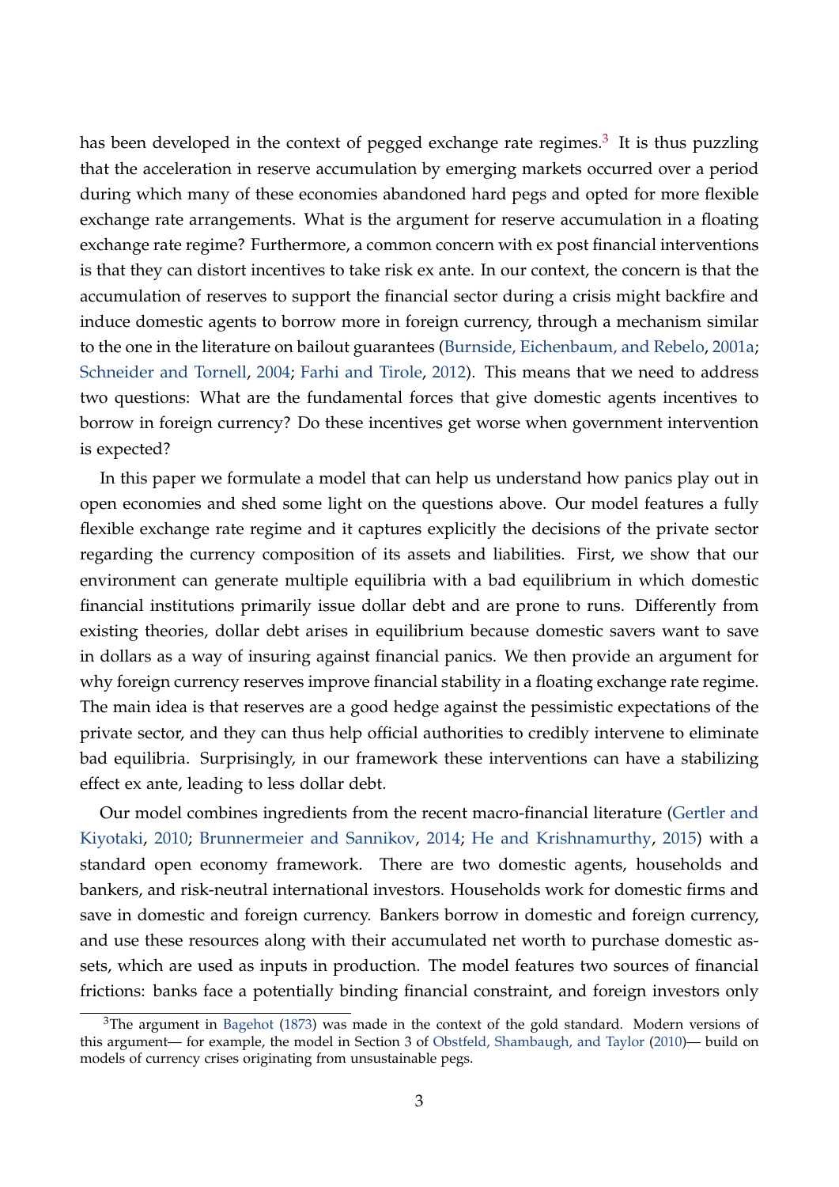has been developed in the context of pegged exchange rate regimes.[3] It is thus puzzling that the acceleration in reserve accumulation by emerging markets occurred over a period during which many of these economies abandoned hard pegs and opted for more flexible exchange rate arrangements. What is the argument for reserve accumulation in a floating exchange rate regime? Furthermore, a common concern with ex post financial interventions is that they can distort incentives to take risk ex ante. In our context, the concern is that the accumulation of reserves to support the financial sector during a crisis might backfire and induce domestic agents to borrow more in foreign currency, through a mechanism similar to the one in the literature on bailout guarantees (Burnside, Eichenbaum, and Rebelo, 2001a; Schneider and Tornell, 2004; Farhi and Tirole, 2012). This means that we need to address two questions: What are the fundamental forces that give domestic agents incentives to borrow in foreign currency? Do these incentives get worse when government intervention is expected?

In this paper we formulate a model that can help us understand how panics play out in open economies and shed some light on the questions above. Our model features a fully flexible exchange rate regime and it captures explicitly the decisions of the private sector regarding the currency composition of its assets and liabilities. First, we show that our environment can generate multiple equilibria with a bad equilibrium in which domestic financial institutions primarily issue dollar debt and are prone to runs. Differently from existing theories, dollar debt arises in equilibrium because domestic savers want to save in dollars as a way of insuring against financial panics. We then provide an argument for why foreign currency reserves improve financial stability in a floating exchange rate regime. The main idea is that reserves are a good hedge against the pessimistic expectations of the private sector, and they can thus help official authorities to credibly intervene to eliminate bad equilibria. Surprisingly, in our framework these interventions can have a stabilizing effect ex ante, leading to less dollar debt.

Our model combines ingredients from the recent macro-financial literature (Gertler and Kiyotaki, 2010; Brunnermeier and Sannikov, 2014; He and Krishnamurthy, 2015) with a standard open economy framework. There are two domestic agents, households and bankers, and risk-neutral international investors. Households work for domestic firms and save in domestic and foreign currency. Bankers borrow in domestic and foreign currency, and use these resources along with their accumulated net worth to purchase domestic assets, which are used as inputs in production. The model features two sources of financial frictions: banks face a potentially binding financial constraint, and foreign investors only

[3] The argument in Bagehot (1873) was made in the context of the gold standard. Modern versions of this argument— for example, the model in Section 3 of Obstfeld, Shambaugh, and Taylor (2010)— build on models of currency crises originating from unsustainable pegs.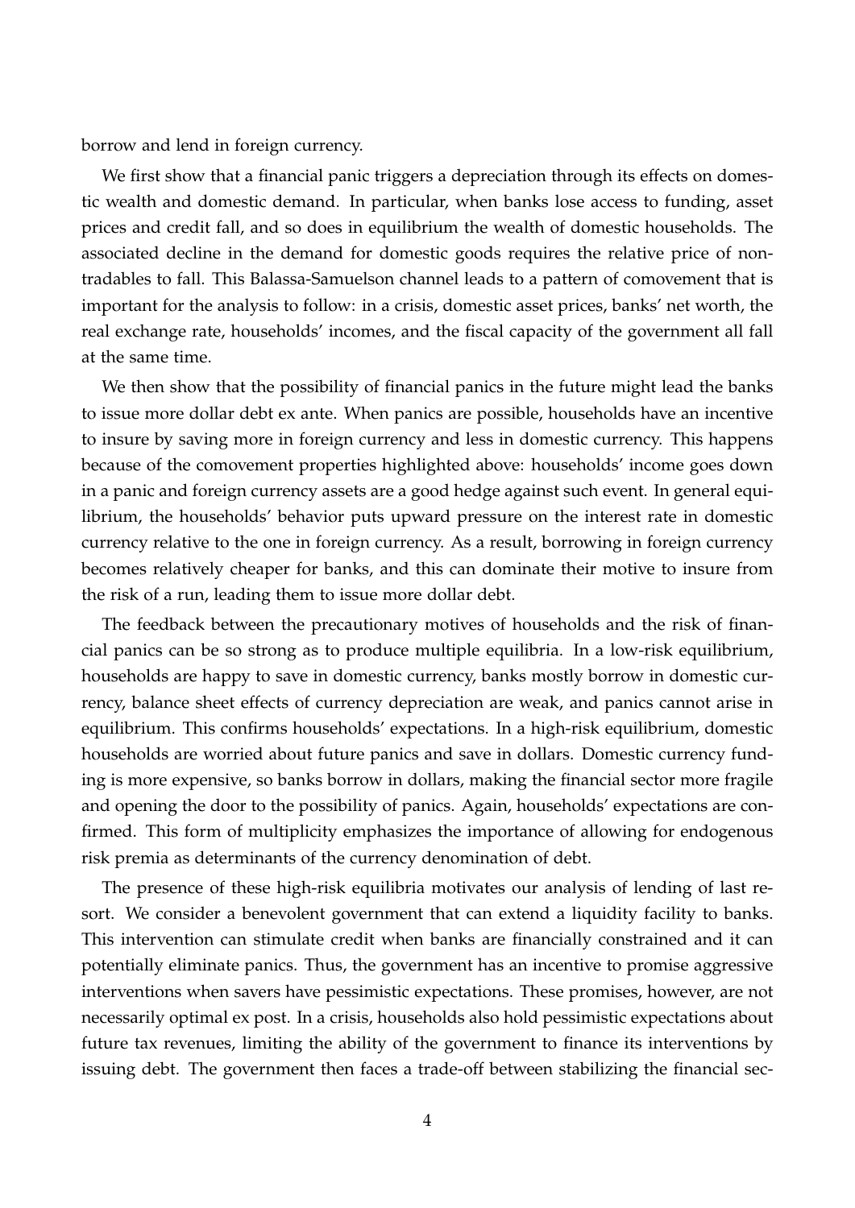borrow and lend in foreign currency.

We first show that a financial panic triggers a depreciation through its effects on domestic wealth and domestic demand. In particular, when banks lose access to funding, asset prices and credit fall, and so does in equilibrium the wealth of domestic households. The associated decline in the demand for domestic goods requires the relative price of nontradables to fall. This Balassa-Samuelson channel leads to a pattern of comovement that is important for the analysis to follow: in a crisis, domestic asset prices, banks' net worth, the real exchange rate, households' incomes, and the fiscal capacity of the government all fall at the same time.

We then show that the possibility of financial panics in the future might lead the banks to issue more dollar debt ex ante. When panics are possible, households have an incentive to insure by saving more in foreign currency and less in domestic currency. This happens because of the comovement properties highlighted above: households' income goes down in a panic and foreign currency assets are a good hedge against such event. In general equilibrium, the households' behavior puts upward pressure on the interest rate in domestic currency relative to the one in foreign currency. As a result, borrowing in foreign currency becomes relatively cheaper for banks, and this can dominate their motive to insure from the risk of a run, leading them to issue more dollar debt.

The feedback between the precautionary motives of households and the risk of financial panics can be so strong as to produce multiple equilibria. In a low-risk equilibrium, households are happy to save in domestic currency, banks mostly borrow in domestic currency, balance sheet effects of currency depreciation are weak, and panics cannot arise in equilibrium. This confirms households' expectations. In a high-risk equilibrium, domestic households are worried about future panics and save in dollars. Domestic currency funding is more expensive, so banks borrow in dollars, making the financial sector more fragile and opening the door to the possibility of panics. Again, households' expectations are confirmed. This form of multiplicity emphasizes the importance of allowing for endogenous risk premia as determinants of the currency denomination of debt.

The presence of these high-risk equilibria motivates our analysis of lending of last resort. We consider a benevolent government that can extend a liquidity facility to banks. This intervention can stimulate credit when banks are financially constrained and it can potentially eliminate panics. Thus, the government has an incentive to promise aggressive interventions when savers have pessimistic expectations. These promises, however, are not necessarily optimal ex post. In a crisis, households also hold pessimistic expectations about future tax revenues, limiting the ability of the government to finance its interventions by issuing debt. The government then faces a trade-off between stabilizing the financial sec-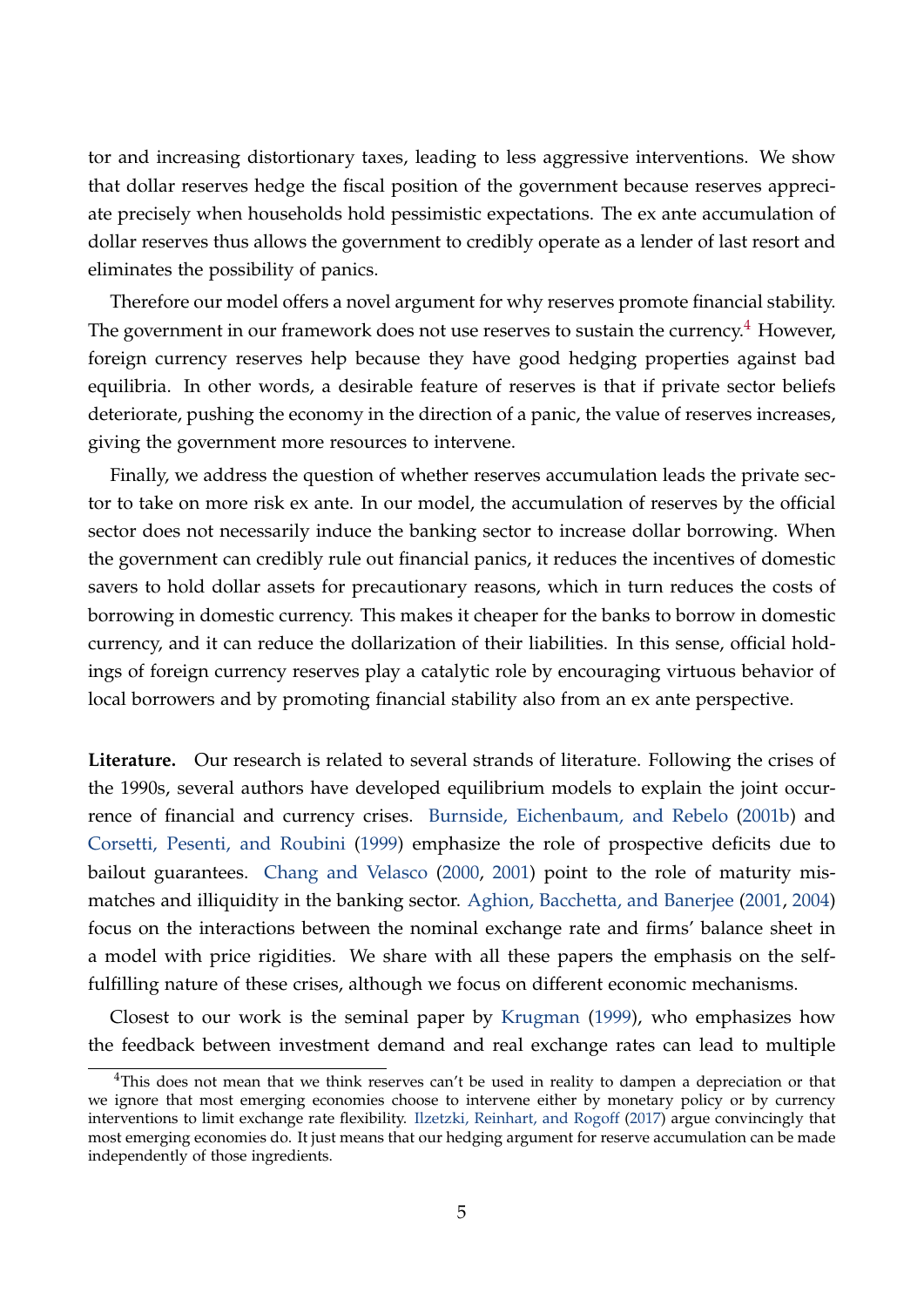tor and increasing distortionary taxes, leading to less aggressive interventions. We show that dollar reserves hedge the fiscal position of the government because reserves appreciate precisely when households hold pessimistic expectations. The ex ante accumulation of dollar reserves thus allows the government to credibly operate as a lender of last resort and eliminates the possibility of panics.

Therefore our model offers a novel argument for why reserves promote financial stability. The government in our framework does not use reserves to sustain the currency.[4] However, foreign currency reserves help because they have good hedging properties against bad equilibria. In other words, a desirable feature of reserves is that if private sector beliefs deteriorate, pushing the economy in the direction of a panic, the value of reserves increases, giving the government more resources to intervene.

Finally, we address the question of whether reserves accumulation leads the private sector to take on more risk ex ante. In our model, the accumulation of reserves by the official sector does not necessarily induce the banking sector to increase dollar borrowing. When the government can credibly rule out financial panics, it reduces the incentives of domestic savers to hold dollar assets for precautionary reasons, which in turn reduces the costs of borrowing in domestic currency. This makes it cheaper for the banks to borrow in domestic currency, and it can reduce the dollarization of their liabilities. In this sense, official holdings of foreign currency reserves play a catalytic role by encouraging virtuous behavior of local borrowers and by promoting financial stability also from an ex ante perspective.

**Literature.** Our research is related to several strands of literature. Following the crises of the 1990s, several authors have developed equilibrium models to explain the joint occurrence of financial and currency crises. Burnside, Eichenbaum, and Rebelo (2001b) and Corsetti, Pesenti, and Roubini (1999) emphasize the role of prospective deficits due to bailout guarantees. Chang and Velasco (2000, 2001) point to the role of maturity mismatches and illiquidity in the banking sector. Aghion, Bacchetta, and Banerjee (2001, 2004) focus on the interactions between the nominal exchange rate and firms' balance sheet in a model with price rigidities. We share with all these papers the emphasis on the self-fulfilling nature of these crises, although we focus on different economic mechanisms.

Closest to our work is the seminal paper by Krugman (1999), who emphasizes how the feedback between investment demand and real exchange rates can lead to multiple

[4] This does not mean that we think reserves can't be used in reality to dampen a depreciation or that we ignore that most emerging economies choose to intervene either by monetary policy or by currency interventions to limit exchange rate flexibility. Ilzetzki, Reinhart, and Rogoff (2017) argue convincingly that most emerging economies do. It just means that our hedging argument for reserve accumulation can be made independently of those ingredients.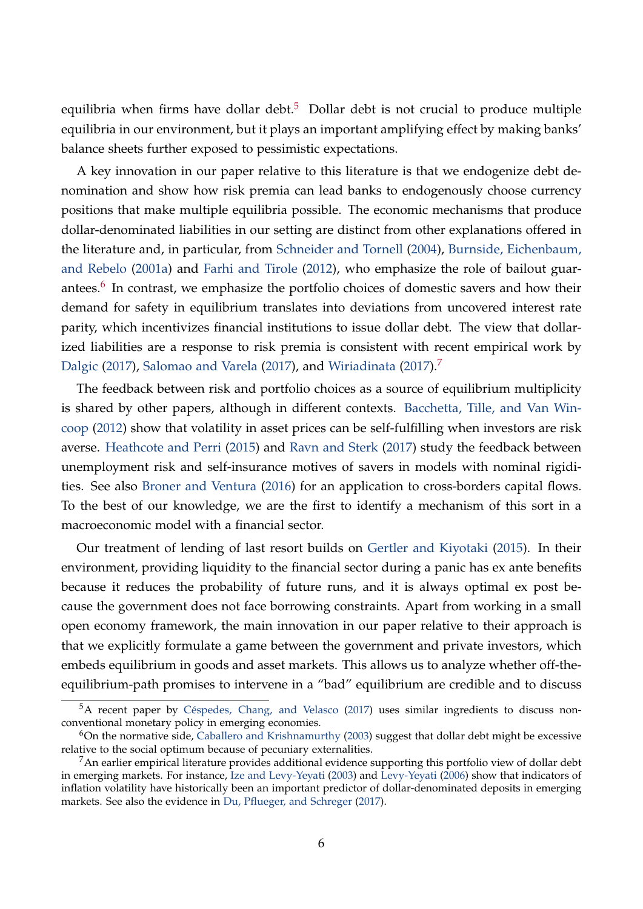equilibria when firms have dollar debt.[5] Dollar debt is not crucial to produce multiple equilibria in our environment, but it plays an important amplifying effect by making banks' balance sheets further exposed to pessimistic expectations.

A key innovation in our paper relative to this literature is that we endogenize debt denomination and show how risk premia can lead banks to endogenously choose currency positions that make multiple equilibria possible. The economic mechanisms that produce dollar-denominated liabilities in our setting are distinct from other explanations offered in the literature and, in particular, from Schneider and Tornell (2004), Burnside, Eichenbaum, and Rebelo (2001a) and Farhi and Tirole (2012), who emphasize the role of bailout guarantees.[6] In contrast, we emphasize the portfolio choices of domestic savers and how their demand for safety in equilibrium translates into deviations from uncovered interest rate parity, which incentivizes financial institutions to issue dollar debt. The view that dollarized liabilities are a response to risk premia is consistent with recent empirical work by Dalgic (2017), Salomao and Varela (2017), and Wiriadinata (2017).[7]

The feedback between risk and portfolio choices as a source of equilibrium multiplicity is shared by other papers, although in different contexts. Bacchetta, Tille, and Van Wincoop (2012) show that volatility in asset prices can be self-fulfilling when investors are risk averse. Heathcote and Perri (2015) and Ravn and Sterk (2017) study the feedback between unemployment risk and self-insurance motives of savers in models with nominal rigidities. See also Broner and Ventura (2016) for an application to cross-borders capital flows. To the best of our knowledge, we are the first to identify a mechanism of this sort in a macroeconomic model with a financial sector.

Our treatment of lending of last resort builds on Gertler and Kiyotaki (2015). In their environment, providing liquidity to the financial sector during a panic has ex ante benefits because it reduces the probability of future runs, and it is always optimal ex post because the government does not face borrowing constraints. Apart from working in a small open economy framework, the main innovation in our paper relative to their approach is that we explicitly formulate a game between the government and private investors, which embeds equilibrium in goods and asset markets. This allows us to analyze whether off-the-equilibrium-path promises to intervene in a "bad" equilibrium are credible and to discuss

[5] A recent paper by Céspedes, Chang, and Velasco (2017) uses similar ingredients to discuss non-conventional monetary policy in emerging economies.

[6] On the normative side, Caballero and Krishnamurthy (2003) suggest that dollar debt might be excessive relative to the social optimum because of pecuniary externalities.

[7] An earlier empirical literature provides additional evidence supporting this portfolio view of dollar debt in emerging markets. For instance, Ize and Levy-Yeyati (2003) and Levy-Yeyati (2006) show that indicators of inflation volatility have historically been an important predictor of dollar-denominated deposits in emerging markets. See also the evidence in Du, Pflueger, and Schreger (2017).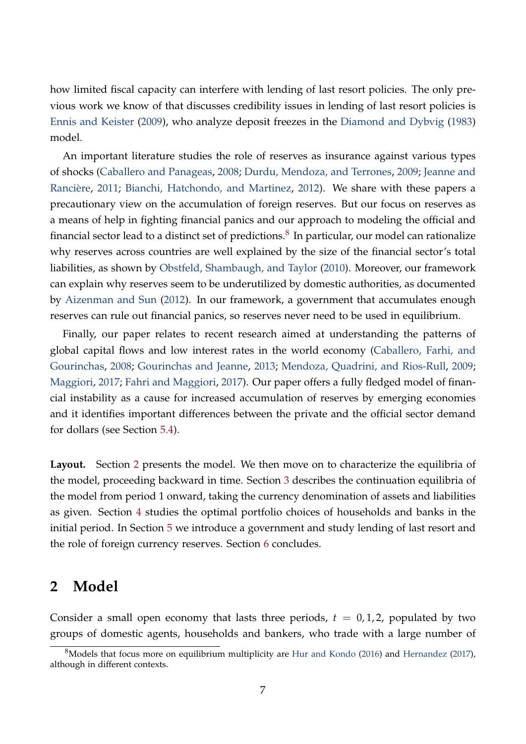how limited fiscal capacity can interfere with lending of last resort policies. The only previous work we know of that discusses credibility issues in lending of last resort policies is Ennis and Keister (2009), who analyze deposit freezes in the Diamond and Dybvig (1983) model.

An important literature studies the role of reserves as insurance against various types of shocks (Caballero and Panageas, 2008; Durdu, Mendoza, and Terrones, 2009; Jeanne and Rancière, 2011; Bianchi, Hatchondo, and Martinez, 2012). We share with these papers a precautionary view on the accumulation of foreign reserves. But our focus on reserves as a means of help in fighting financial panics and our approach to modeling the official and financial sector lead to a distinct set of predictions.[8] In particular, our model can rationalize why reserves across countries are well explained by the size of the financial sector's total liabilities, as shown by Obstfeld, Shambaugh, and Taylor (2010). Moreover, our framework can explain why reserves seem to be underutilized by domestic authorities, as documented by Aizenman and Sun (2012). In our framework, a government that accumulates enough reserves can rule out financial panics, so reserves never need to be used in equilibrium.

Finally, our paper relates to recent research aimed at understanding the patterns of global capital flows and low interest rates in the world economy (Caballero, Farhi, and Gourinchas, 2008; Gourinchas and Jeanne, 2013; Mendoza, Quadrini, and Rios-Rull, 2009; Maggiori, 2017; Fahri and Maggiori, 2017). Our paper offers a fully fledged model of financial instability as a cause for increased accumulation of reserves by emerging economies and it identifies important differences between the private and the official sector demand for dollars (see Section 5.4).

**Layout.** Section 2 presents the model. We then move on to characterize the equilibria of the model, proceeding backward in time. Section 3 describes the continuation equilibria of the model from period 1 onward, taking the currency denomination of assets and liabilities as given. Section 4 studies the optimal portfolio choices of households and banks in the initial period. In Section 5 we introduce a government and study lending of last resort and the role of foreign currency reserves. Section 6 concludes.

## 2 Model

Consider a small open economy that lasts three periods, $t = 0, 1, 2$, populated by two groups of domestic agents, households and bankers, who trade with a large number of

[8] Models that focus more on equilibrium multiplicity are Hur and Kondo (2016) and Hernandez (2017), although in different contexts.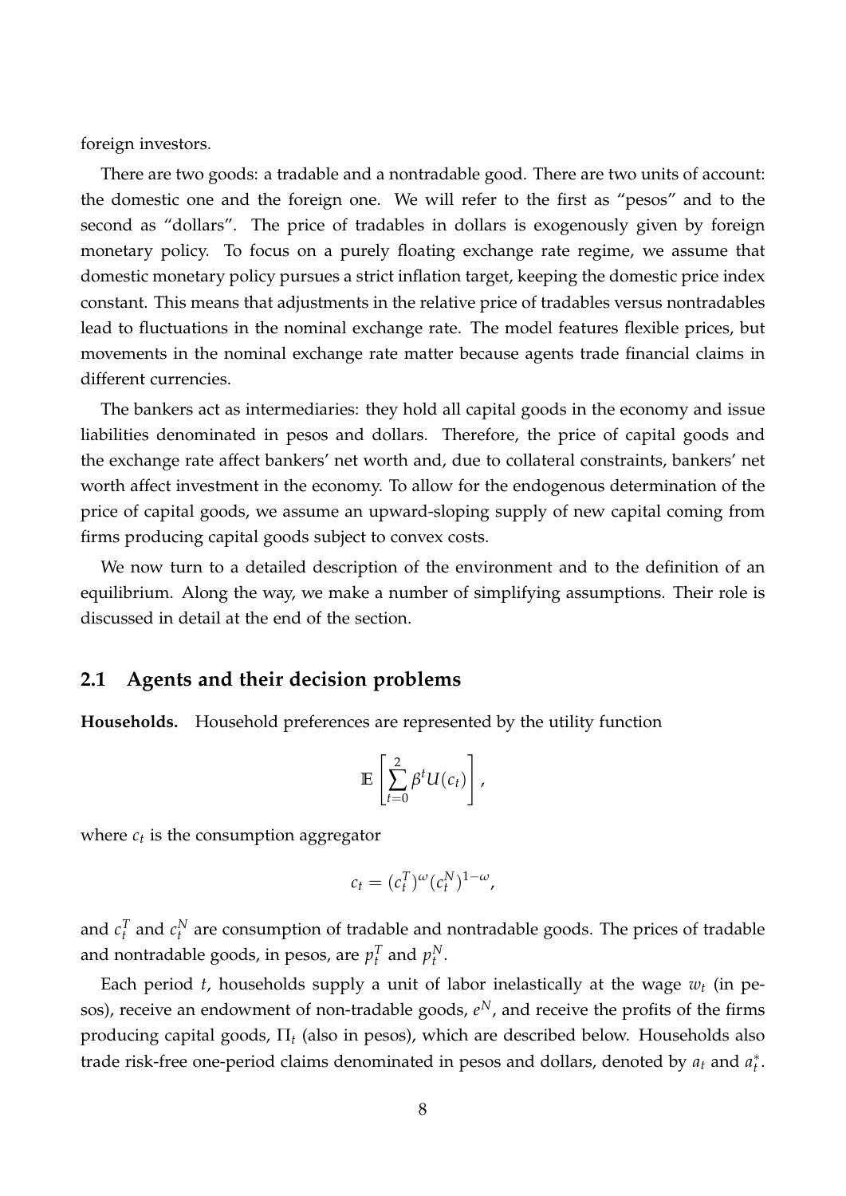foreign investors.

There are two goods: a tradable and a nontradable good. There are two units of account: the domestic one and the foreign one. We will refer to the first as "pesos" and to the second as "dollars". The price of tradables in dollars is exogenously given by foreign monetary policy. To focus on a purely floating exchange rate regime, we assume that domestic monetary policy pursues a strict inflation target, keeping the domestic price index constant. This means that adjustments in the relative price of tradables versus nontradables lead to fluctuations in the nominal exchange rate. The model features flexible prices, but movements in the nominal exchange rate matter because agents trade financial claims in different currencies.

The bankers act as intermediaries: they hold all capital goods in the economy and issue liabilities denominated in pesos and dollars. Therefore, the price of capital goods and the exchange rate affect bankers' net worth and, due to collateral constraints, bankers' net worth affect investment in the economy. To allow for the endogenous determination of the price of capital goods, we assume an upward-sloping supply of new capital coming from firms producing capital goods subject to convex costs.

We now turn to a detailed description of the environment and to the definition of an equilibrium. Along the way, we make a number of simplifying assumptions. Their role is discussed in detail at the end of the section.

## 2.1 Agents and their decision problems

**Households.** Household preferences are represented by the utility function

$$\mathbb{E}\left[\sum_{t=0}^{2}\beta^t U(c_t)\right],$$

where $c_t$ is the consumption aggregator

$$c_t = (c_t^T)^{\omega}(c_t^N)^{1-\omega},$$

and $c_t^T$ and $c_t^N$ are consumption of tradable and nontradable goods. The prices of tradable and nontradable goods, in pesos, are $p_t^T$ and $p_t^N$.

Each period $t$, households supply a unit of labor inelastically at the wage $w_t$ (in pesos), receive an endowment of non-tradable goods, $e^N$, and receive the profits of the firms producing capital goods, $\Pi_t$ (also in pesos), which are described below. Households also trade risk-free one-period claims denominated in pesos and dollars, denoted by $a_t$ and $a_t^*$.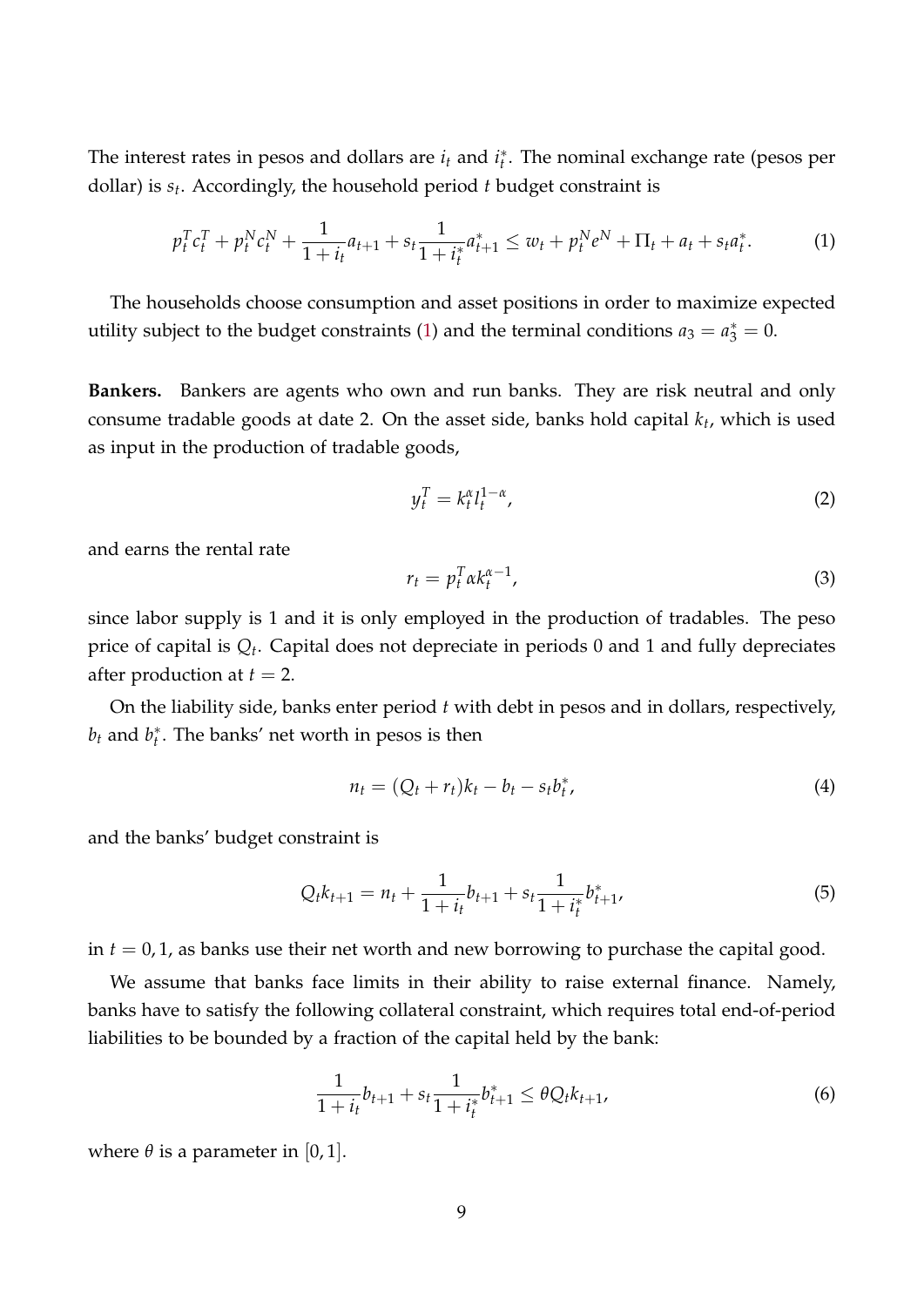The interest rates in pesos and dollars are $i_t$ and $i_t^*$. The nominal exchange rate (pesos per dollar) is $s_t$. Accordingly, the household period $t$ budget constraint is

$$p_t^T c_t^T + p_t^N c_t^N + \frac{1}{1+i_t} a_{t+1} + s_t \frac{1}{1+i_t^*} a_{t+1}^* \leq w_t + p_t^N e^N + \Pi_t + a_t + s_t a_t^*. \tag{1}$$

The households choose consumption and asset positions in order to maximize expected utility subject to the budget constraints (1) and the terminal conditions $a_3 = a_3^* = 0$.

**Bankers.** Bankers are agents who own and run banks. They are risk neutral and only consume tradable goods at date 2. On the asset side, banks hold capital $k_t$, which is used as input in the production of tradable goods,

$$y_t^T = k_t^\alpha l_t^{1-\alpha}, \tag{2}$$

and earns the rental rate

$$r_t = p_t^T \alpha k_t^{\alpha - 1}, \tag{3}$$

since labor supply is 1 and it is only employed in the production of tradables. The peso price of capital is $Q_t$. Capital does not depreciate in periods 0 and 1 and fully depreciates after production at $t = 2$.

On the liability side, banks enter period $t$ with debt in pesos and in dollars, respectively, $b_t$ and $b_t^*$. The banks' net worth in pesos is then

$$n_t = (Q_t + r_t) k_t - b_t - s_t b_t^*, \tag{4}$$

and the banks' budget constraint is

$$Q_t k_{t+1} = n_t + \frac{1}{1+i_t} b_{t+1} + s_t \frac{1}{1+i_t^*} b_{t+1}^*, \tag{5}$$

in $t = 0, 1$, as banks use their net worth and new borrowing to purchase the capital good.

We assume that banks face limits in their ability to raise external finance. Namely, banks have to satisfy the following collateral constraint, which requires total end-of-period liabilities to be bounded by a fraction of the capital held by the bank:

$$\frac{1}{1+i_t} b_{t+1} + s_t \frac{1}{1+i_t^*} b_{t+1}^* \leq \theta Q_t k_{t+1}, \tag{6}$$

where $\theta$ is a parameter in $[0, 1]$.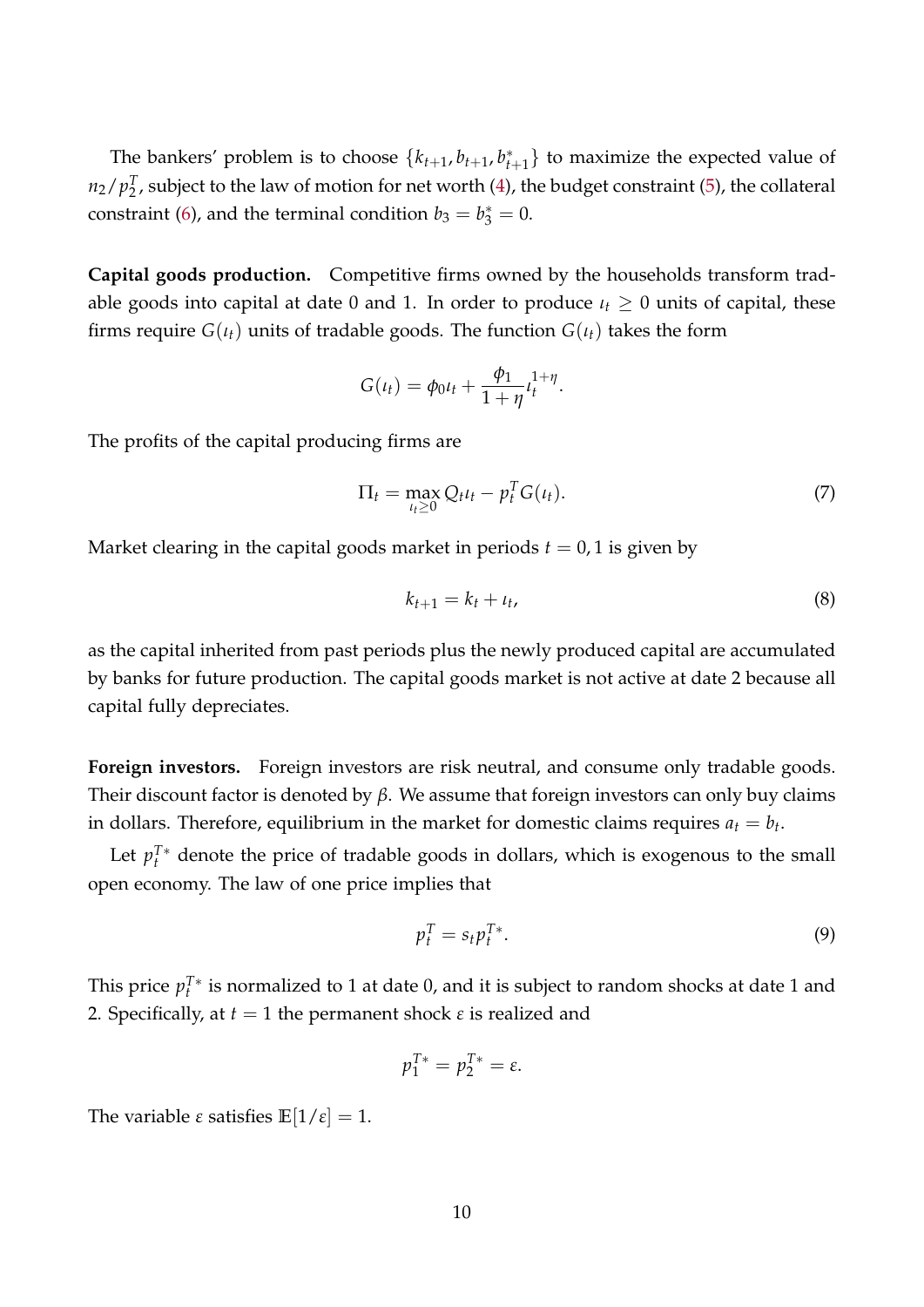The bankers' problem is to choose $\{k_{t+1}, b_{t+1}, b^*_{t+1}\}$ to maximize the expected value of $n_2/p^T_2$, subject to the law of motion for net worth (4), the budget constraint (5), the collateral constraint (6), and the terminal condition $b_3 = b^*_3 = 0$.

**Capital goods production.** Competitive firms owned by the households transform tradable goods into capital at date 0 and 1. In order to produce $\iota_t \geq 0$ units of capital, these firms require $G(\iota_t)$ units of tradable goods. The function $G(\iota_t)$ takes the form

$$G(\iota_t) = \phi_0 \iota_t + \frac{\phi_1}{1+\eta} \iota_t^{1+\eta}.$$

The profits of the capital producing firms are

$$\Pi_t = \max_{\iota_t \geq 0} Q_t \iota_t - p^T_t G(\iota_t). \tag{7}$$

Market clearing in the capital goods market in periods $t = 0, 1$ is given by

$$k_{t+1} = k_t + \iota_t, \tag{8}$$

as the capital inherited from past periods plus the newly produced capital are accumulated by banks for future production. The capital goods market is not active at date 2 because all capital fully depreciates.

**Foreign investors.** Foreign investors are risk neutral, and consume only tradable goods. Their discount factor is denoted by $\beta$. We assume that foreign investors can only buy claims in dollars. Therefore, equilibrium in the market for domestic claims requires $a_t = b_t$.

Let $p^{T*}_t$ denote the price of tradable goods in dollars, which is exogenous to the small open economy. The law of one price implies that

$$p^T_t = s_t p^{T*}_t. \tag{9}$$

This price $p^{T*}_t$ is normalized to 1 at date 0, and it is subject to random shocks at date 1 and 2. Specifically, at $t = 1$ the permanent shock $\varepsilon$ is realized and

$$p^{T*}_1 = p^{T*}_2 = \varepsilon.$$

The variable $\varepsilon$ satisfies $\mathbb{E}[1/\varepsilon] = 1$.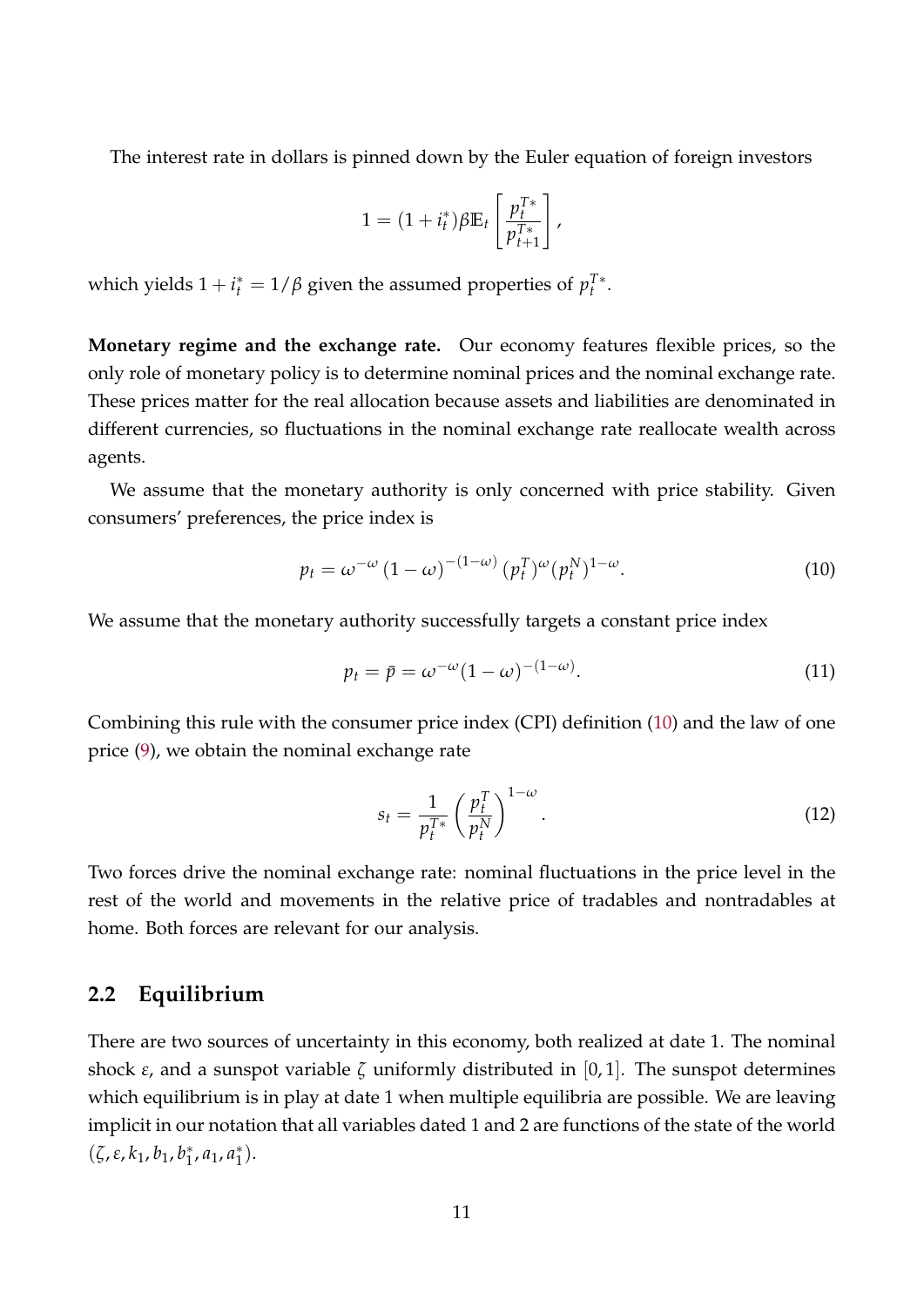The interest rate in dollars is pinned down by the Euler equation of foreign investors

$$1 = (1 + i_t^*)\beta \mathbb{E}_t \left[ \frac{p_t^{T*}}{p_{t+1}^{T*}} \right],$$

which yields $1 + i_t^* = 1/\beta$ given the assumed properties of $p_t^{T*}$.

**Monetary regime and the exchange rate.** Our economy features flexible prices, so the only role of monetary policy is to determine nominal prices and the nominal exchange rate. These prices matter for the real allocation because assets and liabilities are denominated in different currencies, so fluctuations in the nominal exchange rate reallocate wealth across agents.

We assume that the monetary authority is only concerned with price stability. Given consumers' preferences, the price index is

$$p_t = \omega^{-\omega} \left(1 - \omega\right)^{-(1-\omega)} (p_t^T)^{\omega} (p_t^N)^{1-\omega}. \tag{10}$$

We assume that the monetary authority successfully targets a constant price index

$$p_t = \bar{p} = \omega^{-\omega}(1 - \omega)^{-(1-\omega)}. \tag{11}$$

Combining this rule with the consumer price index (CPI) definition (10) and the law of one price (9), we obtain the nominal exchange rate

$$s_t = \frac{1}{p_t^{T*}} \left( \frac{p_t^T}{p_t^N} \right)^{1-\omega}. \tag{12}$$

Two forces drive the nominal exchange rate: nominal fluctuations in the price level in the rest of the world and movements in the relative price of tradables and nontradables at home. Both forces are relevant for our analysis.

## 2.2 Equilibrium

There are two sources of uncertainty in this economy, both realized at date 1. The nominal shock $\varepsilon$, and a sunspot variable $\zeta$ uniformly distributed in $[0, 1]$. The sunspot determines which equilibrium is in play at date 1 when multiple equilibria are possible. We are leaving implicit in our notation that all variables dated 1 and 2 are functions of the state of the world $(\zeta, \varepsilon, k_1, b_1, b_1^*, a_1, a_1^*)$.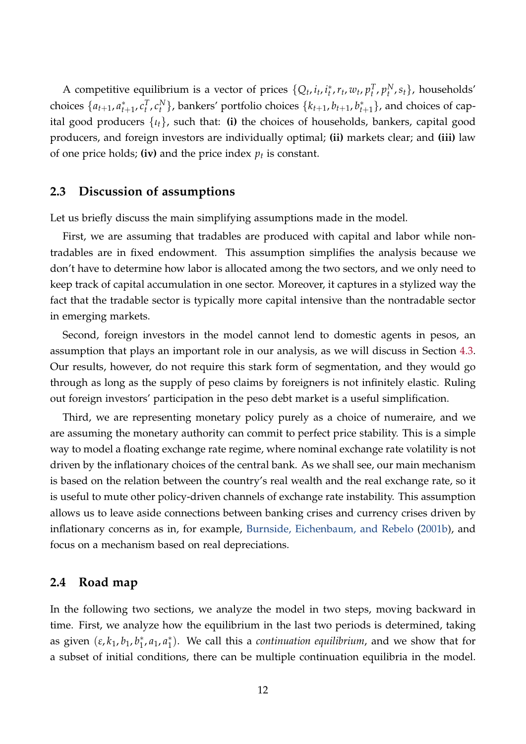A competitive equilibrium is a vector of prices $\{Q_t, i_t, i_t^*, r_t, w_t, p_t^T, p_t^N, s_t\}$, households' choices $\{a_{t+1}, a_{t+1}^*, c_t^T, c_t^N\}$, bankers' portfolio choices $\{k_{t+1}, b_{t+1}, b_{t+1}^*\}$, and choices of capital good producers $\{\iota_t\}$, such that: **(i)** the choices of households, bankers, capital good producers, and foreign investors are individually optimal; **(ii)** markets clear; and **(iii)** law of one price holds; **(iv)** and the price index $p_t$ is constant.

## 2.3 Discussion of assumptions

Let us briefly discuss the main simplifying assumptions made in the model.

First, we are assuming that tradables are produced with capital and labor while nontradables are in fixed endowment. This assumption simplifies the analysis because we don't have to determine how labor is allocated among the two sectors, and we only need to keep track of capital accumulation in one sector. Moreover, it captures in a stylized way the fact that the tradable sector is typically more capital intensive than the nontradable sector in emerging markets.

Second, foreign investors in the model cannot lend to domestic agents in pesos, an assumption that plays an important role in our analysis, as we will discuss in Section 4.3. Our results, however, do not require this stark form of segmentation, and they would go through as long as the supply of peso claims by foreigners is not infinitely elastic. Ruling out foreign investors' participation in the peso debt market is a useful simplification.

Third, we are representing monetary policy purely as a choice of numeraire, and we are assuming the monetary authority can commit to perfect price stability. This is a simple way to model a floating exchange rate regime, where nominal exchange rate volatility is not driven by the inflationary choices of the central bank. As we shall see, our main mechanism is based on the relation between the country's real wealth and the real exchange rate, so it is useful to mute other policy-driven channels of exchange rate instability. This assumption allows us to leave aside connections between banking crises and currency crises driven by inflationary concerns as in, for example, Burnside, Eichenbaum, and Rebelo (2001b), and focus on a mechanism based on real depreciations.

## 2.4 Road map

In the following two sections, we analyze the model in two steps, moving backward in time. First, we analyze how the equilibrium in the last two periods is determined, taking as given $(\varepsilon, k_1, b_1, b_1^*, a_1, a_1^*)$. We call this a *continuation equilibrium*, and we show that for a subset of initial conditions, there can be multiple continuation equilibria in the model.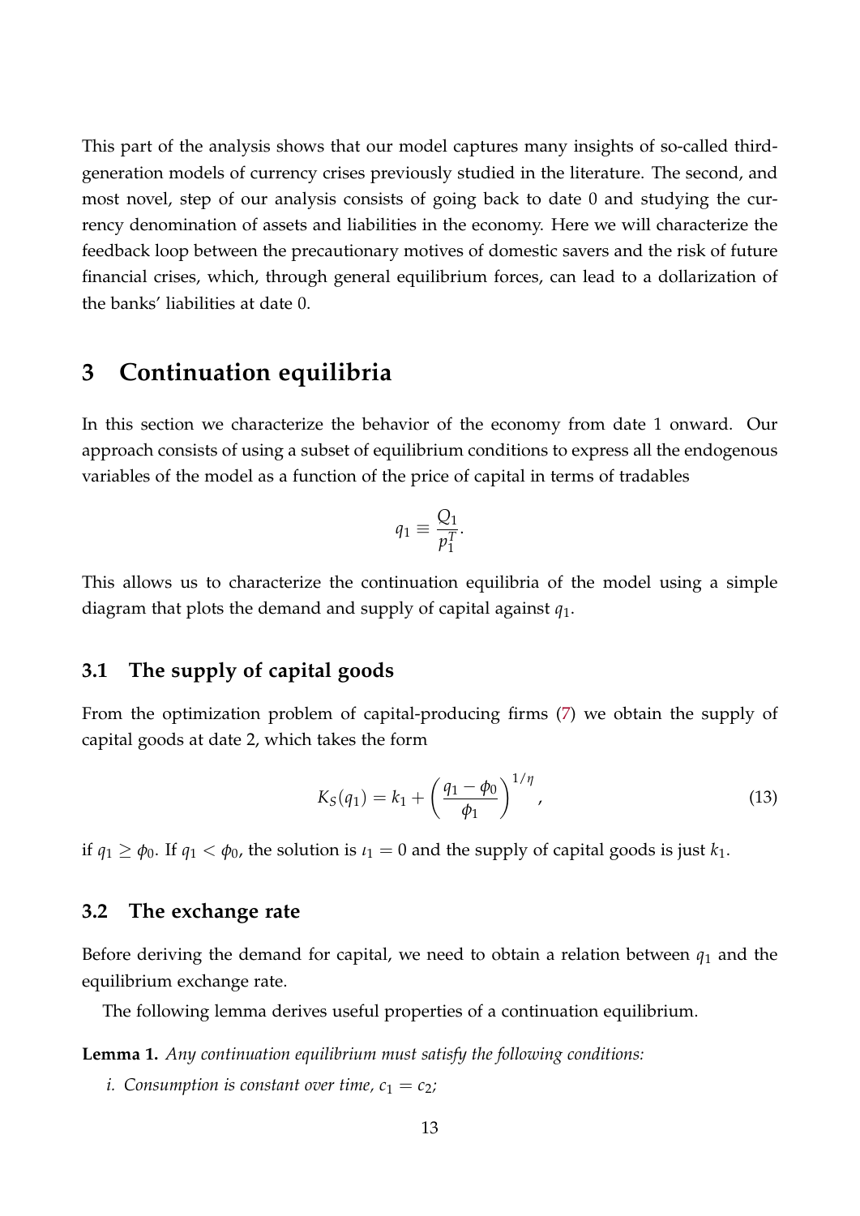This part of the analysis shows that our model captures many insights of so-called third-generation models of currency crises previously studied in the literature. The second, and most novel, step of our analysis consists of going back to date 0 and studying the currency denomination of assets and liabilities in the economy. Here we will characterize the feedback loop between the precautionary motives of domestic savers and the risk of future financial crises, which, through general equilibrium forces, can lead to a dollarization of the banks' liabilities at date 0.

# 3 Continuation equilibria

In this section we characterize the behavior of the economy from date 1 onward. Our approach consists of using a subset of equilibrium conditions to express all the endogenous variables of the model as a function of the price of capital in terms of tradables

$$q_1 \equiv \frac{Q_1}{p_1^T}.$$

This allows us to characterize the continuation equilibria of the model using a simple diagram that plots the demand and supply of capital against $q_1$.

## 3.1 The supply of capital goods

From the optimization problem of capital-producing firms (7) we obtain the supply of capital goods at date 2, which takes the form

$$K_S(q_1) = k_1 + \left( \frac{q_1 - \phi_0}{\phi_1} \right)^{1/\eta}, \tag{13}$$

if $q_1 \geq \phi_0$. If $q_1 < \phi_0$, the solution is $\iota_1 = 0$ and the supply of capital goods is just $k_1$.

## 3.2 The exchange rate

Before deriving the demand for capital, we need to obtain a relation between $q_1$ and the equilibrium exchange rate.

The following lemma derives useful properties of a continuation equilibrium.

**Lemma 1.** *Any continuation equilibrium must satisfy the following conditions:*

*i. Consumption is constant over time, $c_1 = c_2$;*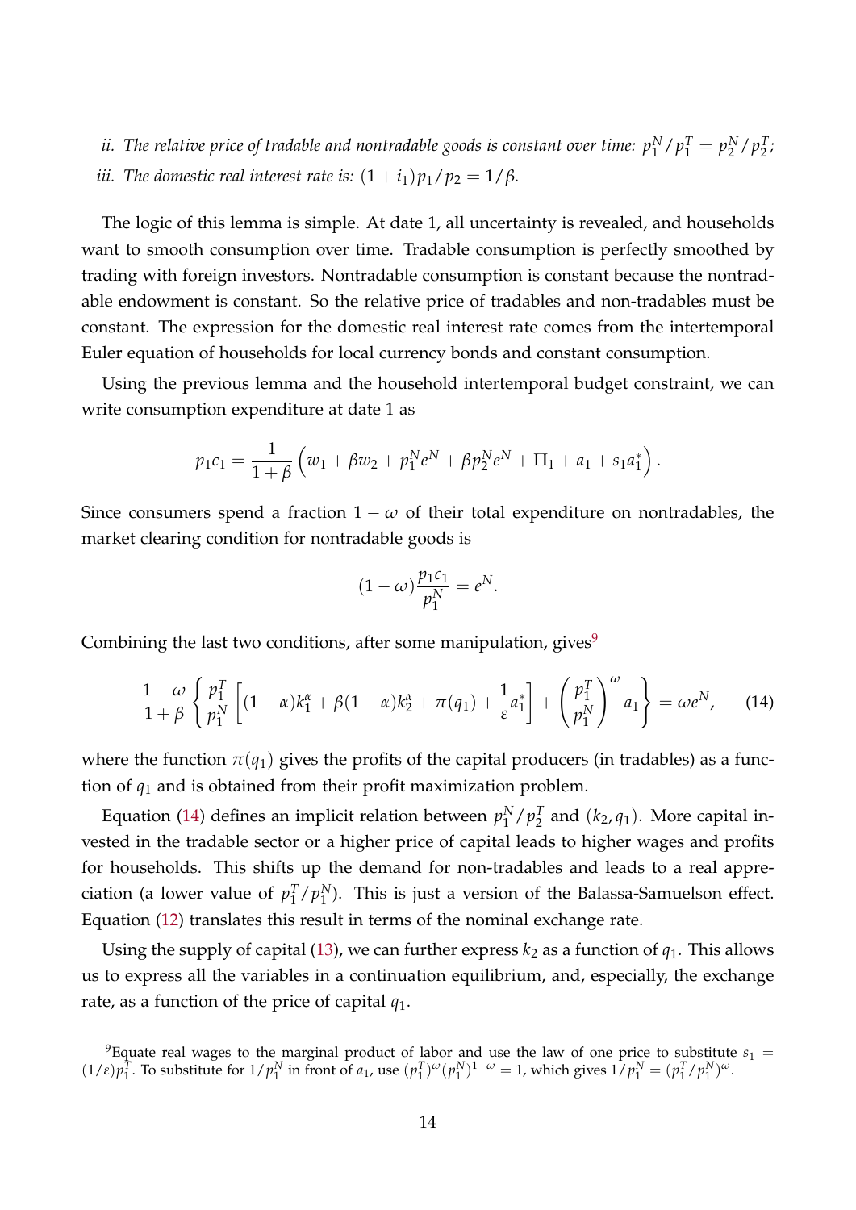*ii. The relative price of tradable and nontradable goods is constant over time:* $p_1^N/p_1^T = p_2^N/p_2^T$*;*

*iii. The domestic real interest rate is:* $(1+i_1)p_1/p_2 = 1/\beta$.

The logic of this lemma is simple. At date 1, all uncertainty is revealed, and households want to smooth consumption over time. Tradable consumption is perfectly smoothed by trading with foreign investors. Nontradable consumption is constant because the nontradable endowment is constant. So the relative price of tradables and non-tradables must be constant. The expression for the domestic real interest rate comes from the intertemporal Euler equation of households for local currency bonds and constant consumption.

Using the previous lemma and the household intertemporal budget constraint, we can write consumption expenditure at date 1 as

$$p_1 c_1 = \frac{1}{1+\beta}\left(w_1 + \beta w_2 + p_1^N e^N + \beta p_2^N e^N + \Pi_1 + a_1 + s_1 a_1^*\right).$$

Since consumers spend a fraction $1-\omega$ of their total expenditure on nontradables, the market clearing condition for nontradable goods is

$$(1-\omega)\frac{p_1 c_1}{p_1^N} = e^N.$$

Combining the last two conditions, after some manipulation, gives[9]

$$\frac{1-\omega}{1+\beta}\left\{\frac{p_1^T}{p_1^N}\left[(1-\alpha)k_1^\alpha + \beta(1-\alpha)k_2^\alpha + \pi(q_1) + \frac{1}{\varepsilon}a_1^*\right] + \left(\frac{p_1^T}{p_1^N}\right)^\omega a_1\right\} = \omega e^N, \qquad (14)$$

where the function $\pi(q_1)$ gives the profits of the capital producers (in tradables) as a function of $q_1$ and is obtained from their profit maximization problem.

Equation (14) defines an implicit relation between $p_1^N/p_2^T$ and $(k_2, q_1)$. More capital invested in the tradable sector or a higher price of capital leads to higher wages and profits for households. This shifts up the demand for non-tradables and leads to a real appreciation (a lower value of $p_1^T/p_1^N$). This is just a version of the Balassa-Samuelson effect. Equation (12) translates this result in terms of the nominal exchange rate.

Using the supply of capital (13), we can further express $k_2$ as a function of $q_1$. This allows us to express all the variables in a continuation equilibrium, and, especially, the exchange rate, as a function of the price of capital $q_1$.

[9] Equate real wages to the marginal product of labor and use the law of one price to substitute $s_1 = (1/\varepsilon)p_1^T$. To substitute for $1/p_1^N$ in front of $a_1$, use $(p_1^T)^\omega (p_1^N)^{1-\omega} = 1$, which gives $1/p_1^N = (p_1^T/p_1^N)^\omega$.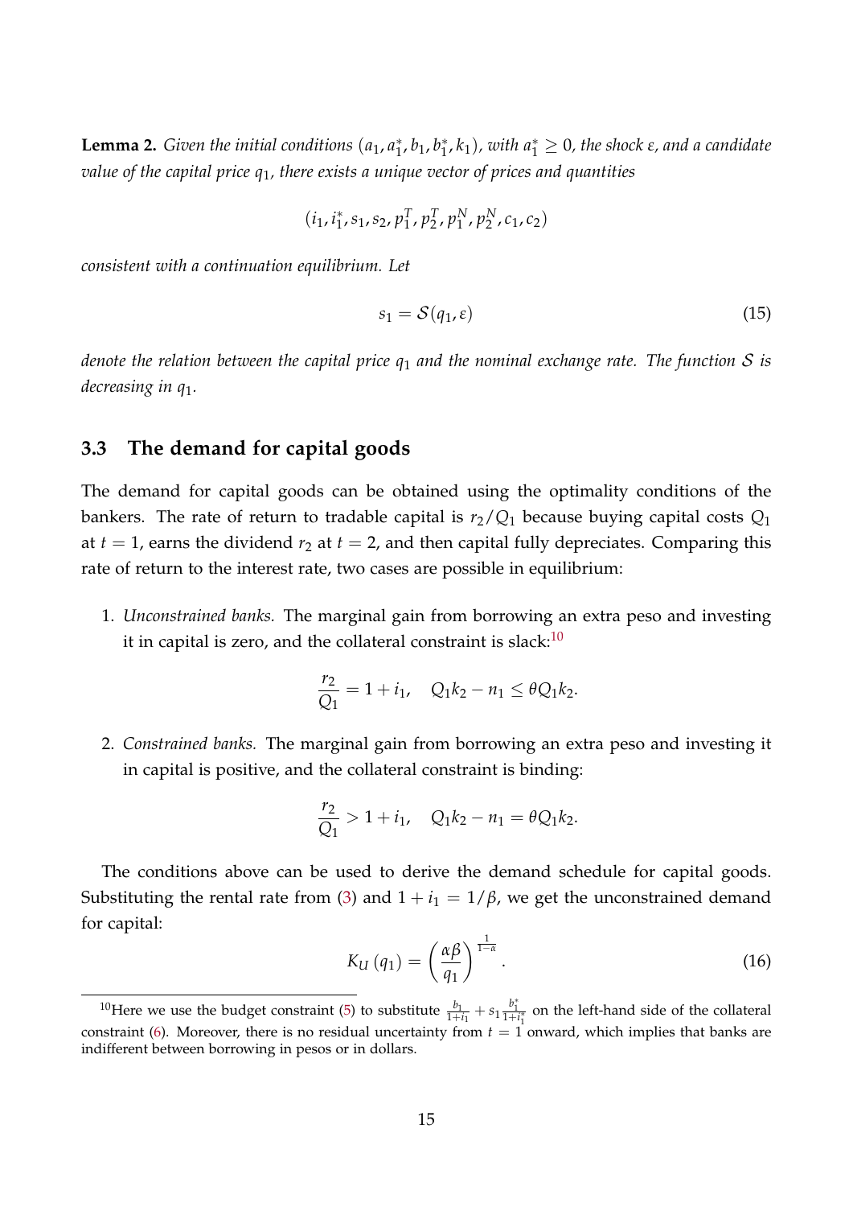**Lemma 2.** *Given the initial conditions $(a_1, a_1^*, b_1, b_1^*, k_1)$, with $a_1^* \geq 0$, the shock $\varepsilon$, and a candidate value of the capital price $q_1$, there exists a unique vector of prices and quantities*

$$(i_1, i_1^*, s_1, s_2, p_1^T, p_2^T, p_1^N, p_2^N, c_1, c_2)$$

*consistent with a continuation equilibrium. Let*

$$s_1 = \mathcal{S}(q_1, \varepsilon) \tag{15}$$

*denote the relation between the capital price $q_1$ and the nominal exchange rate. The function $\mathcal{S}$ is decreasing in $q_1$.*

## 3.3 The demand for capital goods

The demand for capital goods can be obtained using the optimality conditions of the bankers. The rate of return to tradable capital is $r_2/Q_1$ because buying capital costs $Q_1$ at $t = 1$, earns the dividend $r_2$ at $t = 2$, and then capital fully depreciates. Comparing this rate of return to the interest rate, two cases are possible in equilibrium:

1. *Unconstrained banks.* The marginal gain from borrowing an extra peso and investing it in capital is zero, and the collateral constraint is slack:[10]

$$\frac{r_2}{Q_1} = 1 + i_1, \quad Q_1 k_2 - n_1 \leq \theta Q_1 k_2.$$

2. *Constrained banks.* The marginal gain from borrowing an extra peso and investing it in capital is positive, and the collateral constraint is binding:

$$\frac{r_2}{Q_1} > 1 + i_1, \quad Q_1 k_2 - n_1 = \theta Q_1 k_2.$$

The conditions above can be used to derive the demand schedule for capital goods. Substituting the rental rate from (3) and $1 + i_1 = 1/\beta$, we get the unconstrained demand for capital:

$$K_U(q_1) = \left(\frac{\alpha\beta}{q_1}\right)^{\frac{1}{1-\alpha}}. \tag{16}$$

[10] Here we use the budget constraint (5) to substitute $\frac{b_1}{1+i_1} + s_1 \frac{b_1^*}{1+i_1^*}$ on the left-hand side of the collateral constraint (6). Moreover, there is no residual uncertainty from $t = 1$ onward, which implies that banks are indifferent between borrowing in pesos or in dollars.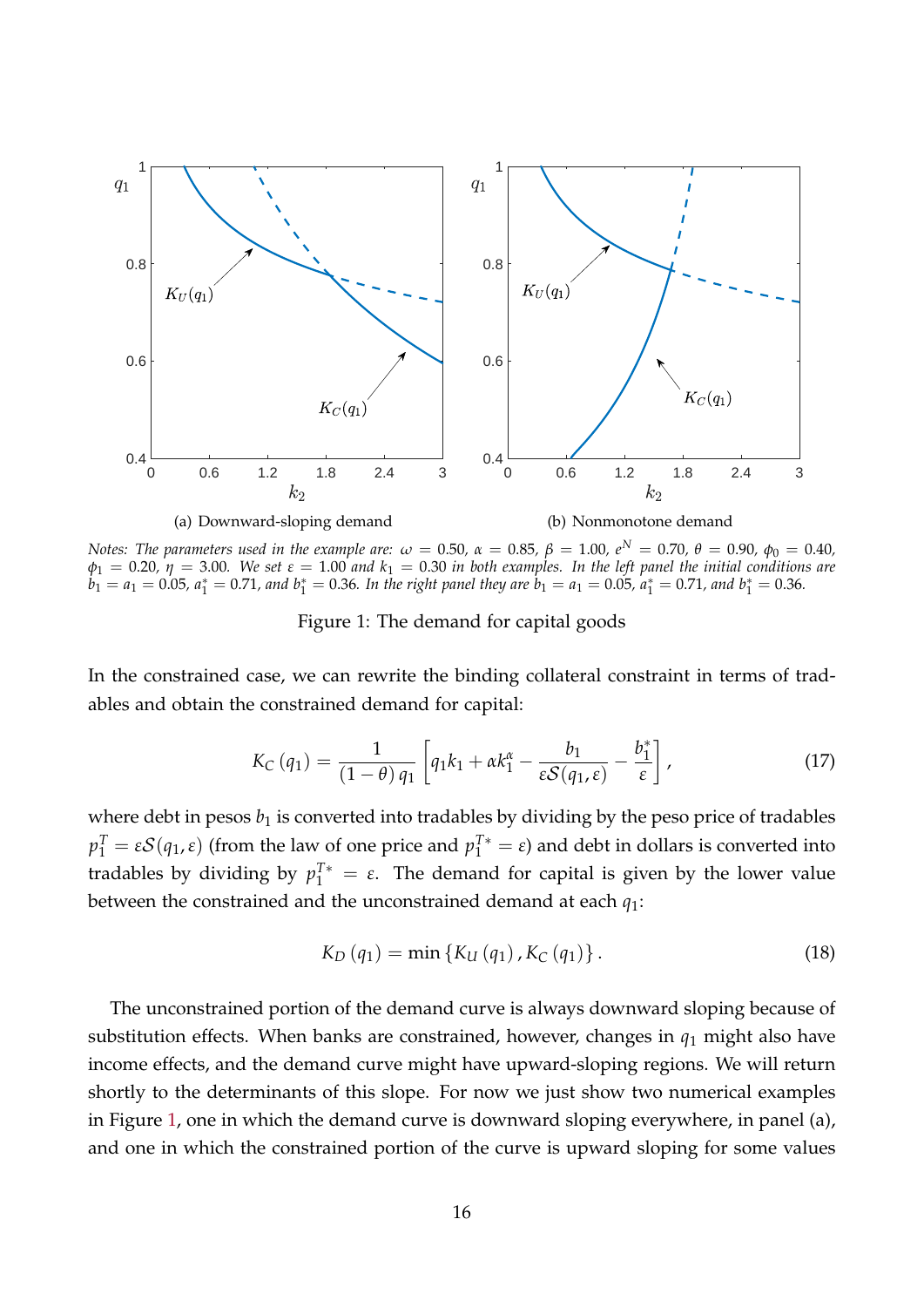(a) Downward-sloping demand

(b) Nonmonotone demand

*Notes: The parameters used in the example are:* $\omega = 0.50$, $\alpha = 0.85$, $\beta = 1.00$, $e^N = 0.70$, $\theta = 0.90$, $\phi_0 = 0.40$, $\phi_1 = 0.20$, $\eta = 3.00$. *We set* $\varepsilon = 1.00$ *and* $k_1 = 0.30$ *in both examples. In the left panel the initial conditions are* $b_1 = a_1 = 0.05$, $a_1^* = 0.71$, *and* $b_1^* = 0.36$. *In the right panel they are* $b_1 = a_1 = 0.05$, $a_1^* = 0.71$, *and* $b_1^* = 0.36$.

Figure 1: The demand for capital goods

In the constrained case, we can rewrite the binding collateral constraint in terms of tradables and obtain the constrained demand for capital:

$$K_C(q_1) = \frac{1}{(1-\theta)\,q_1}\left[q_1 k_1 + \alpha k_1^{\alpha} - \frac{b_1}{\varepsilon \mathcal{S}(q_1,\varepsilon)} - \frac{b_1^*}{\varepsilon}\right], \tag{17}$$

where debt in pesos $b_1$ is converted into tradables by dividing by the peso price of tradables $p_1^T = \varepsilon \mathcal{S}(q_1, \varepsilon)$ (from the law of one price and $p_1^{T*} = \varepsilon$) and debt in dollars is converted into tradables by dividing by $p_1^{T*} = \varepsilon$. The demand for capital is given by the lower value between the constrained and the unconstrained demand at each $q_1$:

$$K_D(q_1) = \min\{K_U(q_1), K_C(q_1)\}. \tag{18}$$

The unconstrained portion of the demand curve is always downward sloping because of substitution effects. When banks are constrained, however, changes in $q_1$ might also have income effects, and the demand curve might have upward-sloping regions. We will return shortly to the determinants of this slope. For now we just show two numerical examples in Figure 1, one in which the demand curve is downward sloping everywhere, in panel (a), and one in which the constrained portion of the curve is upward sloping for some values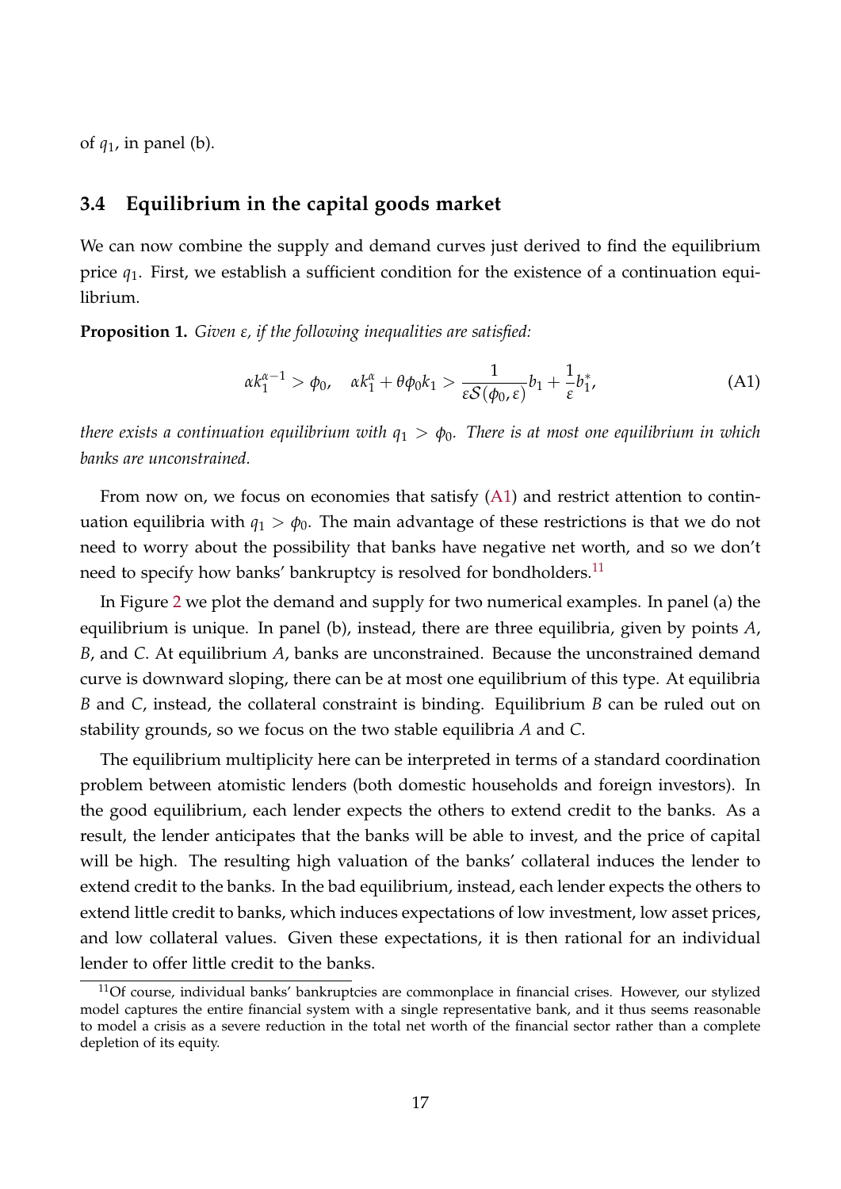of $q_1$, in panel (b).

## 3.4 Equilibrium in the capital goods market

We can now combine the supply and demand curves just derived to find the equilibrium price $q_1$. First, we establish a sufficient condition for the existence of a continuation equilibrium.

**Proposition 1.** *Given $\varepsilon$, if the following inequalities are satisfied:*

$$\alpha k_1^{\alpha-1} > \phi_0, \quad \alpha k_1^{\alpha} + \theta \phi_0 k_1 > \frac{1}{\varepsilon \mathcal{S}(\phi_0, \varepsilon)} b_1 + \frac{1}{\varepsilon} b_1^*, \tag{A1}$$

*there exists a continuation equilibrium with $q_1 > \phi_0$. There is at most one equilibrium in which banks are unconstrained.*

From now on, we focus on economies that satisfy (A1) and restrict attention to continuation equilibria with $q_1 > \phi_0$. The main advantage of these restrictions is that we do not need to worry about the possibility that banks have negative net worth, and so we don't need to specify how banks' bankruptcy is resolved for bondholders.[11]

In Figure 2 we plot the demand and supply for two numerical examples. In panel (a) the equilibrium is unique. In panel (b), instead, there are three equilibria, given by points $A$, $B$, and $C$. At equilibrium $A$, banks are unconstrained. Because the unconstrained demand curve is downward sloping, there can be at most one equilibrium of this type. At equilibria $B$ and $C$, instead, the collateral constraint is binding. Equilibrium $B$ can be ruled out on stability grounds, so we focus on the two stable equilibria $A$ and $C$.

The equilibrium multiplicity here can be interpreted in terms of a standard coordination problem between atomistic lenders (both domestic households and foreign investors). In the good equilibrium, each lender expects the others to extend credit to the banks. As a result, the lender anticipates that the banks will be able to invest, and the price of capital will be high. The resulting high valuation of the banks' collateral induces the lender to extend credit to the banks. In the bad equilibrium, instead, each lender expects the others to extend little credit to banks, which induces expectations of low investment, low asset prices, and low collateral values. Given these expectations, it is then rational for an individual lender to offer little credit to the banks.

[11] Of course, individual banks' bankruptcies are commonplace in financial crises. However, our stylized model captures the entire financial system with a single representative bank, and it thus seems reasonable to model a crisis as a severe reduction in the total net worth of the financial sector rather than a complete depletion of its equity.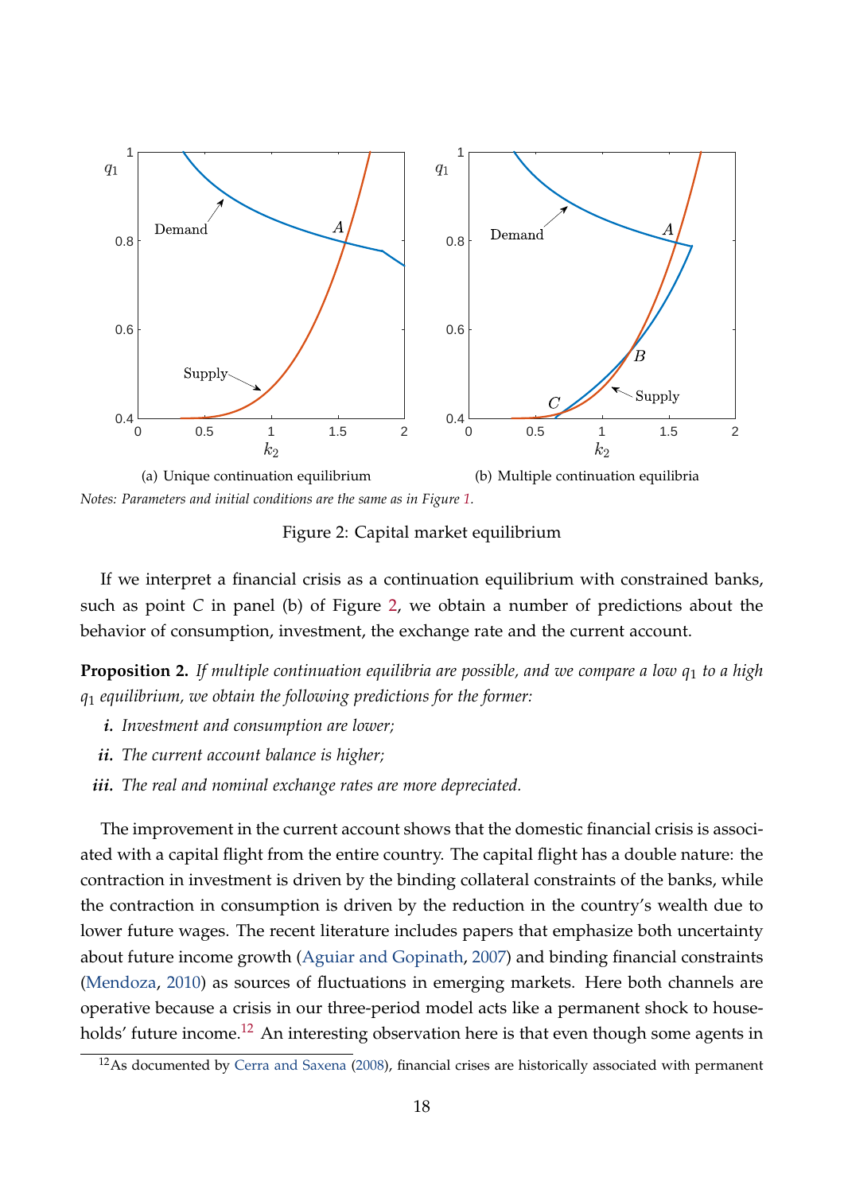(a) Unique continuation equilibrium

(b) Multiple continuation equilibria

*Notes: Parameters and initial conditions are the same as in Figure 1.*

Figure 2: Capital market equilibrium

If we interpret a financial crisis as a continuation equilibrium with constrained banks, such as point $C$ in panel (b) of Figure 2, we obtain a number of predictions about the behavior of consumption, investment, the exchange rate and the current account.

**Proposition 2.** *If multiple continuation equilibria are possible, and we compare a low $q_1$ to a high $q_1$ equilibrium, we obtain the following predictions for the former:*

***i.*** *Investment and consumption are lower;*

***ii.*** *The current account balance is higher;*

***iii.*** *The real and nominal exchange rates are more depreciated.*

The improvement in the current account shows that the domestic financial crisis is associated with a capital flight from the entire country. The capital flight has a double nature: the contraction in investment is driven by the binding collateral constraints of the banks, while the contraction in consumption is driven by the reduction in the country's wealth due to lower future wages. The recent literature includes papers that emphasize both uncertainty about future income growth (Aguiar and Gopinath, 2007) and binding financial constraints (Mendoza, 2010) as sources of fluctuations in emerging markets. Here both channels are operative because a crisis in our three-period model acts like a permanent shock to households' future income.[12] An interesting observation here is that even though some agents in

[12] As documented by Cerra and Saxena (2008), financial crises are historically associated with permanent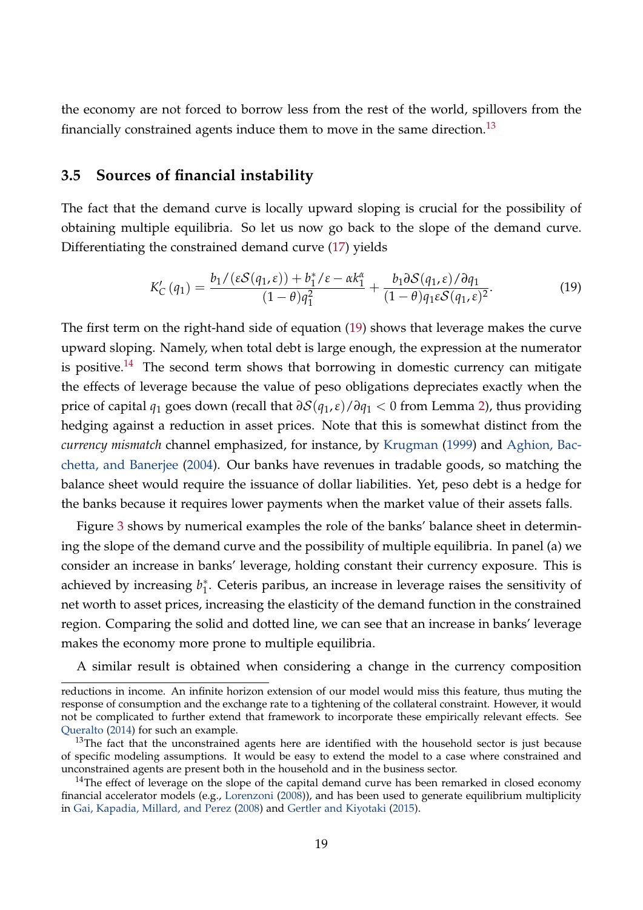the economy are not forced to borrow less from the rest of the world, spillovers from the financially constrained agents induce them to move in the same direction.[13]

### 3.5 Sources of financial instability

The fact that the demand curve is locally upward sloping is crucial for the possibility of obtaining multiple equilibria. So let us now go back to the slope of the demand curve. Differentiating the constrained demand curve (17) yields

$$K_C'(q_1) = \frac{b_1/(\varepsilon \mathcal{S}(q_1,\varepsilon)) + b_1^*/\varepsilon - \alpha k_1^\alpha}{(1-\theta)q_1^2} + \frac{b_1 \partial \mathcal{S}(q_1,\varepsilon)/\partial q_1}{(1-\theta)q_1 \varepsilon \mathcal{S}(q_1,\varepsilon)^2}. \tag{19}$$

The first term on the right-hand side of equation (19) shows that leverage makes the curve upward sloping. Namely, when total debt is large enough, the expression at the numerator is positive.[14] The second term shows that borrowing in domestic currency can mitigate the effects of leverage because the value of peso obligations depreciates exactly when the price of capital $q_1$ goes down (recall that $\partial \mathcal{S}(q_1,\varepsilon)/\partial q_1 < 0$ from Lemma 2), thus providing hedging against a reduction in asset prices. Note that this is somewhat distinct from the *currency mismatch* channel emphasized, for instance, by Krugman (1999) and Aghion, Bacchetta, and Banerjee (2004). Our banks have revenues in tradable goods, so matching the balance sheet would require the issuance of dollar liabilities. Yet, peso debt is a hedge for the banks because it requires lower payments when the market value of their assets falls.

Figure 3 shows by numerical examples the role of the banks' balance sheet in determining the slope of the demand curve and the possibility of multiple equilibria. In panel (a) we consider an increase in banks' leverage, holding constant their currency exposure. This is achieved by increasing $b_1^*$. Ceteris paribus, an increase in leverage raises the sensitivity of net worth to asset prices, increasing the elasticity of the demand function in the constrained region. Comparing the solid and dotted line, we can see that an increase in banks' leverage makes the economy more prone to multiple equilibria.

A similar result is obtained when considering a change in the currency composition

---

reductions in income. An infinite horizon extension of our model would miss this feature, thus muting the response of consumption and the exchange rate to a tightening of the collateral constraint. However, it would not be complicated to further extend that framework to incorporate these empirically relevant effects. See Queralto (2014) for such an example.

[13] The fact that the unconstrained agents here are identified with the household sector is just because of specific modeling assumptions. It would be easy to extend the model to a case where constrained and unconstrained agents are present both in the household and in the business sector.

[14] The effect of leverage on the slope of the capital demand curve has been remarked in closed economy financial accelerator models (e.g., Lorenzoni (2008)), and has been used to generate equilibrium multiplicity in Gai, Kapadia, Millard, and Perez (2008) and Gertler and Kiyotaki (2015).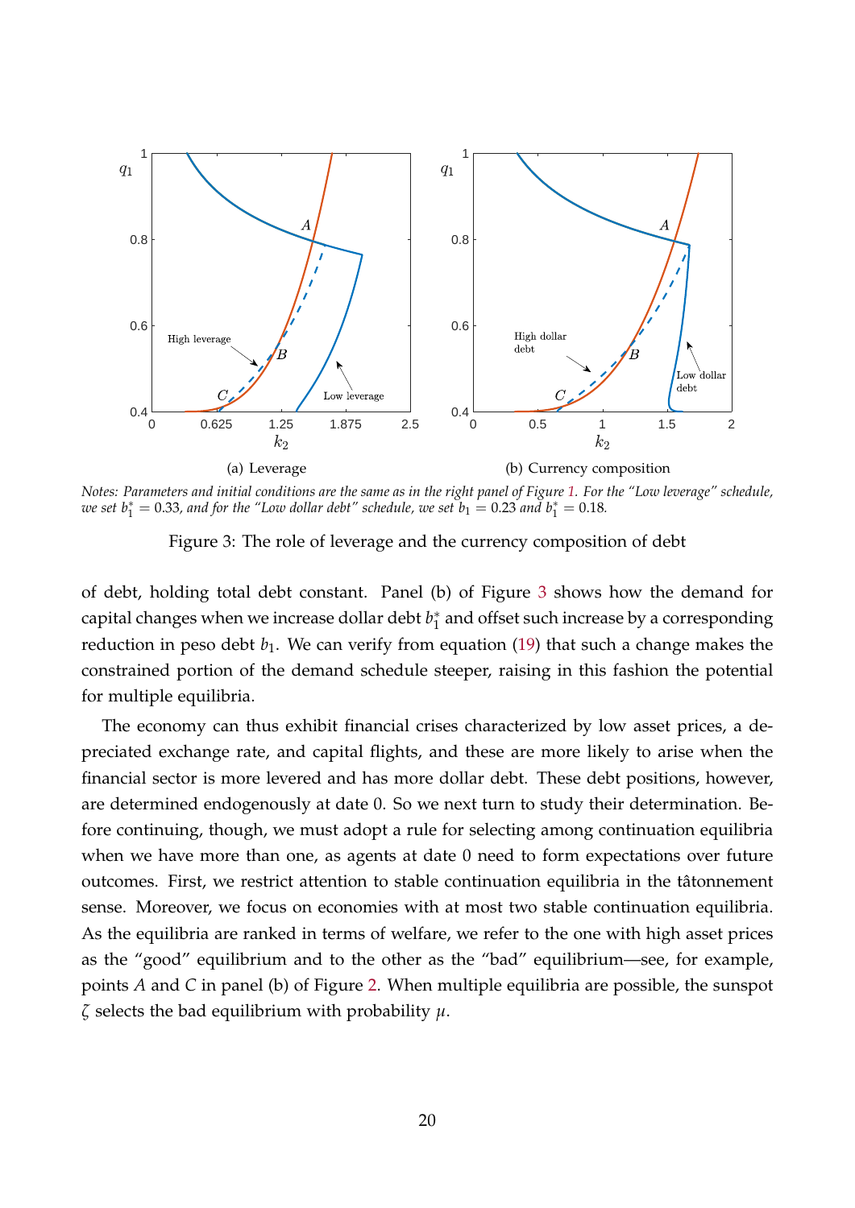(a) Leverage

(b) Currency composition

*Notes: Parameters and initial conditions are the same as in the right panel of Figure 1. For the "Low leverage" schedule, we set $b_1^* = 0.33$, and for the "Low dollar debt" schedule, we set $b_1 = 0.23$ and $b_1^* = 0.18$.*

Figure 3: The role of leverage and the currency composition of debt

of debt, holding total debt constant. Panel (b) of Figure 3 shows how the demand for capital changes when we increase dollar debt $b_1^*$ and offset such increase by a corresponding reduction in peso debt $b_1$. We can verify from equation (19) that such a change makes the constrained portion of the demand schedule steeper, raising in this fashion the potential for multiple equilibria.

The economy can thus exhibit financial crises characterized by low asset prices, a depreciated exchange rate, and capital flights, and these are more likely to arise when the financial sector is more levered and has more dollar debt. These debt positions, however, are determined endogenously at date 0. So we next turn to study their determination. Before continuing, though, we must adopt a rule for selecting among continuation equilibria when we have more than one, as agents at date 0 need to form expectations over future outcomes. First, we restrict attention to stable continuation equilibria in the tâtonnement sense. Moreover, we focus on economies with at most two stable continuation equilibria. As the equilibria are ranked in terms of welfare, we refer to the one with high asset prices as the "good" equilibrium and to the other as the "bad" equilibrium—see, for example, points $A$ and $C$ in panel (b) of Figure 2. When multiple equilibria are possible, the sunspot $\zeta$ selects the bad equilibrium with probability $\mu$.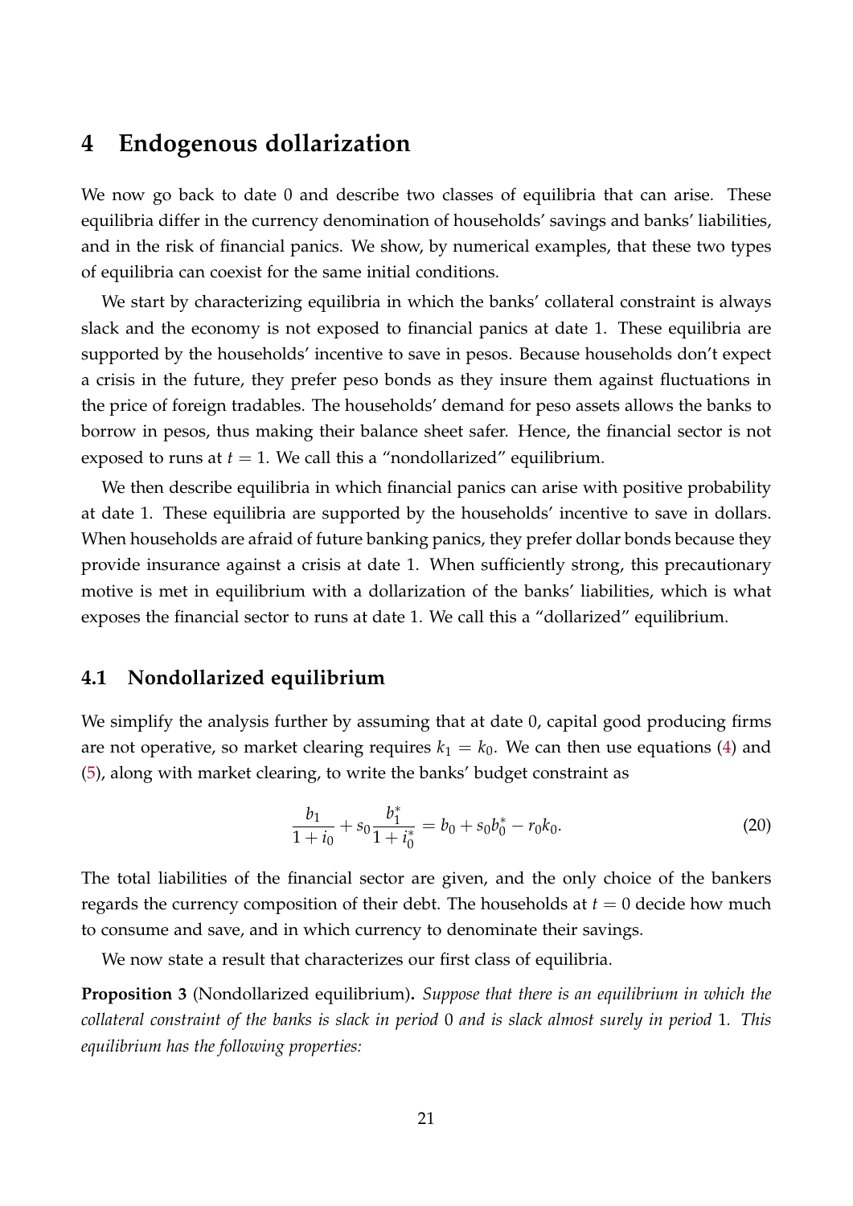# 4 Endogenous dollarization

We now go back to date 0 and describe two classes of equilibria that can arise. These equilibria differ in the currency denomination of households' savings and banks' liabilities, and in the risk of financial panics. We show, by numerical examples, that these two types of equilibria can coexist for the same initial conditions.

We start by characterizing equilibria in which the banks' collateral constraint is always slack and the economy is not exposed to financial panics at date 1. These equilibria are supported by the households' incentive to save in pesos. Because households don't expect a crisis in the future, they prefer peso bonds as they insure them against fluctuations in the price of foreign tradables. The households' demand for peso assets allows the banks to borrow in pesos, thus making their balance sheet safer. Hence, the financial sector is not exposed to runs at $t = 1$. We call this a "nondollarized" equilibrium.

We then describe equilibria in which financial panics can arise with positive probability at date 1. These equilibria are supported by the households' incentive to save in dollars. When households are afraid of future banking panics, they prefer dollar bonds because they provide insurance against a crisis at date 1. When sufficiently strong, this precautionary motive is met in equilibrium with a dollarization of the banks' liabilities, which is what exposes the financial sector to runs at date 1. We call this a "dollarized" equilibrium.

## 4.1 Nondollarized equilibrium

We simplify the analysis further by assuming that at date 0, capital good producing firms are not operative, so market clearing requires $k_1 = k_0$. We can then use equations (4) and (5), along with market clearing, to write the banks' budget constraint as

$$\frac{b_1}{1+i_0} + s_0 \frac{b_1^*}{1+i_0^*} = b_0 + s_0 b_0^* - r_0 k_0. \tag{20}$$

The total liabilities of the financial sector are given, and the only choice of the bankers regards the currency composition of their debt. The households at $t = 0$ decide how much to consume and save, and in which currency to denominate their savings.

We now state a result that characterizes our first class of equilibria.

**Proposition 3** (Nondollarized equilibrium)**.** *Suppose that there is an equilibrium in which the collateral constraint of the banks is slack in period* 0 *and is slack almost surely in period* 1*. This equilibrium has the following properties:*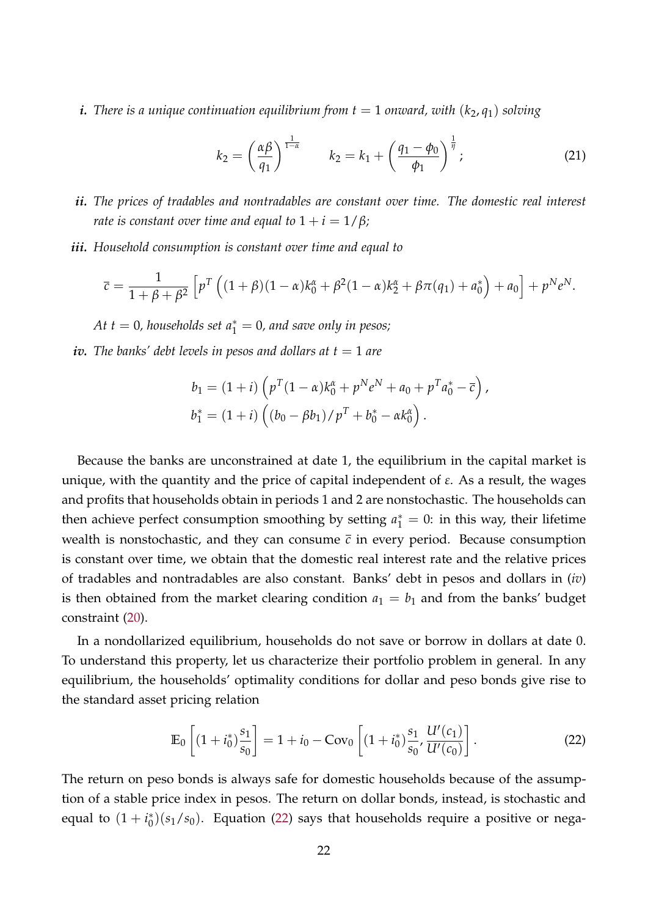***i.*** *There is a unique continuation equilibrium from $t = 1$ onward, with $(k_2, q_1)$ solving*

$$k_2 = \left(\frac{\alpha\beta}{q_1}\right)^{\frac{1}{1-\alpha}} \qquad k_2 = k_1 + \left(\frac{q_1 - \phi_0}{\phi_1}\right)^{\frac{1}{\eta}}; \tag{21}$$

***ii.*** *The prices of tradables and nontradables are constant over time. The domestic real interest rate is constant over time and equal to $1 + i = 1/\beta$;*

***iii.*** *Household consumption is constant over time and equal to*

$$\bar{c} = \frac{1}{1+\beta+\beta^2}\left[p^T\left((1+\beta)(1-\alpha)k_0^\alpha + \beta^2(1-\alpha)k_2^\alpha + \beta\pi(q_1) + a_0^*\right) + a_0\right] + p^N e^N.$$

*At $t = 0$, households set $a_1^* = 0$, and save only in pesos;*

***iv.*** *The banks' debt levels in pesos and dollars at $t = 1$ are*

$$b_1 = (1+i)\left(p^T(1-\alpha)k_0^\alpha + p^N e^N + a_0 + p^T a_0^* - \bar{c}\right),$$
$$b_1^* = (1+i)\left((b_0 - \beta b_1)/p^T + b_0^* - \alpha k_0^\alpha\right).$$

Because the banks are unconstrained at date 1, the equilibrium in the capital market is unique, with the quantity and the price of capital independent of $\varepsilon$. As a result, the wages and profits that households obtain in periods 1 and 2 are nonstochastic. The households can then achieve perfect consumption smoothing by setting $a_1^* = 0$: in this way, their lifetime wealth is nonstochastic, and they can consume $\bar{c}$ in every period. Because consumption is constant over time, we obtain that the domestic real interest rate and the relative prices of tradables and nontradables are also constant. Banks' debt in pesos and dollars in (*iv*) is then obtained from the market clearing condition $a_1 = b_1$ and from the banks' budget constraint (20).

In a nondollarized equilibrium, households do not save or borrow in dollars at date 0. To understand this property, let us characterize their portfolio problem in general. In any equilibrium, the households' optimality conditions for dollar and peso bonds give rise to the standard asset pricing relation

$$\mathbb{E}_0\left[(1+i_0^*)\frac{s_1}{s_0}\right] = 1 + i_0 - \text{Cov}_0\left[(1+i_0^*)\frac{s_1}{s_0}, \frac{U'(c_1)}{U'(c_0)}\right]. \tag{22}$$

The return on peso bonds is always safe for domestic households because of the assumption of a stable price index in pesos. The return on dollar bonds, instead, is stochastic and equal to $(1+i_0^*)(s_1/s_0)$. Equation (22) says that households require a positive or nega-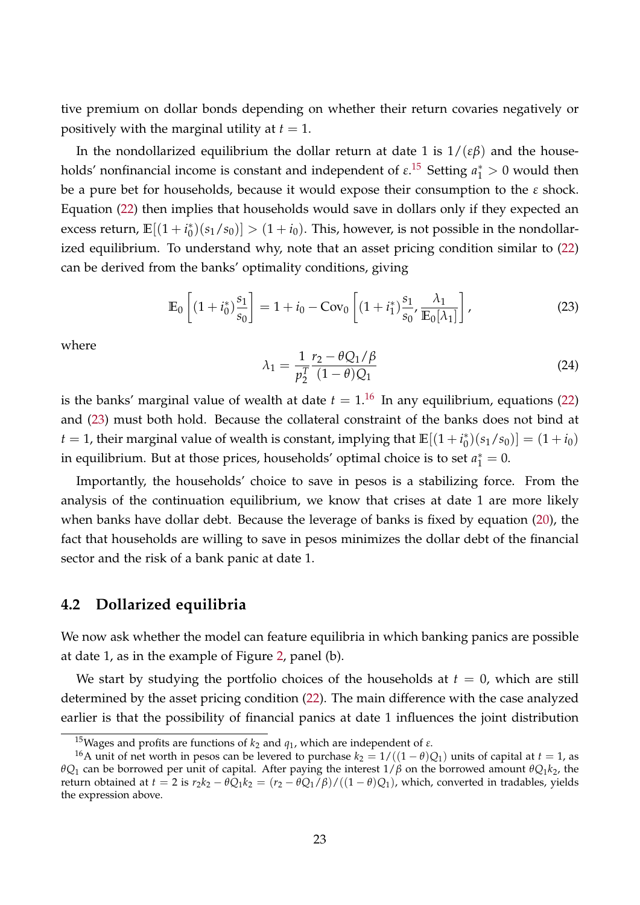tive premium on dollar bonds depending on whether their return covaries negatively or positively with the marginal utility at $t = 1$.

In the nondollarized equilibrium the dollar return at date 1 is $1/(\varepsilon\beta)$ and the households' nonfinancial income is constant and independent of $\varepsilon$.[15] Setting $a_1^* > 0$ would then be a pure bet for households, because it would expose their consumption to the $\varepsilon$ shock. Equation (22) then implies that households would save in dollars only if they expected an excess return, $\mathbb{E}[(1+i_0^*)(s_1/s_0)] > (1+i_0)$. This, however, is not possible in the nondollarized equilibrium. To understand why, note that an asset pricing condition similar to (22) can be derived from the banks' optimality conditions, giving

$$\mathbb{E}_0\left[(1+i_0^*)\frac{s_1}{s_0}\right] = 1 + i_0 - \text{Cov}_0\left[(1+i_1^*)\frac{s_1}{s_0}, \frac{\lambda_1}{\mathbb{E}_0[\lambda_1]}\right], \tag{23}$$

where

$$\lambda_1 = \frac{1}{p_2^T}\frac{r_2 - \theta Q_1/\beta}{(1-\theta)Q_1} \tag{24}$$

is the banks' marginal value of wealth at date $t = 1$.[16] In any equilibrium, equations (22) and (23) must both hold. Because the collateral constraint of the banks does not bind at $t = 1$, their marginal value of wealth is constant, implying that $\mathbb{E}[(1+i_0^*)(s_1/s_0)] = (1+i_0)$ in equilibrium. But at those prices, households' optimal choice is to set $a_1^* = 0$.

Importantly, the households' choice to save in pesos is a stabilizing force. From the analysis of the continuation equilibrium, we know that crises at date 1 are more likely when banks have dollar debt. Because the leverage of banks is fixed by equation (20), the fact that households are willing to save in pesos minimizes the dollar debt of the financial sector and the risk of a bank panic at date 1.

## 4.2 Dollarized equilibria

We now ask whether the model can feature equilibria in which banking panics are possible at date 1, as in the example of Figure 2, panel (b).

We start by studying the portfolio choices of the households at $t = 0$, which are still determined by the asset pricing condition (22). The main difference with the case analyzed earlier is that the possibility of financial panics at date 1 influences the joint distribution

---

[15] Wages and profits are functions of $k_2$ and $q_1$, which are independent of $\varepsilon$.

[16] A unit of net worth in pesos can be levered to purchase $k_2 = 1/((1-\theta)Q_1)$ units of capital at $t = 1$, as $\theta Q_1$ can be borrowed per unit of capital. After paying the interest $1/\beta$ on the borrowed amount $\theta Q_1 k_2$, the return obtained at $t = 2$ is $r_2 k_2 - \theta Q_1 k_2 = (r_2 - \theta Q_1/\beta)/((1-\theta)Q_1)$, which, converted in tradables, yields the expression above.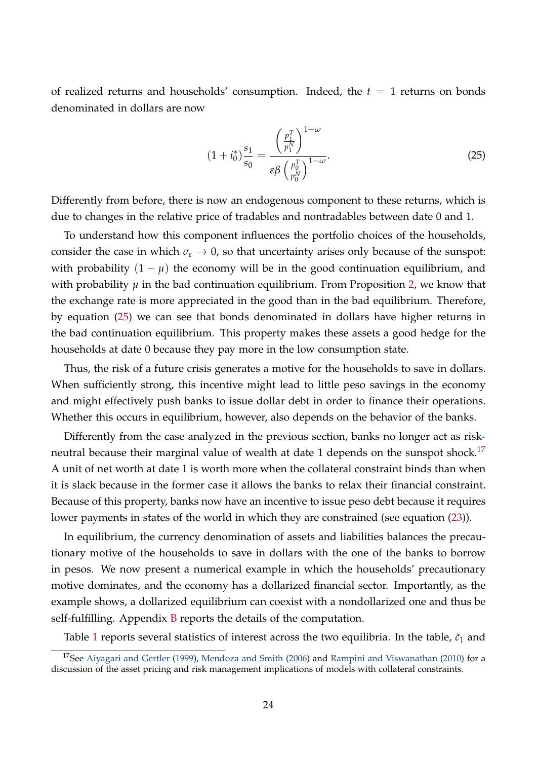of realized returns and households' consumption. Indeed, the $t = 1$ returns on bonds denominated in dollars are now

$$(1+i_0^*)\frac{s_1}{s_0} = \frac{\left(\frac{p_1^T}{p_1^N}\right)^{1-\omega}}{\varepsilon\beta\left(\frac{p_0^T}{p_0^N}\right)^{1-\omega}}. \tag{25}$$

Differently from before, there is now an endogenous component to these returns, which is due to changes in the relative price of tradables and nontradables between date 0 and 1.

To understand how this component influences the portfolio choices of the households, consider the case in which $\sigma_\varepsilon \to 0$, so that uncertainty arises only because of the sunspot: with probability $(1-\mu)$ the economy will be in the good continuation equilibrium, and with probability $\mu$ in the bad continuation equilibrium. From Proposition 2, we know that the exchange rate is more appreciated in the good than in the bad equilibrium. Therefore, by equation (25) we can see that bonds denominated in dollars have higher returns in the bad continuation equilibrium. This property makes these assets a good hedge for the households at date 0 because they pay more in the low consumption state.

Thus, the risk of a future crisis generates a motive for the households to save in dollars. When sufficiently strong, this incentive might lead to little peso savings in the economy and might effectively push banks to issue dollar debt in order to finance their operations. Whether this occurs in equilibrium, however, also depends on the behavior of the banks.

Differently from the case analyzed in the previous section, banks no longer act as risk-neutral because their marginal value of wealth at date 1 depends on the sunspot shock.[17] A unit of net worth at date 1 is worth more when the collateral constraint binds than when it is slack because in the former case it allows the banks to relax their financial constraint. Because of this property, banks now have an incentive to issue peso debt because it requires lower payments in states of the world in which they are constrained (see equation (23)).

In equilibrium, the currency denomination of assets and liabilities balances the precautionary motive of the households to save in dollars with the one of the banks to borrow in pesos. We now present a numerical example in which the households' precautionary motive dominates, and the economy has a dollarized financial sector. Importantly, as the example shows, a dollarized equilibrium can coexist with a nondollarized one and thus be self-fulfilling. Appendix B reports the details of the computation.

Table 1 reports several statistics of interest across the two equilibria. In the table, $\tilde{c}_1$ and

[17]See Aiyagari and Gertler (1999), Mendoza and Smith (2006) and Rampini and Viswanathan (2010) for a discussion of the asset pricing and risk management implications of models with collateral constraints.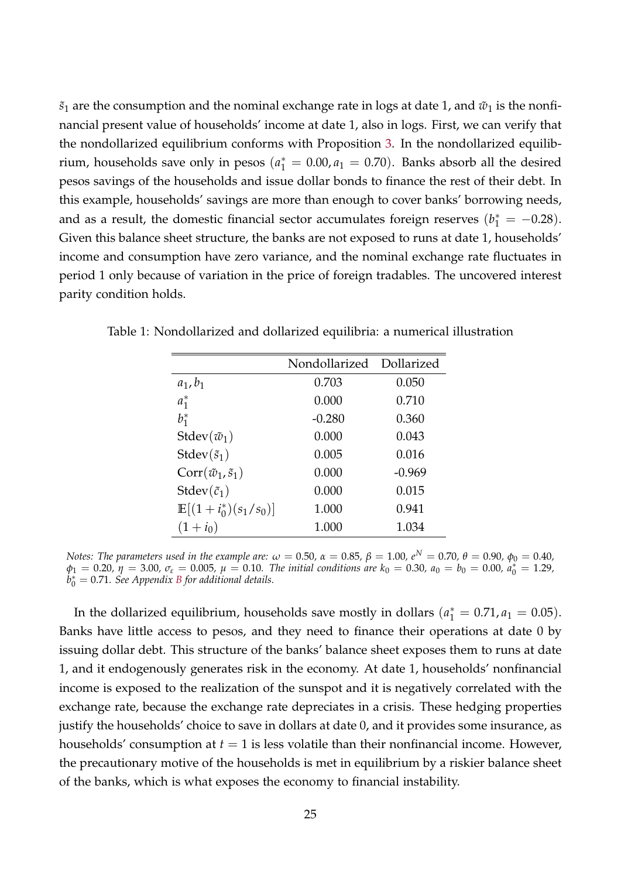$\tilde{s}_1$ are the consumption and the nominal exchange rate in logs at date 1, and $\tilde{w}_1$ is the nonfinancial present value of households' income at date 1, also in logs. First, we can verify that the nondollarized equilibrium conforms with Proposition 3. In the nondollarized equilibrium, households save only in pesos ($a_1^* = 0.00, a_1 = 0.70$). Banks absorb all the desired pesos savings of the households and issue dollar bonds to finance the rest of their debt. In this example, households' savings are more than enough to cover banks' borrowing needs, and as a result, the domestic financial sector accumulates foreign reserves ($b_1^* = -0.28$). Given this balance sheet structure, the banks are not exposed to runs at date 1, households' income and consumption have zero variance, and the nominal exchange rate fluctuates in period 1 only because of variation in the price of foreign tradables. The uncovered interest parity condition holds.

Table 1: Nondollarized and dollarized equilibria: a numerical illustration

| | Nondollarized | Dollarized |
|---|---|---|
| $a_1, b_1$ | 0.703 | 0.050 |
| $a_1^*$ | 0.000 | 0.710 |
| $b_1^*$ | -0.280 | 0.360 |
| $\text{Stdev}(\tilde{w}_1)$ | 0.000 | 0.043 |
| $\text{Stdev}(\tilde{s}_1)$ | 0.005 | 0.016 |
| $\text{Corr}(\tilde{w}_1, \tilde{s}_1)$ | 0.000 | -0.969 |
| $\text{Stdev}(\tilde{c}_1)$ | 0.000 | 0.015 |
| $\mathbb{E}[(1+i_0^*)(s_1/s_0)]$ | 1.000 | 0.941 |
| $(1+i_0)$ | 1.000 | 1.034 |

*Notes: The parameters used in the example are: $\omega = 0.50$, $\alpha = 0.85$, $\beta = 1.00$, $e^N = 0.70$, $\theta = 0.90$, $\phi_0 = 0.40$, $\phi_1 = 0.20$, $\eta = 3.00$, $\sigma_\varepsilon = 0.005$, $\mu = 0.10$. The initial conditions are $k_0 = 0.30$, $a_0 = b_0 = 0.00$, $a_0^* = 1.29$, $b_0^* = 0.71$. See Appendix B for additional details.*

In the dollarized equilibrium, households save mostly in dollars ($a_1^* = 0.71, a_1 = 0.05$). Banks have little access to pesos, and they need to finance their operations at date 0 by issuing dollar debt. This structure of the banks' balance sheet exposes them to runs at date 1, and it endogenously generates risk in the economy. At date 1, households' nonfinancial income is exposed to the realization of the sunspot and it is negatively correlated with the exchange rate, because the exchange rate depreciates in a crisis. These hedging properties justify the households' choice to save in dollars at date 0, and it provides some insurance, as households' consumption at $t = 1$ is less volatile than their nonfinancial income. However, the precautionary motive of the households is met in equilibrium by a riskier balance sheet of the banks, which is what exposes the economy to financial instability.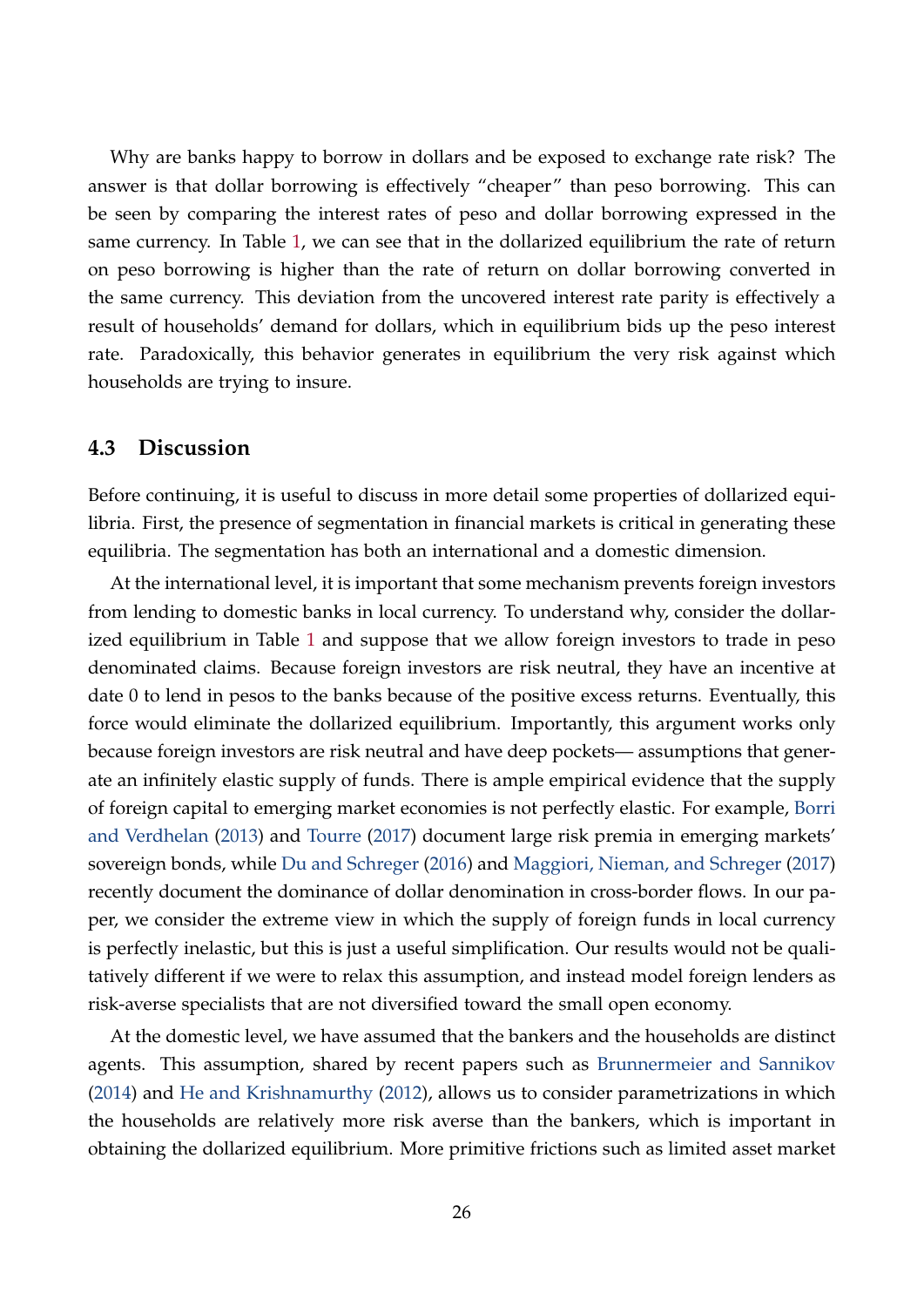Why are banks happy to borrow in dollars and be exposed to exchange rate risk? The answer is that dollar borrowing is effectively "cheaper" than peso borrowing. This can be seen by comparing the interest rates of peso and dollar borrowing expressed in the same currency. In Table 1, we can see that in the dollarized equilibrium the rate of return on peso borrowing is higher than the rate of return on dollar borrowing converted in the same currency. This deviation from the uncovered interest rate parity is effectively a result of households' demand for dollars, which in equilibrium bids up the peso interest rate. Paradoxically, this behavior generates in equilibrium the very risk against which households are trying to insure.

### 4.3 Discussion

Before continuing, it is useful to discuss in more detail some properties of dollarized equilibria. First, the presence of segmentation in financial markets is critical in generating these equilibria. The segmentation has both an international and a domestic dimension.

At the international level, it is important that some mechanism prevents foreign investors from lending to domestic banks in local currency. To understand why, consider the dollarized equilibrium in Table 1 and suppose that we allow foreign investors to trade in peso denominated claims. Because foreign investors are risk neutral, they have an incentive at date 0 to lend in pesos to the banks because of the positive excess returns. Eventually, this force would eliminate the dollarized equilibrium. Importantly, this argument works only because foreign investors are risk neutral and have deep pockets— assumptions that generate an infinitely elastic supply of funds. There is ample empirical evidence that the supply of foreign capital to emerging market economies is not perfectly elastic. For example, Borri and Verdhelan (2013) and Tourre (2017) document large risk premia in emerging markets' sovereign bonds, while Du and Schreger (2016) and Maggiori, Nieman, and Schreger (2017) recently document the dominance of dollar denomination in cross-border flows. In our paper, we consider the extreme view in which the supply of foreign funds in local currency is perfectly inelastic, but this is just a useful simplification. Our results would not be qualitatively different if we were to relax this assumption, and instead model foreign lenders as risk-averse specialists that are not diversified toward the small open economy.

At the domestic level, we have assumed that the bankers and the households are distinct agents. This assumption, shared by recent papers such as Brunnermeier and Sannikov (2014) and He and Krishnamurthy (2012), allows us to consider parametrizations in which the households are relatively more risk averse than the bankers, which is important in obtaining the dollarized equilibrium. More primitive frictions such as limited asset market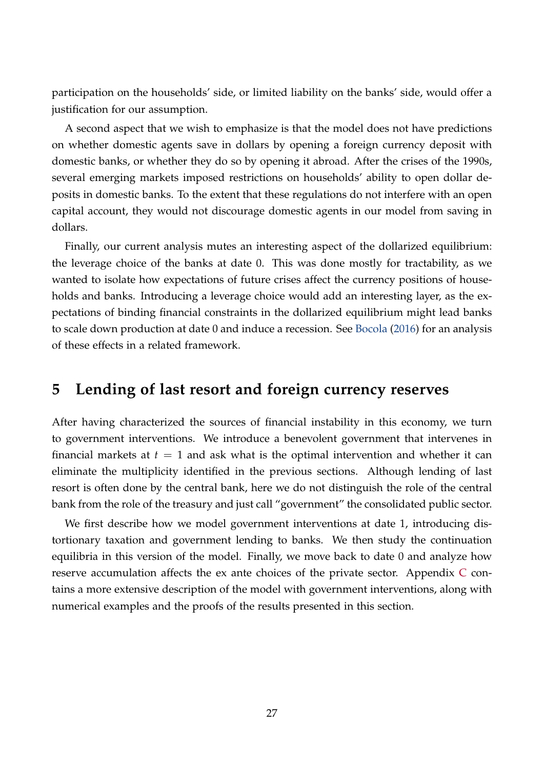participation on the households' side, or limited liability on the banks' side, would offer a justification for our assumption.

A second aspect that we wish to emphasize is that the model does not have predictions on whether domestic agents save in dollars by opening a foreign currency deposit with domestic banks, or whether they do so by opening it abroad. After the crises of the 1990s, several emerging markets imposed restrictions on households' ability to open dollar deposits in domestic banks. To the extent that these regulations do not interfere with an open capital account, they would not discourage domestic agents in our model from saving in dollars.

Finally, our current analysis mutes an interesting aspect of the dollarized equilibrium: the leverage choice of the banks at date 0. This was done mostly for tractability, as we wanted to isolate how expectations of future crises affect the currency positions of households and banks. Introducing a leverage choice would add an interesting layer, as the expectations of binding financial constraints in the dollarized equilibrium might lead banks to scale down production at date 0 and induce a recession. See Bocola (2016) for an analysis of these effects in a related framework.

# 5 Lending of last resort and foreign currency reserves

After having characterized the sources of financial instability in this economy, we turn to government interventions. We introduce a benevolent government that intervenes in financial markets at $t = 1$ and ask what is the optimal intervention and whether it can eliminate the multiplicity identified in the previous sections. Although lending of last resort is often done by the central bank, here we do not distinguish the role of the central bank from the role of the treasury and just call "government" the consolidated public sector.

We first describe how we model government interventions at date 1, introducing distortionary taxation and government lending to banks. We then study the continuation equilibria in this version of the model. Finally, we move back to date 0 and analyze how reserve accumulation affects the ex ante choices of the private sector. Appendix C contains a more extensive description of the model with government interventions, along with numerical examples and the proofs of the results presented in this section.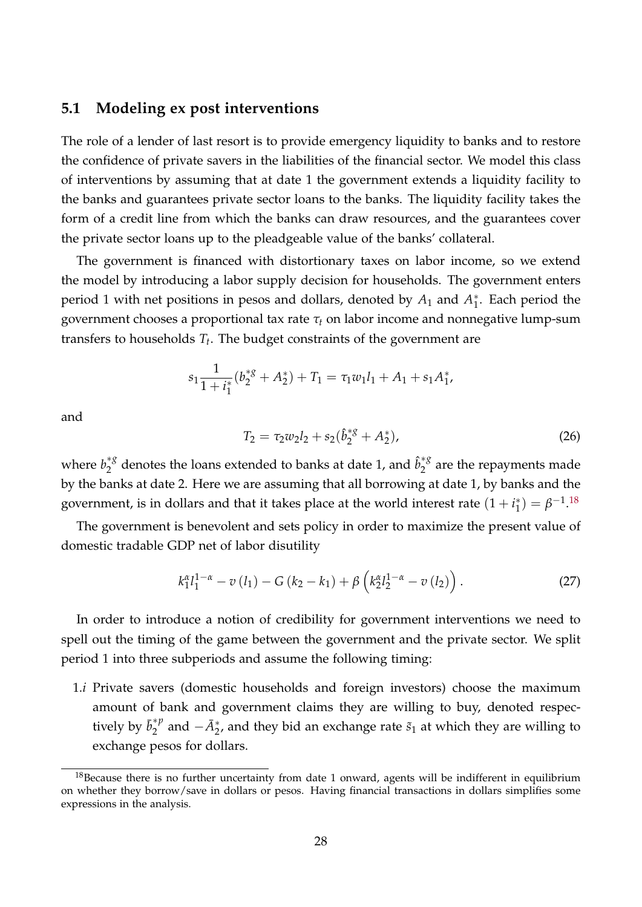## 5.1 Modeling ex post interventions

The role of a lender of last resort is to provide emergency liquidity to banks and to restore the confidence of private savers in the liabilities of the financial sector. We model this class of interventions by assuming that at date 1 the government extends a liquidity facility to the banks and guarantees private sector loans to the banks. The liquidity facility takes the form of a credit line from which the banks can draw resources, and the guarantees cover the private sector loans up to the pleadgeable value of the banks' collateral.

The government is financed with distortionary taxes on labor income, so we extend the model by introducing a labor supply decision for households. The government enters period 1 with net positions in pesos and dollars, denoted by $A_1$ and $A_1^*$. Each period the government chooses a proportional tax rate $\tau_t$ on labor income and nonnegative lump-sum transfers to households $T_t$. The budget constraints of the government are

$$s_1 \frac{1}{1+i_1^*}(b_2^{*g} + A_2^*) + T_1 = \tau_1 w_1 l_1 + A_1 + s_1 A_1^*,$$

and

$$T_2 = \tau_2 w_2 l_2 + s_2(\hat{b}_2^{*g} + A_2^*), \tag{26}$$

where $b_2^{*g}$ denotes the loans extended to banks at date 1, and $\hat{b}_2^{*g}$ are the repayments made by the banks at date 2. Here we are assuming that all borrowing at date 1, by banks and the government, is in dollars and that it takes place at the world interest rate $(1 + i_1^*) = \beta^{-1}$.[18]

The government is benevolent and sets policy in order to maximize the present value of domestic tradable GDP net of labor disutility

$$k_1^{\alpha} l_1^{1-\alpha} - v(l_1) - G(k_2 - k_1) + \beta \left( k_2^{\alpha} l_2^{1-\alpha} - v(l_2) \right). \tag{27}$$

In order to introduce a notion of credibility for government interventions we need to spell out the timing of the game between the government and the private sector. We split period 1 into three subperiods and assume the following timing:

1.*i* Private savers (domestic households and foreign investors) choose the maximum amount of bank and government claims they are willing to buy, denoted respectively by $\bar{b}_2^{*p}$ and $-\bar{A}_2^*$, and they bid an exchange rate $\tilde{s}_1$ at which they are willing to exchange pesos for dollars.

[18] Because there is no further uncertainty from date 1 onward, agents will be indifferent in equilibrium on whether they borrow/save in dollars or pesos. Having financial transactions in dollars simplifies some expressions in the analysis.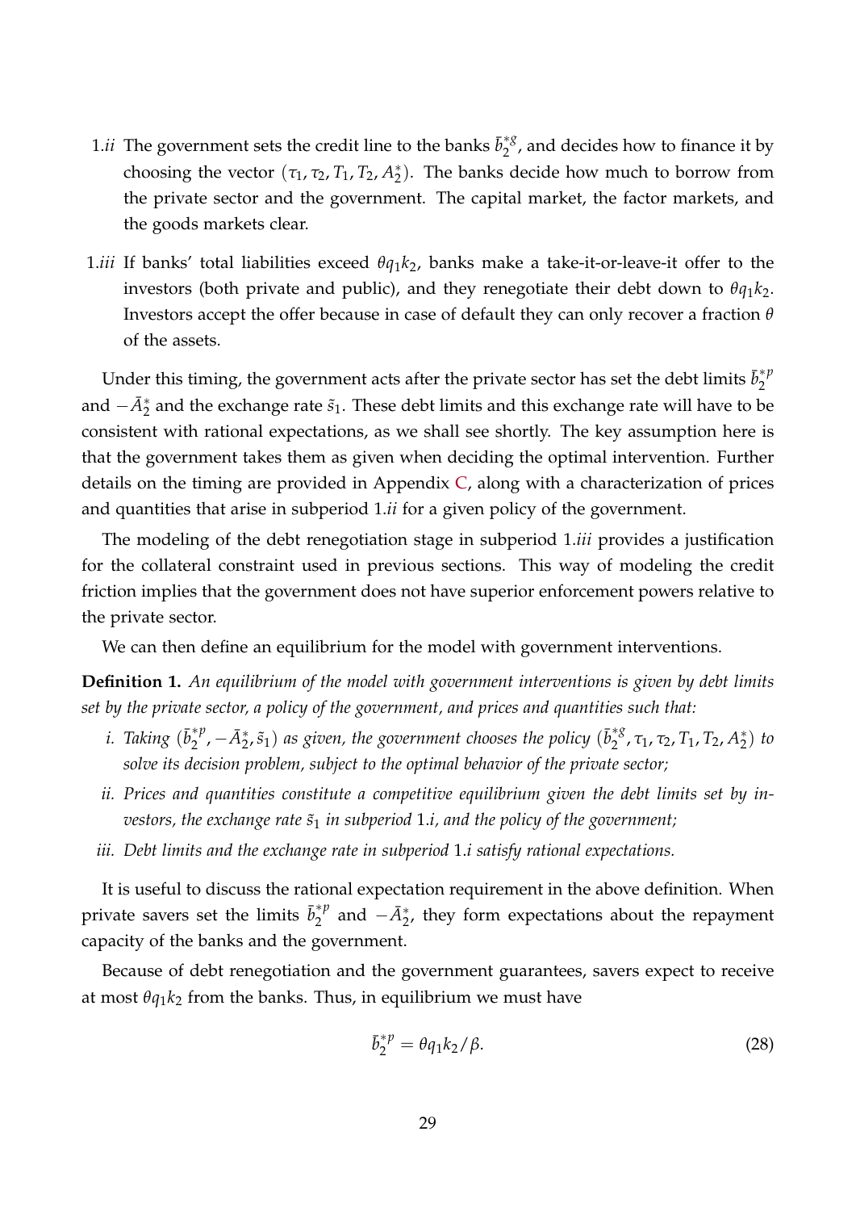1.*ii* The government sets the credit line to the banks $\bar{b}_2^{*g}$, and decides how to finance it by choosing the vector $(\tau_1, \tau_2, T_1, T_2, A_2^*)$. The banks decide how much to borrow from the private sector and the government. The capital market, the factor markets, and the goods markets clear.

1.*iii* If banks' total liabilities exceed $\theta q_1 k_2$, banks make a take-it-or-leave-it offer to the investors (both private and public), and they renegotiate their debt down to $\theta q_1 k_2$. Investors accept the offer because in case of default they can only recover a fraction $\theta$ of the assets.

Under this timing, the government acts after the private sector has set the debt limits $\bar{b}_2^{*p}$ and $-\bar{A}_2^*$ and the exchange rate $\tilde{s}_1$. These debt limits and this exchange rate will have to be consistent with rational expectations, as we shall see shortly. The key assumption here is that the government takes them as given when deciding the optimal intervention. Further details on the timing are provided in Appendix C, along with a characterization of prices and quantities that arise in subperiod 1.*ii* for a given policy of the government.

The modeling of the debt renegotiation stage in subperiod 1.*iii* provides a justification for the collateral constraint used in previous sections. This way of modeling the credit friction implies that the government does not have superior enforcement powers relative to the private sector.

We can then define an equilibrium for the model with government interventions.

**Definition 1.** *An equilibrium of the model with government interventions is given by debt limits set by the private sector, a policy of the government, and prices and quantities such that:*

*i. Taking $(\bar{b}_2^{*p}, -\bar{A}_2^*, \tilde{s}_1)$ as given, the government chooses the policy $(\bar{b}_2^{*g}, \tau_1, \tau_2, T_1, T_2, A_2^*)$ to solve its decision problem, subject to the optimal behavior of the private sector;*

*ii. Prices and quantities constitute a competitive equilibrium given the debt limits set by investors, the exchange rate $\tilde{s}_1$ in subperiod 1.i, and the policy of the government;*

*iii. Debt limits and the exchange rate in subperiod 1.i satisfy rational expectations.*

It is useful to discuss the rational expectation requirement in the above definition. When private savers set the limits $\bar{b}_2^{*p}$ and $-\bar{A}_2^*$, they form expectations about the repayment capacity of the banks and the government.

Because of debt renegotiation and the government guarantees, savers expect to receive at most $\theta q_1 k_2$ from the banks. Thus, in equilibrium we must have

$$\bar{b}_2^{*p} = \theta q_1 k_2 / \beta. \tag{28}$$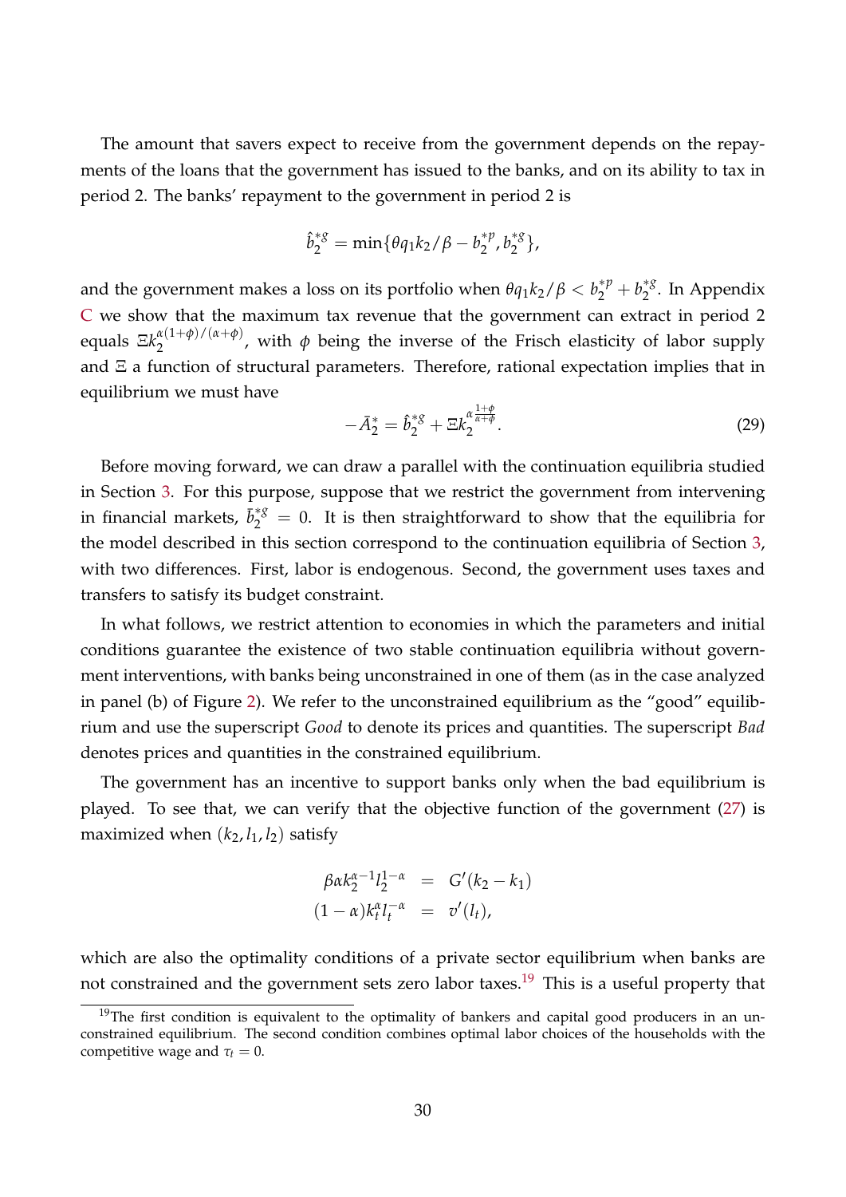The amount that savers expect to receive from the government depends on the repayments of the loans that the government has issued to the banks, and on its ability to tax in period 2. The banks' repayment to the government in period 2 is

$$\hat{b}_2^{*g} = \min\{\theta q_1 k_2/\beta - b_2^{*p}, b_2^{*g}\},$$

and the government makes a loss on its portfolio when $\theta q_1 k_2/\beta < b_2^{*p} + b_2^{*g}$. In Appendix C we show that the maximum tax revenue that the government can extract in period 2 equals $\Xi k_2^{\alpha(1+\phi)/(\alpha+\phi)}$, with $\phi$ being the inverse of the Frisch elasticity of labor supply and $\Xi$ a function of structural parameters. Therefore, rational expectation implies that in equilibrium we must have

$$-\bar{A}_2^* = \hat{b}_2^{*g} + \Xi k_2^{\alpha\frac{1+\phi}{\alpha+\phi}}. \tag{29}$$

Before moving forward, we can draw a parallel with the continuation equilibria studied in Section 3. For this purpose, suppose that we restrict the government from intervening in financial markets, $\bar{b}_2^{*g} = 0$. It is then straightforward to show that the equilibria for the model described in this section correspond to the continuation equilibria of Section 3, with two differences. First, labor is endogenous. Second, the government uses taxes and transfers to satisfy its budget constraint.

In what follows, we restrict attention to economies in which the parameters and initial conditions guarantee the existence of two stable continuation equilibria without government interventions, with banks being unconstrained in one of them (as in the case analyzed in panel (b) of Figure 2). We refer to the unconstrained equilibrium as the "good" equilibrium and use the superscript *Good* to denote its prices and quantities. The superscript *Bad* denotes prices and quantities in the constrained equilibrium.

The government has an incentive to support banks only when the bad equilibrium is played. To see that, we can verify that the objective function of the government (27) is maximized when $(k_2, l_1, l_2)$ satisfy

$$\begin{aligned}
\beta\alpha k_2^{\alpha-1} l_2^{1-\alpha} &= G'(k_2 - k_1) \\
(1-\alpha) k_t^{\alpha} l_t^{-\alpha} &= v'(l_t),
\end{aligned}$$

which are also the optimality conditions of a private sector equilibrium when banks are not constrained and the government sets zero labor taxes.[19] This is a useful property that

[19] The first condition is equivalent to the optimality of bankers and capital good producers in an unconstrained equilibrium. The second condition combines optimal labor choices of the households with the competitive wage and $\tau_t = 0$.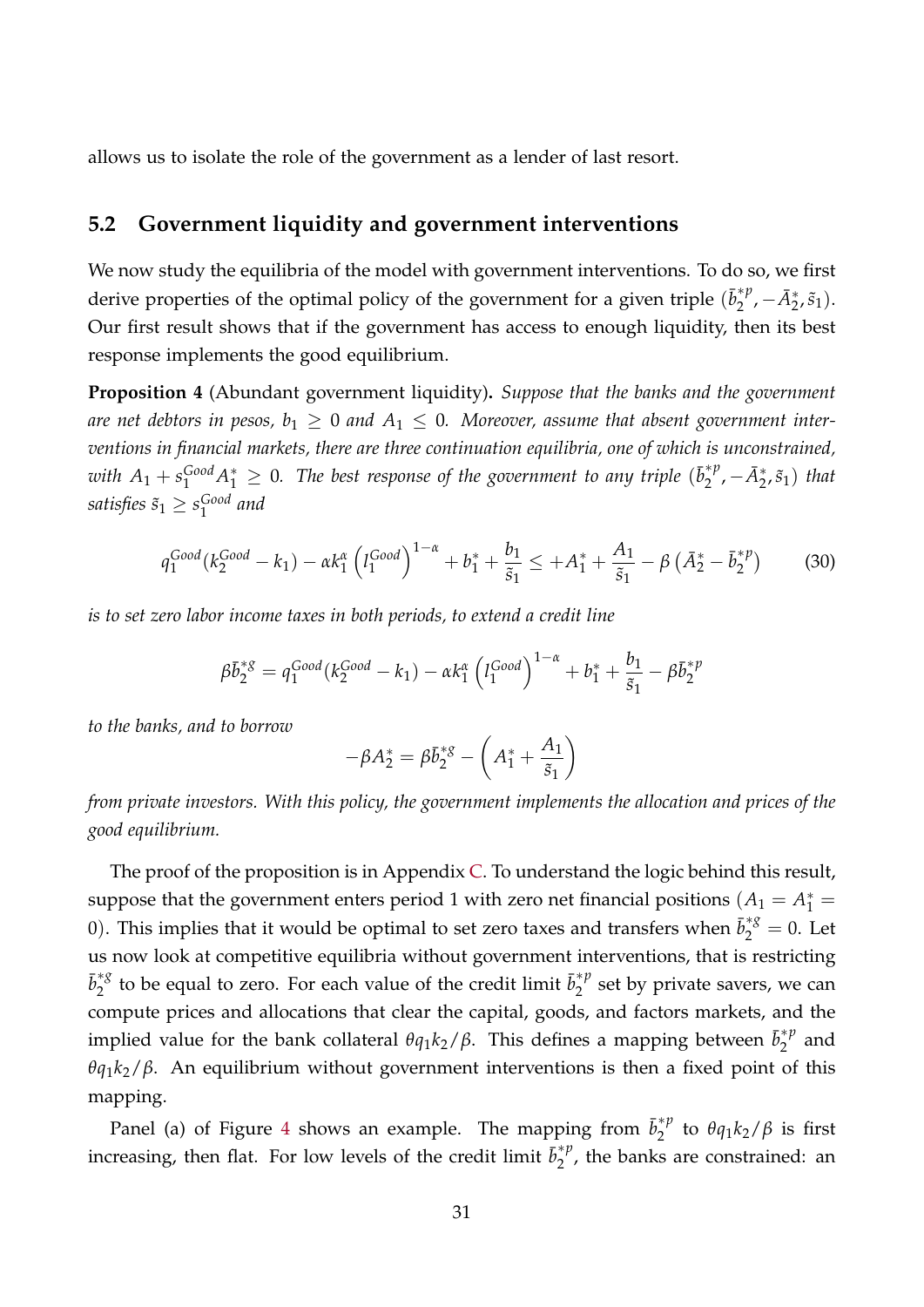allows us to isolate the role of the government as a lender of last resort.

## 5.2 Government liquidity and government interventions

We now study the equilibria of the model with government interventions. To do so, we first derive properties of the optimal policy of the government for a given triple $(\bar{b}_2^{*p}, -\bar{A}_2^*, \tilde{s}_1)$. Our first result shows that if the government has access to enough liquidity, then its best response implements the good equilibrium.

**Proposition 4** (Abundant government liquidity)**.** *Suppose that the banks and the government are net debtors in pesos, $b_1 \geq 0$ and $A_1 \leq 0$. Moreover, assume that absent government interventions in financial markets, there are three continuation equilibria, one of which is unconstrained, with $A_1 + s_1^{Good} A_1^* \geq 0$. The best response of the government to any triple $(\bar{b}_2^{*p}, -\bar{A}_2^*, \tilde{s}_1)$ that satisfies $\tilde{s}_1 \geq s_1^{Good}$ and*

$$q_1^{Good}(k_2^{Good} - k_1) - \alpha k_1^{\alpha} \left(l_1^{Good}\right)^{1-\alpha} + b_1^* + \frac{b_1}{\tilde{s}_1} \leq +A_1^* + \frac{A_1}{\tilde{s}_1} - \beta \left(\bar{A}_2^* - \bar{b}_2^{*p}\right) \tag{30}$$

*is to set zero labor income taxes in both periods, to extend a credit line*

$$\beta \bar{b}_2^{*g} = q_1^{Good}(k_2^{Good} - k_1) - \alpha k_1^{\alpha} \left(l_1^{Good}\right)^{1-\alpha} + b_1^* + \frac{b_1}{\tilde{s}_1} - \beta \bar{b}_2^{*p}$$

*to the banks, and to borrow*

$$-\beta A_2^* = \beta \bar{b}_2^{*g} - \left(A_1^* + \frac{A_1}{\tilde{s}_1}\right)$$

*from private investors. With this policy, the government implements the allocation and prices of the good equilibrium.*

The proof of the proposition is in Appendix C. To understand the logic behind this result, suppose that the government enters period 1 with zero net financial positions ($A_1 = A_1^* = 0$). This implies that it would be optimal to set zero taxes and transfers when $\bar{b}_2^{*g} = 0$. Let us now look at competitive equilibria without government interventions, that is restricting $\bar{b}_2^{*g}$ to be equal to zero. For each value of the credit limit $\bar{b}_2^{*p}$ set by private savers, we can compute prices and allocations that clear the capital, goods, and factors markets, and the implied value for the bank collateral $\theta q_1 k_2 / \beta$. This defines a mapping between $\bar{b}_2^{*p}$ and $\theta q_1 k_2 / \beta$. An equilibrium without government interventions is then a fixed point of this mapping.

Panel (a) of Figure 4 shows an example. The mapping from $\bar{b}_2^{*p}$ to $\theta q_1 k_2 / \beta$ is first increasing, then flat. For low levels of the credit limit $\bar{b}_2^{*p}$, the banks are constrained: an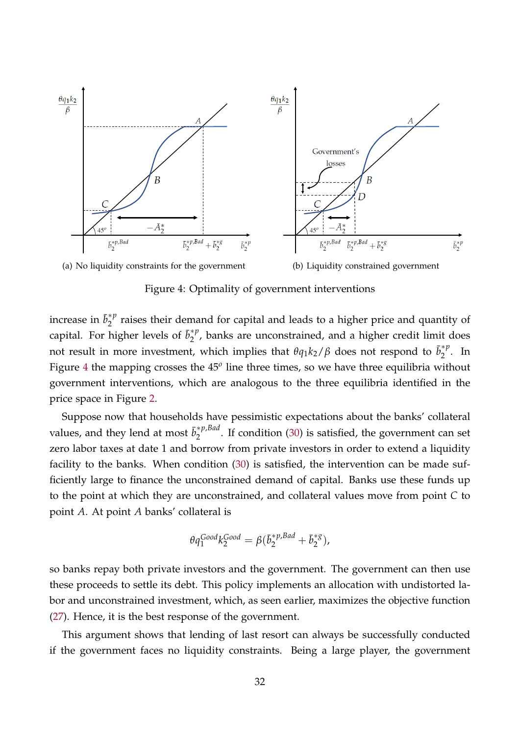(a) No liquidity constraints for the government

(b) Liquidity constrained government

Figure 4: Optimality of government interventions

increase in $\bar{b}_2^{*p}$ raises their demand for capital and leads to a higher price and quantity of capital. For higher levels of $\bar{b}_2^{*p}$, banks are unconstrained, and a higher credit limit does not result in more investment, which implies that $\theta q_1 k_2/\beta$ does not respond to $\bar{b}_2^{*p}$. In Figure 4 the mapping crosses the $45^o$ line three times, so we have three equilibria without government interventions, which are analogous to the three equilibria identified in the price space in Figure 2.

Suppose now that households have pessimistic expectations about the banks' collateral values, and they lend at most $\bar{b}_2^{*p,Bad}$. If condition (30) is satisfied, the government can set zero labor taxes at date 1 and borrow from private investors in order to extend a liquidity facility to the banks. When condition (30) is satisfied, the intervention can be made sufficiently large to finance the unconstrained demand of capital. Banks use these funds up to the point at which they are unconstrained, and collateral values move from point $C$ to point $A$. At point $A$ banks' collateral is

$$\theta q_1^{Good} k_2^{Good} = \beta(\bar{b}_2^{*p,Bad} + \bar{b}_2^{*g}),$$

so banks repay both private investors and the government. The government can then use these proceeds to settle its debt. This policy implements an allocation with undistorted labor and unconstrained investment, which, as seen earlier, maximizes the objective function (27). Hence, it is the best response of the government.

This argument shows that lending of last resort can always be successfully conducted if the government faces no liquidity constraints. Being a large player, the government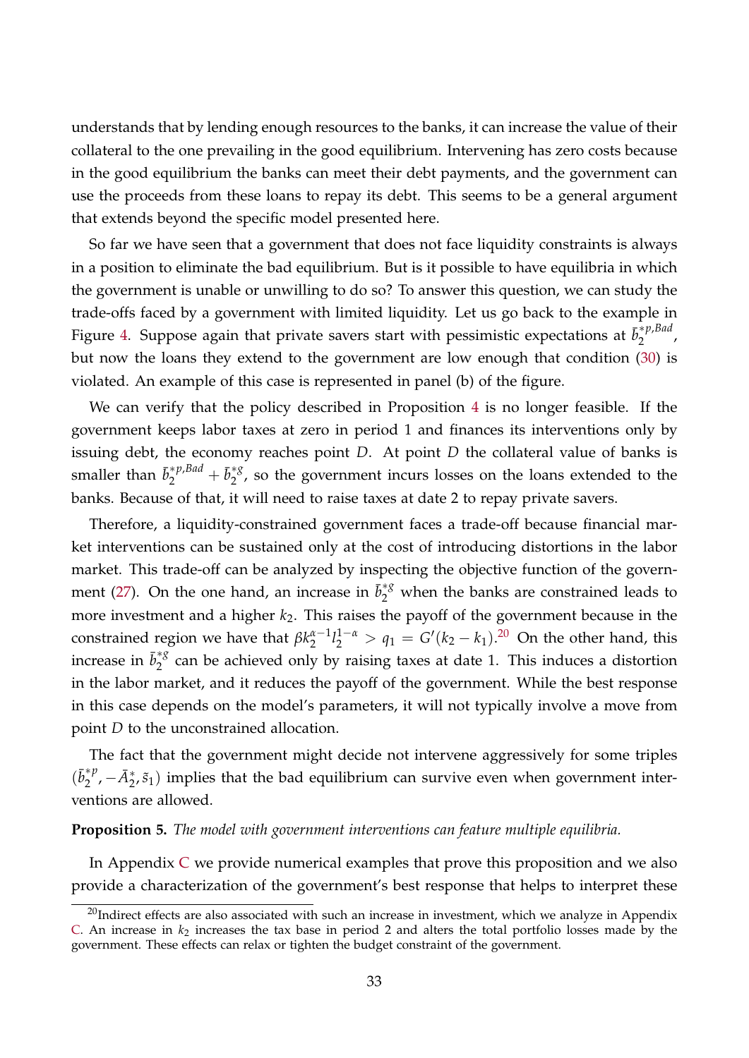understands that by lending enough resources to the banks, it can increase the value of their collateral to the one prevailing in the good equilibrium. Intervening has zero costs because in the good equilibrium the banks can meet their debt payments, and the government can use the proceeds from these loans to repay its debt. This seems to be a general argument that extends beyond the specific model presented here.

So far we have seen that a government that does not face liquidity constraints is always in a position to eliminate the bad equilibrium. But is it possible to have equilibria in which the government is unable or unwilling to do so? To answer this question, we can study the trade-offs faced by a government with limited liquidity. Let us go back to the example in Figure 4. Suppose again that private savers start with pessimistic expectations at $\bar{b}_2^{*p,Bad}$, but now the loans they extend to the government are low enough that condition (30) is violated. An example of this case is represented in panel (b) of the figure.

We can verify that the policy described in Proposition 4 is no longer feasible. If the government keeps labor taxes at zero in period 1 and finances its interventions only by issuing debt, the economy reaches point $D$. At point $D$ the collateral value of banks is smaller than $\bar{b}_2^{*p,Bad} + \bar{b}_2^{*g}$, so the government incurs losses on the loans extended to the banks. Because of that, it will need to raise taxes at date 2 to repay private savers.

Therefore, a liquidity-constrained government faces a trade-off because financial market interventions can be sustained only at the cost of introducing distortions in the labor market. This trade-off can be analyzed by inspecting the objective function of the government (27). On the one hand, an increase in $\bar{b}_2^{*g}$ when the banks are constrained leads to more investment and a higher $k_2$. This raises the payoff of the government because in the constrained region we have that $\beta k_2^{\alpha-1} l_2^{1-\alpha} > q_1 = G'(k_2 - k_1)$.[20] On the other hand, this increase in $\bar{b}_2^{*g}$ can be achieved only by raising taxes at date 1. This induces a distortion in the labor market, and it reduces the payoff of the government. While the best response in this case depends on the model's parameters, it will not typically involve a move from point $D$ to the unconstrained allocation.

The fact that the government might decide not intervene aggressively for some triples $(\bar{b}_2^{*p}, -\bar{A}_2^*, \tilde{s}_1)$ implies that the bad equilibrium can survive even when government interventions are allowed.

**Proposition 5.** *The model with government interventions can feature multiple equilibria.*

In Appendix C we provide numerical examples that prove this proposition and we also provide a characterization of the government's best response that helps to interpret these

[20] Indirect effects are also associated with such an increase in investment, which we analyze in Appendix C. An increase in $k_2$ increases the tax base in period 2 and alters the total portfolio losses made by the government. These effects can relax or tighten the budget constraint of the government.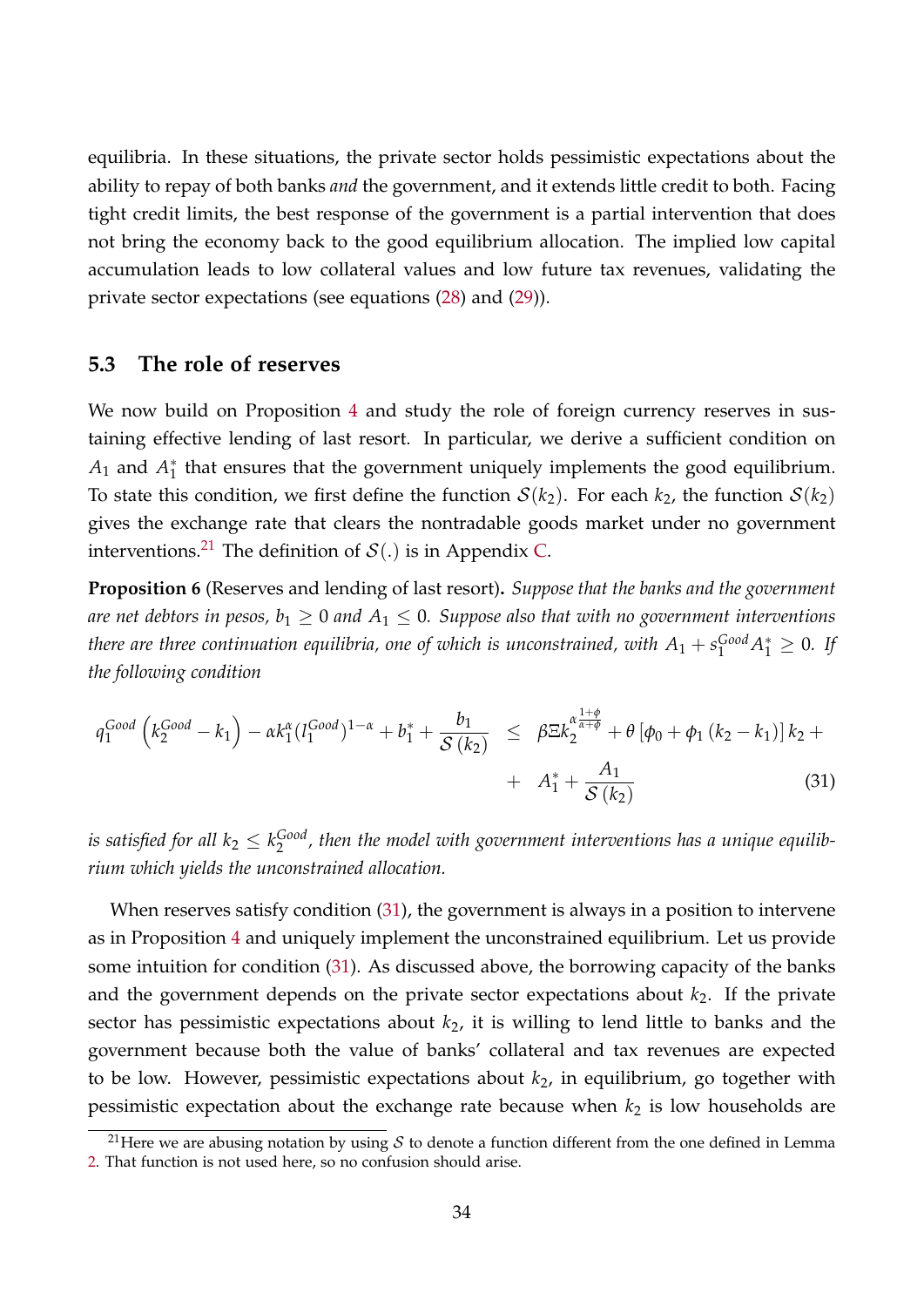equilibria. In these situations, the private sector holds pessimistic expectations about the ability to repay of both banks *and* the government, and it extends little credit to both. Facing tight credit limits, the best response of the government is a partial intervention that does not bring the economy back to the good equilibrium allocation. The implied low capital accumulation leads to low collateral values and low future tax revenues, validating the private sector expectations (see equations (28) and (29)).

### 5.3 The role of reserves

We now build on Proposition 4 and study the role of foreign currency reserves in sustaining effective lending of last resort. In particular, we derive a sufficient condition on $A_1$ and $A_1^*$ that ensures that the government uniquely implements the good equilibrium. To state this condition, we first define the function $\mathcal{S}(k_2)$. For each $k_2$, the function $\mathcal{S}(k_2)$ gives the exchange rate that clears the nontradable goods market under no government interventions.[21] The definition of $\mathcal{S}(.)$ is in Appendix C.

**Proposition 6** (Reserves and lending of last resort)**.** *Suppose that the banks and the government are net debtors in pesos, $b_1 \geq 0$ and $A_1 \leq 0$. Suppose also that with no government interventions there are three continuation equilibria, one of which is unconstrained, with $A_1 + s_1^{Good} A_1^* \geq 0$. If the following condition*

$$q_1^{Good}\left(k_2^{Good} - k_1\right) - \alpha k_1^{\alpha}(l_1^{Good})^{1-\alpha} + b_1^* + \frac{b_1}{\mathcal{S}(k_2)} \leq \beta \Xi k_2^{\alpha\frac{1+\phi}{\alpha+\phi}} + \theta\left[\phi_0 + \phi_1(k_2 - k_1)\right]k_2 + A_1^* + \frac{A_1}{\mathcal{S}(k_2)} \tag{31}$$

*is satisfied for all $k_2 \leq k_2^{Good}$, then the model with government interventions has a unique equilibrium which yields the unconstrained allocation.*

When reserves satisfy condition (31), the government is always in a position to intervene as in Proposition 4 and uniquely implement the unconstrained equilibrium. Let us provide some intuition for condition (31). As discussed above, the borrowing capacity of the banks and the government depends on the private sector expectations about $k_2$. If the private sector has pessimistic expectations about $k_2$, it is willing to lend little to banks and the government because both the value of banks' collateral and tax revenues are expected to be low. However, pessimistic expectations about $k_2$, in equilibrium, go together with pessimistic expectation about the exchange rate because when $k_2$ is low households are

[21] Here we are abusing notation by using $\mathcal{S}$ to denote a function different from the one defined in Lemma 2. That function is not used here, so no confusion should arise.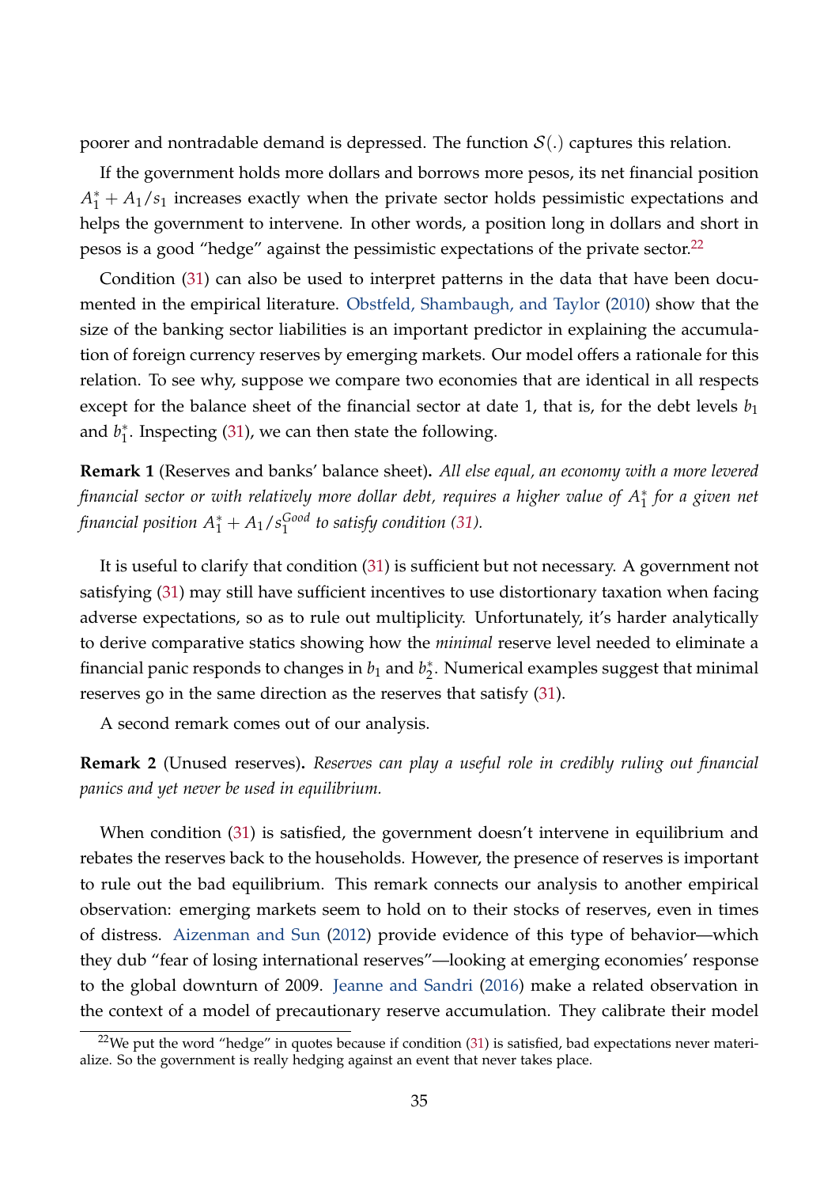poorer and nontradable demand is depressed. The function $\mathcal{S}(.)$ captures this relation.

If the government holds more dollars and borrows more pesos, its net financial position $A_1^* + A_1/s_1$ increases exactly when the private sector holds pessimistic expectations and helps the government to intervene. In other words, a position long in dollars and short in pesos is a good "hedge" against the pessimistic expectations of the private sector.[22]

Condition (31) can also be used to interpret patterns in the data that have been documented in the empirical literature. Obstfeld, Shambaugh, and Taylor (2010) show that the size of the banking sector liabilities is an important predictor in explaining the accumulation of foreign currency reserves by emerging markets. Our model offers a rationale for this relation. To see why, suppose we compare two economies that are identical in all respects except for the balance sheet of the financial sector at date 1, that is, for the debt levels $b_1$ and $b_1^*$. Inspecting (31), we can then state the following.

**Remark 1** (Reserves and banks' balance sheet)**.** *All else equal, an economy with a more levered financial sector or with relatively more dollar debt, requires a higher value of $A_1^*$ for a given net financial position $A_1^* + A_1/s_1^{Good}$ to satisfy condition (31).*

It is useful to clarify that condition (31) is sufficient but not necessary. A government not satisfying (31) may still have sufficient incentives to use distortionary taxation when facing adverse expectations, so as to rule out multiplicity. Unfortunately, it's harder analytically to derive comparative statics showing how the *minimal* reserve level needed to eliminate a financial panic responds to changes in $b_1$ and $b_2^*$. Numerical examples suggest that minimal reserves go in the same direction as the reserves that satisfy (31).

A second remark comes out of our analysis.

**Remark 2** (Unused reserves)**.** *Reserves can play a useful role in credibly ruling out financial panics and yet never be used in equilibrium.*

When condition (31) is satisfied, the government doesn't intervene in equilibrium and rebates the reserves back to the households. However, the presence of reserves is important to rule out the bad equilibrium. This remark connects our analysis to another empirical observation: emerging markets seem to hold on to their stocks of reserves, even in times of distress. Aizenman and Sun (2012) provide evidence of this type of behavior—which they dub "fear of losing international reserves"—looking at emerging economies' response to the global downturn of 2009. Jeanne and Sandri (2016) make a related observation in the context of a model of precautionary reserve accumulation. They calibrate their model

[22] We put the word "hedge" in quotes because if condition (31) is satisfied, bad expectations never materialize. So the government is really hedging against an event that never takes place.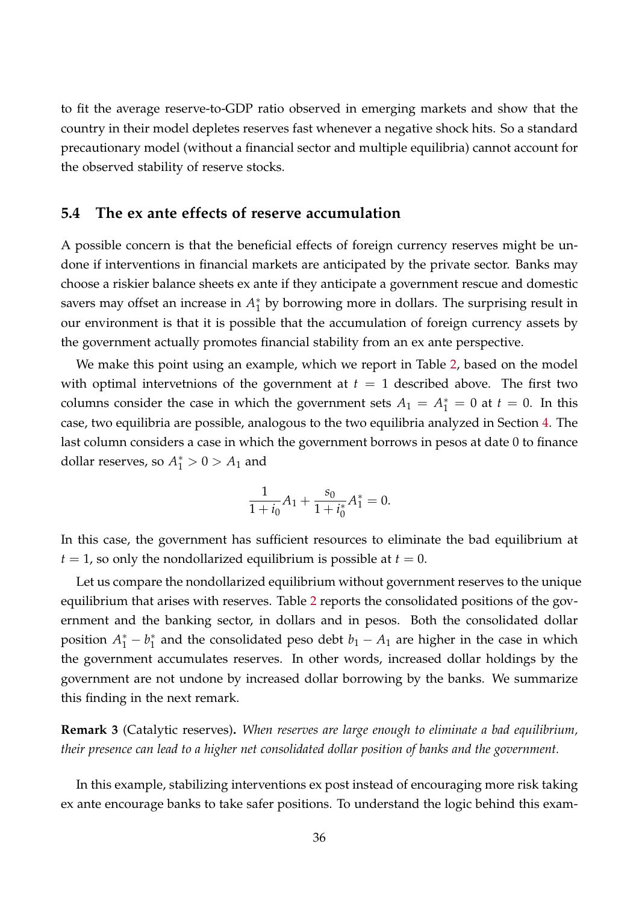to fit the average reserve-to-GDP ratio observed in emerging markets and show that the country in their model depletes reserves fast whenever a negative shock hits. So a standard precautionary model (without a financial sector and multiple equilibria) cannot account for the observed stability of reserve stocks.

### 5.4 The ex ante effects of reserve accumulation

A possible concern is that the beneficial effects of foreign currency reserves might be undone if interventions in financial markets are anticipated by the private sector. Banks may choose a riskier balance sheets ex ante if they anticipate a government rescue and domestic savers may offset an increase in $A_1^*$ by borrowing more in dollars. The surprising result in our environment is that it is possible that the accumulation of foreign currency assets by the government actually promotes financial stability from an ex ante perspective.

We make this point using an example, which we report in Table 2, based on the model with optimal intervetnions of the government at $t = 1$ described above. The first two columns consider the case in which the government sets $A_1 = A_1^* = 0$ at $t = 0$. In this case, two equilibria are possible, analogous to the two equilibria analyzed in Section 4. The last column considers a case in which the government borrows in pesos at date 0 to finance dollar reserves, so $A_1^* > 0 > A_1$ and

$$\frac{1}{1+i_0}A_1 + \frac{s_0}{1+i_0^*}A_1^* = 0.$$

In this case, the government has sufficient resources to eliminate the bad equilibrium at $t = 1$, so only the nondollarized equilibrium is possible at $t = 0$.

Let us compare the nondollarized equilibrium without government reserves to the unique equilibrium that arises with reserves. Table 2 reports the consolidated positions of the government and the banking sector, in dollars and in pesos. Both the consolidated dollar position $A_1^* - b_1^*$ and the consolidated peso debt $b_1 - A_1$ are higher in the case in which the government accumulates reserves. In other words, increased dollar holdings by the government are not undone by increased dollar borrowing by the banks. We summarize this finding in the next remark.

**Remark 3** (Catalytic reserves)**.** *When reserves are large enough to eliminate a bad equilibrium, their presence can lead to a higher net consolidated dollar position of banks and the government.*

In this example, stabilizing interventions ex post instead of encouraging more risk taking ex ante encourage banks to take safer positions. To understand the logic behind this exam-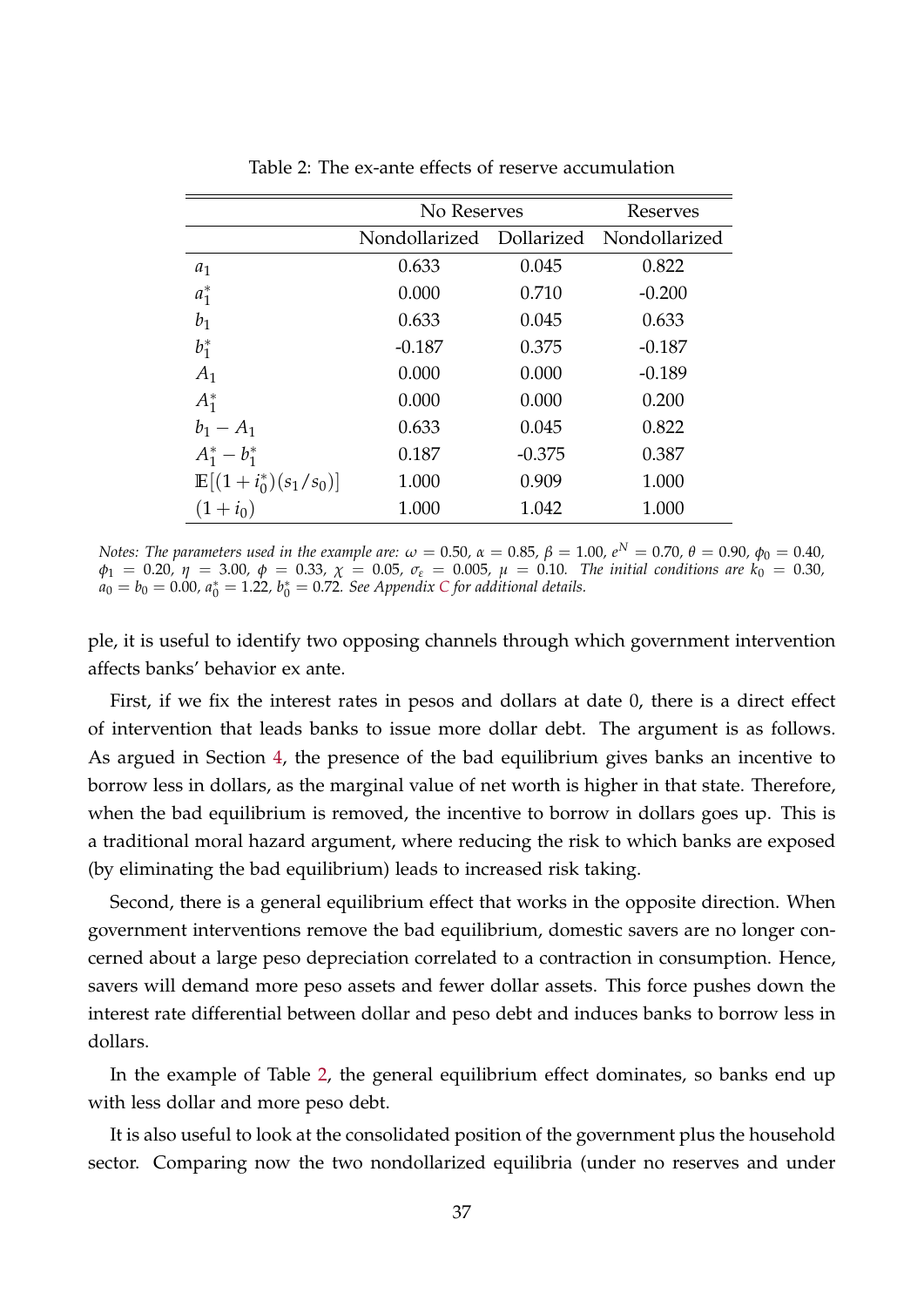Table 2: The ex-ante effects of reserve accumulation

| | No Reserves | | Reserves |
|---|---|---|---|
| | Nondollarized | Dollarized | Nondollarized |
| $a_1$ | 0.633 | 0.045 | 0.822 |
| $a_1^*$ | 0.000 | 0.710 | -0.200 |
| $b_1$ | 0.633 | 0.045 | 0.633 |
| $b_1^*$ | -0.187 | 0.375 | -0.187 |
| $A_1$ | 0.000 | 0.000 | -0.189 |
| $A_1^*$ | 0.000 | 0.000 | 0.200 |
| $b_1 - A_1$ | 0.633 | 0.045 | 0.822 |
| $A_1^* - b_1^*$ | 0.187 | -0.375 | 0.387 |
| $\mathbb{E}[(1+i_0^*)(s_1/s_0)]$ | 1.000 | 0.909 | 1.000 |
| $(1+i_0)$ | 1.000 | 1.042 | 1.000 |

*Notes: The parameters used in the example are: $\omega = 0.50$, $\alpha = 0.85$, $\beta = 1.00$, $e^N = 0.70$, $\theta = 0.90$, $\phi_0 = 0.40$, $\phi_1 = 0.20$, $\eta = 3.00$, $\phi = 0.33$, $\chi = 0.05$, $\sigma_\epsilon = 0.005$, $\mu = 0.10$. The initial conditions are $k_0 = 0.30$, $a_0 = b_0 = 0.00$, $a_0^* = 1.22$, $b_0^* = 0.72$. See Appendix C for additional details.*

ple, it is useful to identify two opposing channels through which government intervention affects banks' behavior ex ante.

First, if we fix the interest rates in pesos and dollars at date 0, there is a direct effect of intervention that leads banks to issue more dollar debt. The argument is as follows. As argued in Section 4, the presence of the bad equilibrium gives banks an incentive to borrow less in dollars, as the marginal value of net worth is higher in that state. Therefore, when the bad equilibrium is removed, the incentive to borrow in dollars goes up. This is a traditional moral hazard argument, where reducing the risk to which banks are exposed (by eliminating the bad equilibrium) leads to increased risk taking.

Second, there is a general equilibrium effect that works in the opposite direction. When government interventions remove the bad equilibrium, domestic savers are no longer concerned about a large peso depreciation correlated to a contraction in consumption. Hence, savers will demand more peso assets and fewer dollar assets. This force pushes down the interest rate differential between dollar and peso debt and induces banks to borrow less in dollars.

In the example of Table 2, the general equilibrium effect dominates, so banks end up with less dollar and more peso debt.

It is also useful to look at the consolidated position of the government plus the household sector. Comparing now the two nondollarized equilibria (under no reserves and under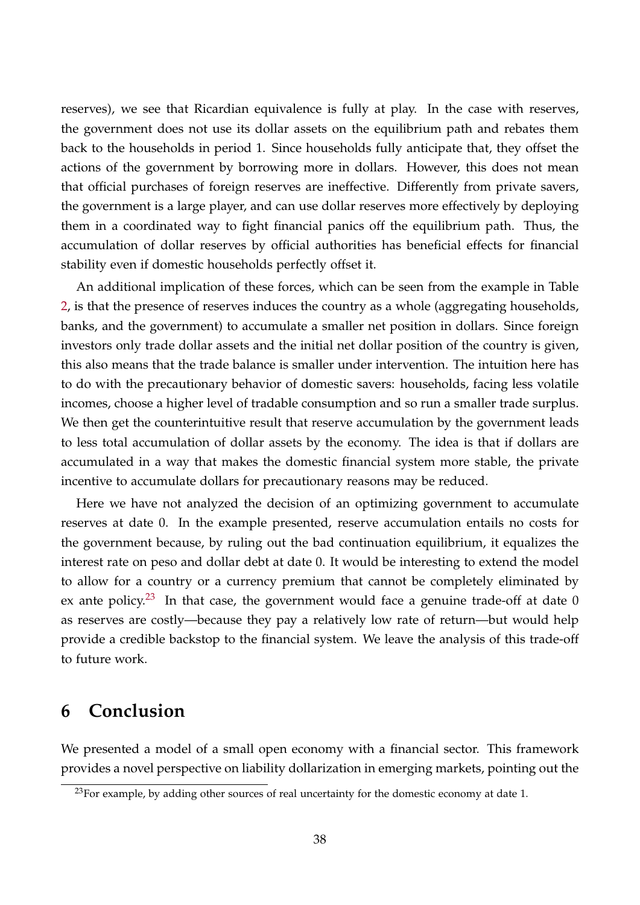reserves), we see that Ricardian equivalence is fully at play. In the case with reserves, the government does not use its dollar assets on the equilibrium path and rebates them back to the households in period 1. Since households fully anticipate that, they offset the actions of the government by borrowing more in dollars. However, this does not mean that official purchases of foreign reserves are ineffective. Differently from private savers, the government is a large player, and can use dollar reserves more effectively by deploying them in a coordinated way to fight financial panics off the equilibrium path. Thus, the accumulation of dollar reserves by official authorities has beneficial effects for financial stability even if domestic households perfectly offset it.

An additional implication of these forces, which can be seen from the example in Table 2, is that the presence of reserves induces the country as a whole (aggregating households, banks, and the government) to accumulate a smaller net position in dollars. Since foreign investors only trade dollar assets and the initial net dollar position of the country is given, this also means that the trade balance is smaller under intervention. The intuition here has to do with the precautionary behavior of domestic savers: households, facing less volatile incomes, choose a higher level of tradable consumption and so run a smaller trade surplus. We then get the counterintuitive result that reserve accumulation by the government leads to less total accumulation of dollar assets by the economy. The idea is that if dollars are accumulated in a way that makes the domestic financial system more stable, the private incentive to accumulate dollars for precautionary reasons may be reduced.

Here we have not analyzed the decision of an optimizing government to accumulate reserves at date 0. In the example presented, reserve accumulation entails no costs for the government because, by ruling out the bad continuation equilibrium, it equalizes the interest rate on peso and dollar debt at date 0. It would be interesting to extend the model to allow for a country or a currency premium that cannot be completely eliminated by ex ante policy.[23] In that case, the government would face a genuine trade-off at date 0 as reserves are costly—because they pay a relatively low rate of return—but would help provide a credible backstop to the financial system. We leave the analysis of this trade-off to future work.

# 6 Conclusion

We presented a model of a small open economy with a financial sector. This framework provides a novel perspective on liability dollarization in emerging markets, pointing out the

[23]For example, by adding other sources of real uncertainty for the domestic economy at date 1.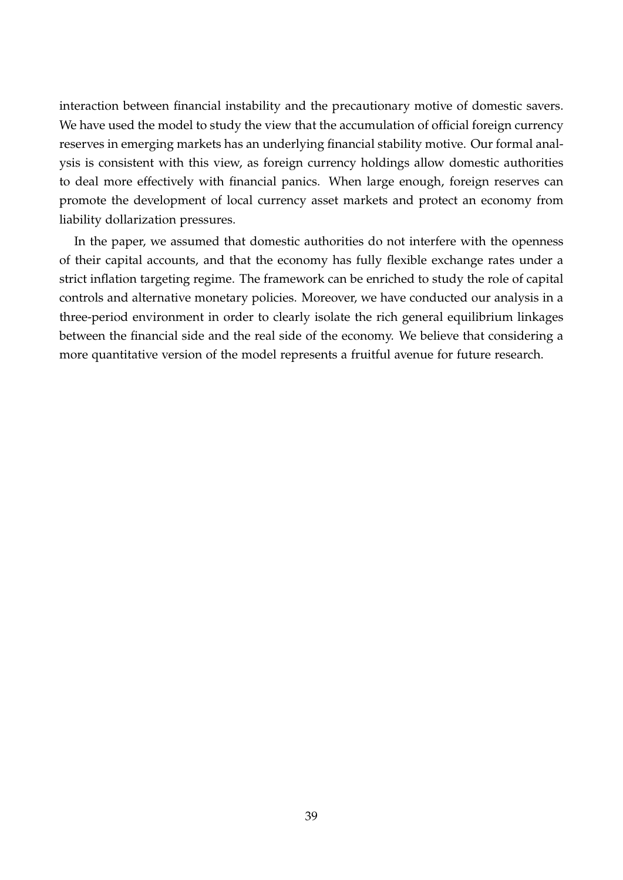interaction between financial instability and the precautionary motive of domestic savers. We have used the model to study the view that the accumulation of official foreign currency reserves in emerging markets has an underlying financial stability motive. Our formal analysis is consistent with this view, as foreign currency holdings allow domestic authorities to deal more effectively with financial panics. When large enough, foreign reserves can promote the development of local currency asset markets and protect an economy from liability dollarization pressures.

In the paper, we assumed that domestic authorities do not interfere with the openness of their capital accounts, and that the economy has fully flexible exchange rates under a strict inflation targeting regime. The framework can be enriched to study the role of capital controls and alternative monetary policies. Moreover, we have conducted our analysis in a three-period environment in order to clearly isolate the rich general equilibrium linkages between the financial side and the real side of the economy. We believe that considering a more quantitative version of the model represents a fruitful avenue for future research.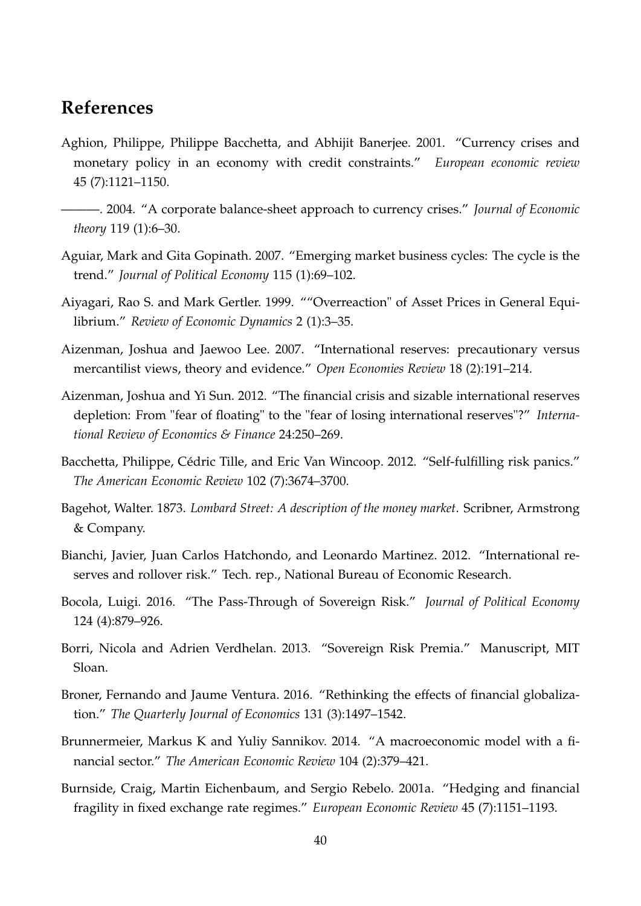## References

Aghion, Philippe, Philippe Bacchetta, and Abhijit Banerjee. 2001. "Currency crises and monetary policy in an economy with credit constraints." *European economic review* 45 (7):1121–1150.

———. 2004. "A corporate balance-sheet approach to currency crises." *Journal of Economic theory* 119 (1):6–30.

Aguiar, Mark and Gita Gopinath. 2007. "Emerging market business cycles: The cycle is the trend." *Journal of Political Economy* 115 (1):69–102.

Aiyagari, Rao S. and Mark Gertler. 1999. ""Overreaction" of Asset Prices in General Equilibrium." *Review of Economic Dynamics* 2 (1):3–35.

Aizenman, Joshua and Jaewoo Lee. 2007. "International reserves: precautionary versus mercantilist views, theory and evidence." *Open Economies Review* 18 (2):191–214.

Aizenman, Joshua and Yi Sun. 2012. "The financial crisis and sizable international reserves depletion: From "fear of floating" to the "fear of losing international reserves"?" *International Review of Economics & Finance* 24:250–269.

Bacchetta, Philippe, Cédric Tille, and Eric Van Wincoop. 2012. "Self-fulfilling risk panics." *The American Economic Review* 102 (7):3674–3700.

Bagehot, Walter. 1873. *Lombard Street: A description of the money market*. Scribner, Armstrong & Company.

Bianchi, Javier, Juan Carlos Hatchondo, and Leonardo Martinez. 2012. "International reserves and rollover risk." Tech. rep., National Bureau of Economic Research.

Bocola, Luigi. 2016. "The Pass-Through of Sovereign Risk." *Journal of Political Economy* 124 (4):879–926.

Borri, Nicola and Adrien Verdhelan. 2013. "Sovereign Risk Premia." Manuscript, MIT Sloan.

Broner, Fernando and Jaume Ventura. 2016. "Rethinking the effects of financial globalization." *The Quarterly Journal of Economics* 131 (3):1497–1542.

Brunnermeier, Markus K and Yuliy Sannikov. 2014. "A macroeconomic model with a financial sector." *The American Economic Review* 104 (2):379–421.

Burnside, Craig, Martin Eichenbaum, and Sergio Rebelo. 2001a. "Hedging and financial fragility in fixed exchange rate regimes." *European Economic Review* 45 (7):1151–1193.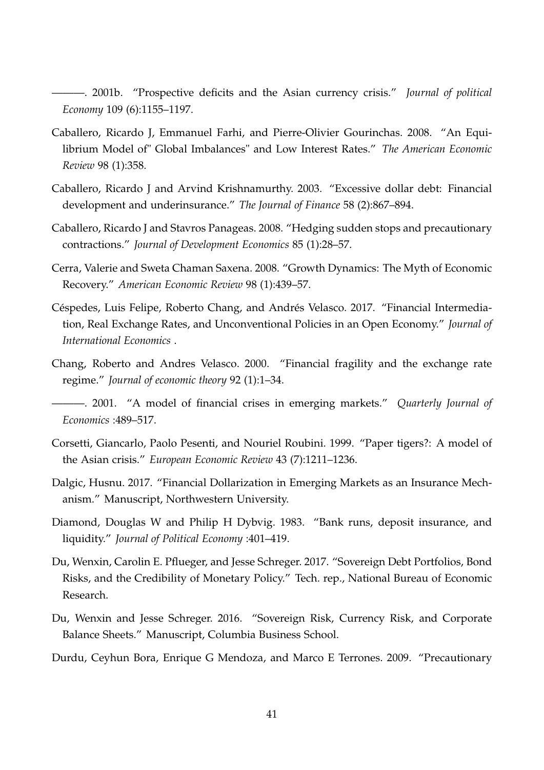———. 2001b. "Prospective deficits and the Asian currency crisis." *Journal of political Economy* 109 (6):1155–1197.

Caballero, Ricardo J, Emmanuel Farhi, and Pierre-Olivier Gourinchas. 2008. "An Equilibrium Model of" Global Imbalances" and Low Interest Rates." *The American Economic Review* 98 (1):358.

Caballero, Ricardo J and Arvind Krishnamurthy. 2003. "Excessive dollar debt: Financial development and underinsurance." *The Journal of Finance* 58 (2):867–894.

Caballero, Ricardo J and Stavros Panageas. 2008. "Hedging sudden stops and precautionary contractions." *Journal of Development Economics* 85 (1):28–57.

Cerra, Valerie and Sweta Chaman Saxena. 2008. "Growth Dynamics: The Myth of Economic Recovery." *American Economic Review* 98 (1):439–57.

Céspedes, Luis Felipe, Roberto Chang, and Andrés Velasco. 2017. "Financial Intermediation, Real Exchange Rates, and Unconventional Policies in an Open Economy." *Journal of International Economics* .

Chang, Roberto and Andres Velasco. 2000. "Financial fragility and the exchange rate regime." *Journal of economic theory* 92 (1):1–34.

———. 2001. "A model of financial crises in emerging markets." *Quarterly Journal of Economics* :489–517.

Corsetti, Giancarlo, Paolo Pesenti, and Nouriel Roubini. 1999. "Paper tigers?: A model of the Asian crisis." *European Economic Review* 43 (7):1211–1236.

Dalgic, Husnu. 2017. "Financial Dollarization in Emerging Markets as an Insurance Mechanism." Manuscript, Northwestern University.

Diamond, Douglas W and Philip H Dybvig. 1983. "Bank runs, deposit insurance, and liquidity." *Journal of Political Economy* :401–419.

Du, Wenxin, Carolin E. Pflueger, and Jesse Schreger. 2017. "Sovereign Debt Portfolios, Bond Risks, and the Credibility of Monetary Policy." Tech. rep., National Bureau of Economic Research.

Du, Wenxin and Jesse Schreger. 2016. "Sovereign Risk, Currency Risk, and Corporate Balance Sheets." Manuscript, Columbia Business School.

Durdu, Ceyhun Bora, Enrique G Mendoza, and Marco E Terrones. 2009. "Precautionary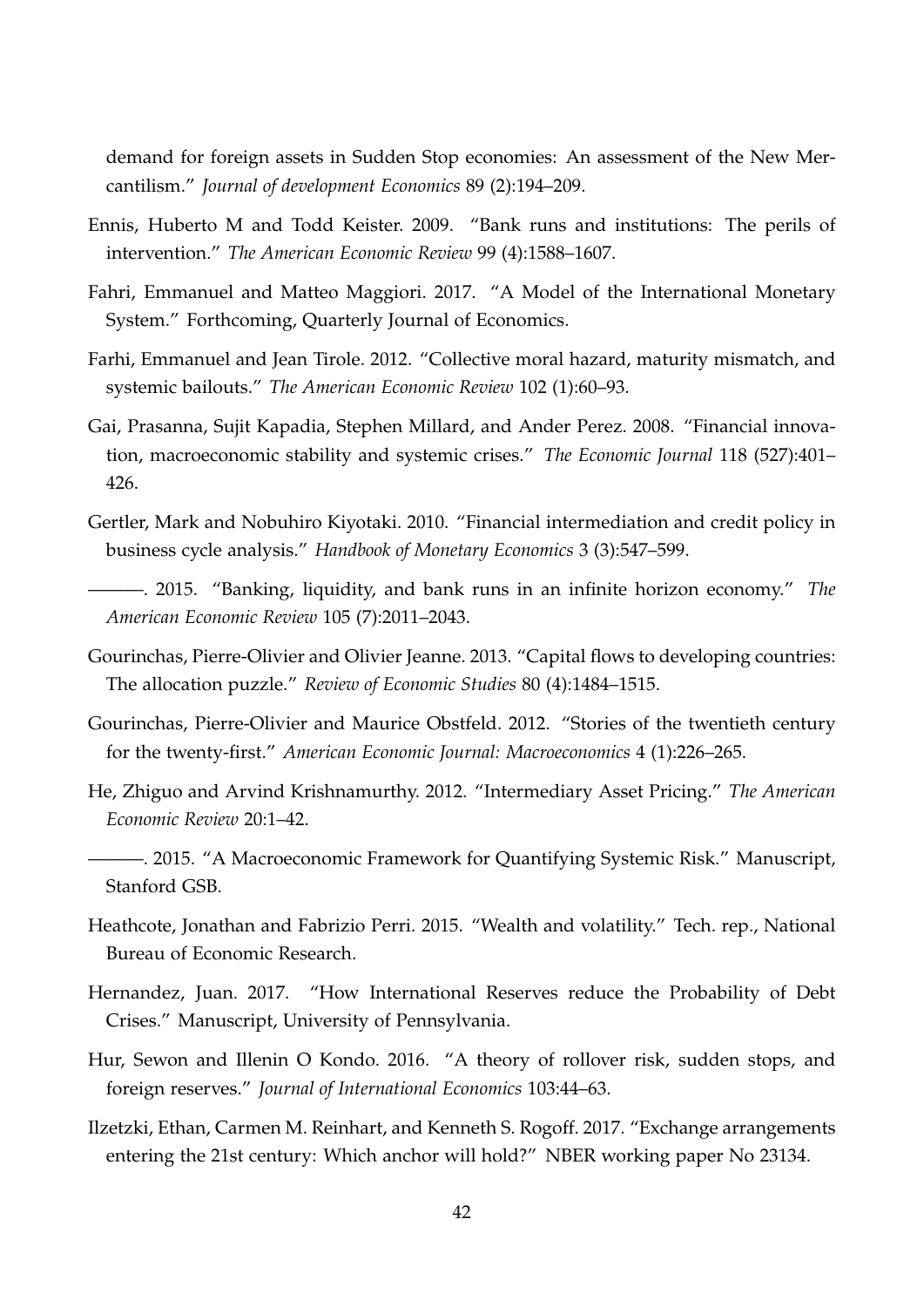demand for foreign assets in Sudden Stop economies: An assessment of the New Mercantilism." *Journal of development Economics* 89 (2):194–209.

Ennis, Huberto M and Todd Keister. 2009. "Bank runs and institutions: The perils of intervention." *The American Economic Review* 99 (4):1588–1607.

Fahri, Emmanuel and Matteo Maggiori. 2017. "A Model of the International Monetary System." Forthcoming, Quarterly Journal of Economics.

Farhi, Emmanuel and Jean Tirole. 2012. "Collective moral hazard, maturity mismatch, and systemic bailouts." *The American Economic Review* 102 (1):60–93.

Gai, Prasanna, Sujit Kapadia, Stephen Millard, and Ander Perez. 2008. "Financial innovation, macroeconomic stability and systemic crises." *The Economic Journal* 118 (527):401–426.

Gertler, Mark and Nobuhiro Kiyotaki. 2010. "Financial intermediation and credit policy in business cycle analysis." *Handbook of Monetary Economics* 3 (3):547–599.

———. 2015. "Banking, liquidity, and bank runs in an infinite horizon economy." *The American Economic Review* 105 (7):2011–2043.

Gourinchas, Pierre-Olivier and Olivier Jeanne. 2013. "Capital flows to developing countries: The allocation puzzle." *Review of Economic Studies* 80 (4):1484–1515.

Gourinchas, Pierre-Olivier and Maurice Obstfeld. 2012. "Stories of the twentieth century for the twenty-first." *American Economic Journal: Macroeconomics* 4 (1):226–265.

He, Zhiguo and Arvind Krishnamurthy. 2012. "Intermediary Asset Pricing." *The American Economic Review* 20:1–42.

———. 2015. "A Macroeconomic Framework for Quantifying Systemic Risk." Manuscript, Stanford GSB.

Heathcote, Jonathan and Fabrizio Perri. 2015. "Wealth and volatility." Tech. rep., National Bureau of Economic Research.

Hernandez, Juan. 2017. "How International Reserves reduce the Probability of Debt Crises." Manuscript, University of Pennsylvania.

Hur, Sewon and Illenin O Kondo. 2016. "A theory of rollover risk, sudden stops, and foreign reserves." *Journal of International Economics* 103:44–63.

Ilzetzki, Ethan, Carmen M. Reinhart, and Kenneth S. Rogoff. 2017. "Exchange arrangements entering the 21st century: Which anchor will hold?" NBER working paper No 23134.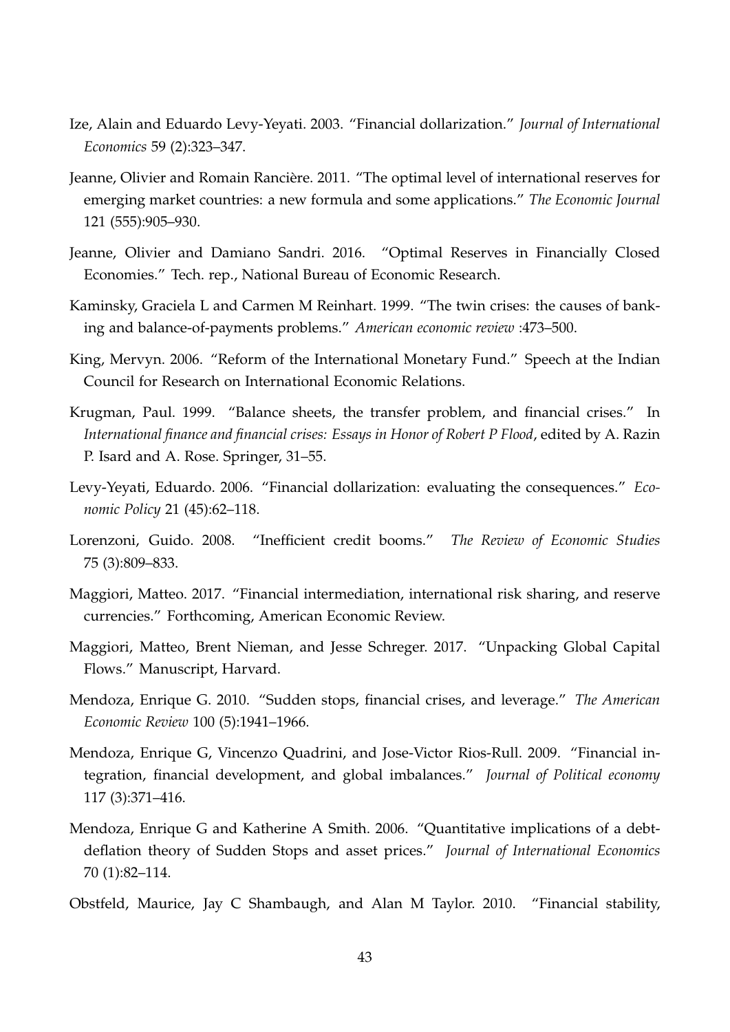Ize, Alain and Eduardo Levy-Yeyati. 2003. "Financial dollarization." *Journal of International Economics* 59 (2):323–347.

Jeanne, Olivier and Romain Rancière. 2011. "The optimal level of international reserves for emerging market countries: a new formula and some applications." *The Economic Journal* 121 (555):905–930.

Jeanne, Olivier and Damiano Sandri. 2016. "Optimal Reserves in Financially Closed Economies." Tech. rep., National Bureau of Economic Research.

Kaminsky, Graciela L and Carmen M Reinhart. 1999. "The twin crises: the causes of banking and balance-of-payments problems." *American economic review* :473–500.

King, Mervyn. 2006. "Reform of the International Monetary Fund." Speech at the Indian Council for Research on International Economic Relations.

Krugman, Paul. 1999. "Balance sheets, the transfer problem, and financial crises." In *International finance and financial crises: Essays in Honor of Robert P Flood*, edited by A. Razin P. Isard and A. Rose. Springer, 31–55.

Levy-Yeyati, Eduardo. 2006. "Financial dollarization: evaluating the consequences." *Economic Policy* 21 (45):62–118.

Lorenzoni, Guido. 2008. "Inefficient credit booms." *The Review of Economic Studies* 75 (3):809–833.

Maggiori, Matteo. 2017. "Financial intermediation, international risk sharing, and reserve currencies." Forthcoming, American Economic Review.

Maggiori, Matteo, Brent Nieman, and Jesse Schreger. 2017. "Unpacking Global Capital Flows." Manuscript, Harvard.

Mendoza, Enrique G. 2010. "Sudden stops, financial crises, and leverage." *The American Economic Review* 100 (5):1941–1966.

Mendoza, Enrique G, Vincenzo Quadrini, and Jose-Victor Rios-Rull. 2009. "Financial integration, financial development, and global imbalances." *Journal of Political economy* 117 (3):371–416.

Mendoza, Enrique G and Katherine A Smith. 2006. "Quantitative implications of a debt-deflation theory of Sudden Stops and asset prices." *Journal of International Economics* 70 (1):82–114.

Obstfeld, Maurice, Jay C Shambaugh, and Alan M Taylor. 2010. "Financial stability,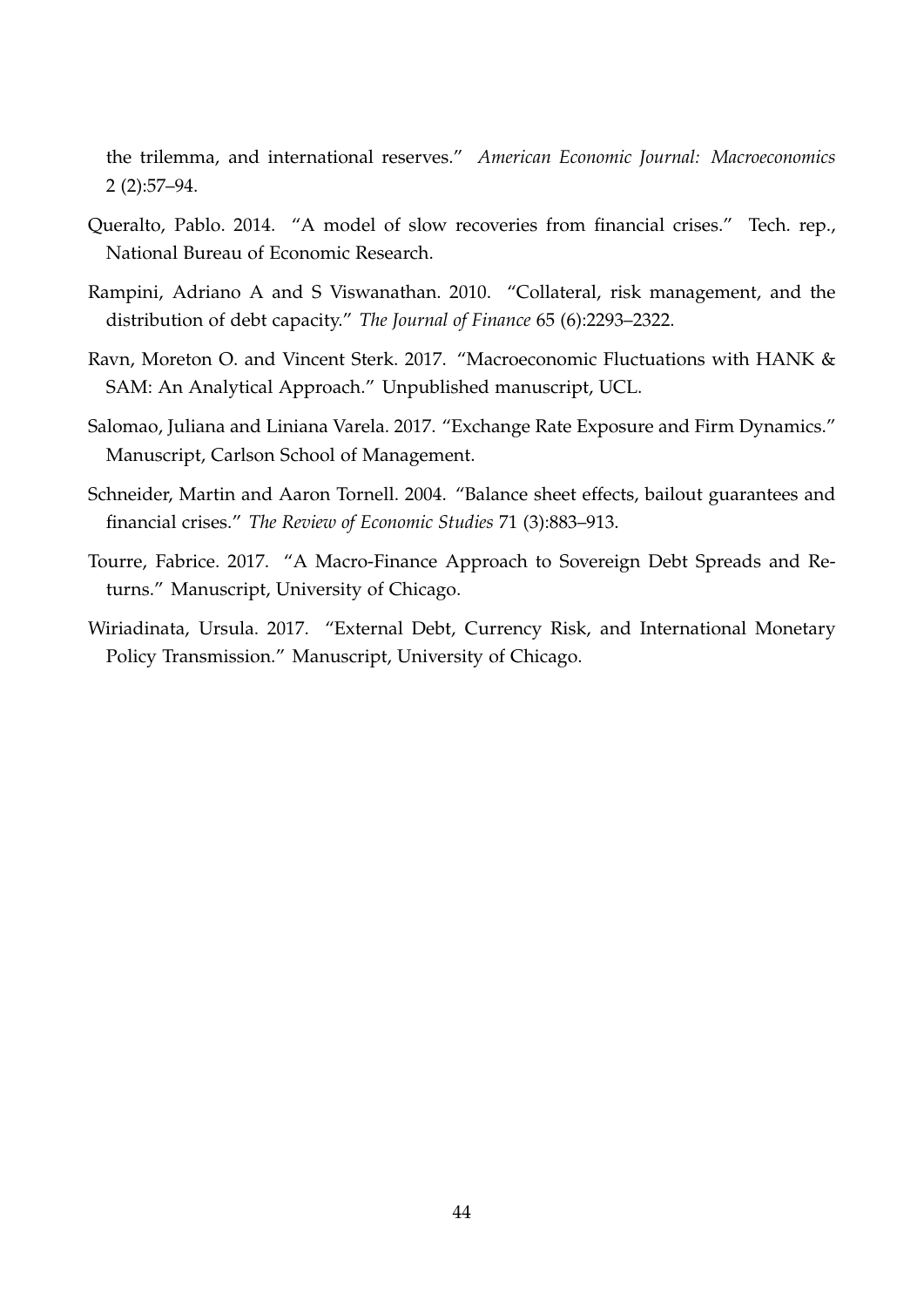the trilemma, and international reserves." *American Economic Journal: Macroeconomics* 2 (2):57–94.

Queralto, Pablo. 2014. "A model of slow recoveries from financial crises." Tech. rep., National Bureau of Economic Research.

Rampini, Adriano A and S Viswanathan. 2010. "Collateral, risk management, and the distribution of debt capacity." *The Journal of Finance* 65 (6):2293–2322.

Ravn, Moreton O. and Vincent Sterk. 2017. "Macroeconomic Fluctuations with HANK & SAM: An Analytical Approach." Unpublished manuscript, UCL.

Salomao, Juliana and Liniana Varela. 2017. "Exchange Rate Exposure and Firm Dynamics." Manuscript, Carlson School of Management.

Schneider, Martin and Aaron Tornell. 2004. "Balance sheet effects, bailout guarantees and financial crises." *The Review of Economic Studies* 71 (3):883–913.

Tourre, Fabrice. 2017. "A Macro-Finance Approach to Sovereign Debt Spreads and Returns." Manuscript, University of Chicago.

Wiriadinata, Ursula. 2017. "External Debt, Currency Risk, and International Monetary Policy Transmission." Manuscript, University of Chicago.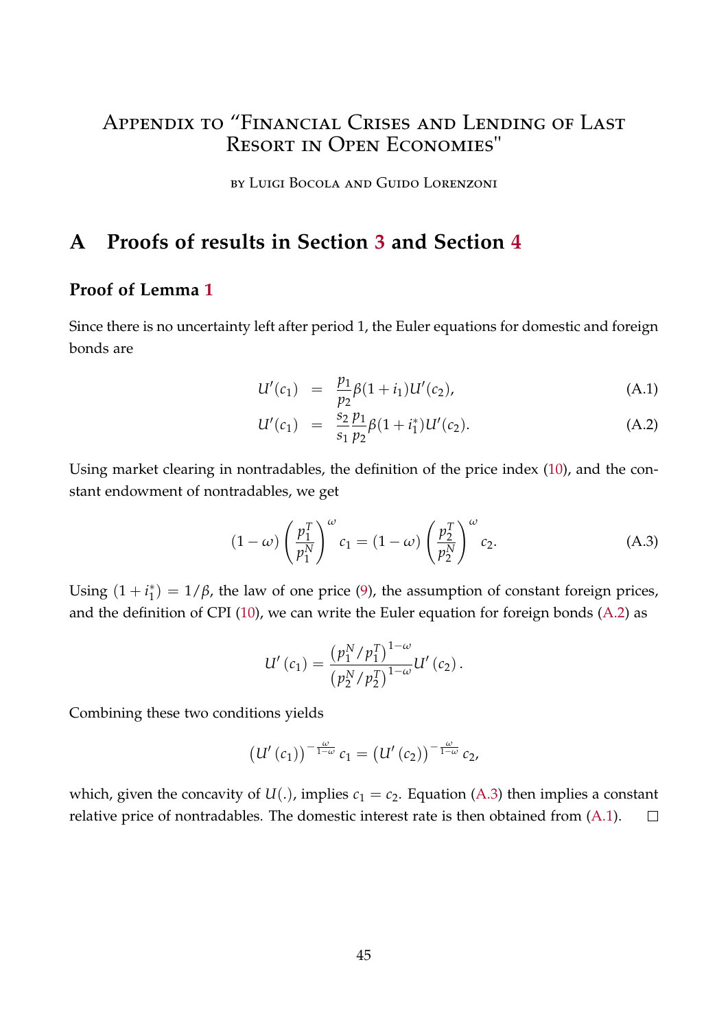# Appendix to "Financial Crises and Lending of Last Resort in Open Economies"

by Luigi Bocola and Guido Lorenzoni

## A Proofs of results in Section 3 and Section 4

### Proof of Lemma 1

Since there is no uncertainty left after period 1, the Euler equations for domestic and foreign bonds are

$$U'(c_1) = \frac{p_1}{p_2}\beta(1+i_1)U'(c_2), \tag{A.1}$$

$$U'(c_1) = \frac{s_2}{s_1}\frac{p_1}{p_2}\beta(1+i_1^*)U'(c_2). \tag{A.2}$$

Using market clearing in nontradables, the definition of the price index (10), and the constant endowment of nontradables, we get

$$(1-\omega)\left(\frac{p_1^T}{p_1^N}\right)^{\omega} c_1 = (1-\omega)\left(\frac{p_2^T}{p_2^N}\right)^{\omega} c_2. \tag{A.3}$$

Using $(1+i_1^*) = 1/\beta$, the law of one price (9), the assumption of constant foreign prices, and the definition of CPI (10), we can write the Euler equation for foreign bonds (A.2) as

$$U'(c_1) = \frac{\left(p_1^N/p_1^T\right)^{1-\omega}}{\left(p_2^N/p_2^T\right)^{1-\omega}} U'(c_2).$$

Combining these two conditions yields

$$\left(U'(c_1)\right)^{-\frac{\omega}{1-\omega}} c_1 = \left(U'(c_2)\right)^{-\frac{\omega}{1-\omega}} c_2,$$

which, given the concavity of $U(.)$, implies $c_1 = c_2$. Equation (A.3) then implies a constant relative price of nontradables. The domestic interest rate is then obtained from (A.1). $\square$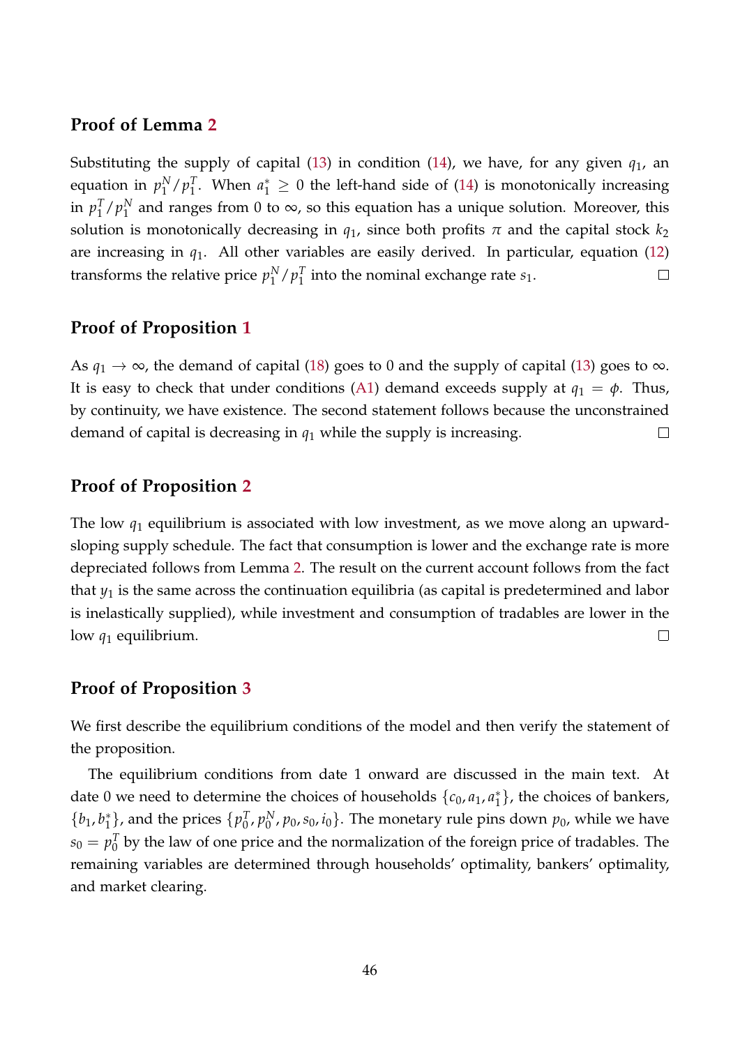### Proof of Lemma 2

Substituting the supply of capital (13) in condition (14), we have, for any given $q_1$, an equation in $p_1^N/p_1^T$. When $a_1^* \geq 0$ the left-hand side of (14) is monotonically increasing in $p_1^T/p_1^N$ and ranges from 0 to $\infty$, so this equation has a unique solution. Moreover, this solution is monotonically decreasing in $q_1$, since both profits $\pi$ and the capital stock $k_2$ are increasing in $q_1$. All other variables are easily derived. In particular, equation (12) transforms the relative price $p_1^N/p_1^T$ into the nominal exchange rate $s_1$. □

### Proof of Proposition 1

As $q_1 \to \infty$, the demand of capital (18) goes to 0 and the supply of capital (13) goes to $\infty$. It is easy to check that under conditions (A1) demand exceeds supply at $q_1 = \phi$. Thus, by continuity, we have existence. The second statement follows because the unconstrained demand of capital is decreasing in $q_1$ while the supply is increasing. □

### Proof of Proposition 2

The low $q_1$ equilibrium is associated with low investment, as we move along an upward-sloping supply schedule. The fact that consumption is lower and the exchange rate is more depreciated follows from Lemma 2. The result on the current account follows from the fact that $y_1$ is the same across the continuation equilibria (as capital is predetermined and labor is inelastically supplied), while investment and consumption of tradables are lower in the low $q_1$ equilibrium. □

### Proof of Proposition 3

We first describe the equilibrium conditions of the model and then verify the statement of the proposition.

The equilibrium conditions from date 1 onward are discussed in the main text. At date 0 we need to determine the choices of households $\{c_0, a_1, a_1^*\}$, the choices of bankers, $\{b_1, b_1^*\}$, and the prices $\{p_0^T, p_0^N, p_0, s_0, i_0\}$. The monetary rule pins down $p_0$, while we have $s_0 = p_0^T$ by the law of one price and the normalization of the foreign price of tradables. The remaining variables are determined through households' optimality, bankers' optimality, and market clearing.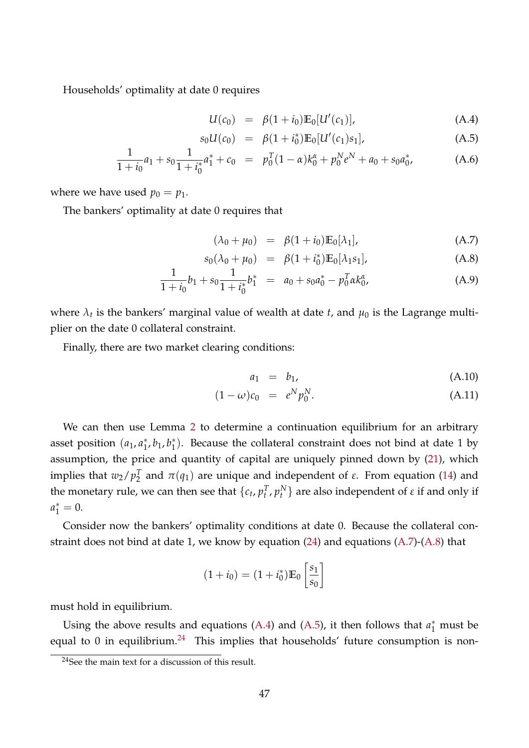Households' optimality at date 0 requires

$$U(c_0) = \beta(1+i_0)\mathbb{E}_0[U'(c_1)], \tag{A.4}$$

$$s_0 U(c_0) = \beta(1+i_0^*)\mathbb{E}_0[U'(c_1)s_1], \tag{A.5}$$

$$\frac{1}{1+i_0}a_1 + s_0\frac{1}{1+i_0^*}a_1^* + c_0 = p_0^T(1-\alpha)k_0^\alpha + p_0^N e^N + a_0 + s_0 a_0^*, \tag{A.6}$$

where we have used $p_0 = p_1$.

The bankers' optimality at date 0 requires that

$$(\lambda_0 + \mu_0) = \beta(1+i_0)\mathbb{E}_0[\lambda_1], \tag{A.7}$$

$$s_0(\lambda_0 + \mu_0) = \beta(1+i_0^*)\mathbb{E}_0[\lambda_1 s_1], \tag{A.8}$$

$$\frac{1}{1+i_0}b_1 + s_0\frac{1}{1+i_0^*}b_1^* = a_0 + s_0 a_0^* - p_0^T \alpha k_0^\alpha, \tag{A.9}$$

where $\lambda_t$ is the bankers' marginal value of wealth at date $t$, and $\mu_0$ is the Lagrange multiplier on the date 0 collateral constraint.

Finally, there are two market clearing conditions:

$$a_1 = b_1, \tag{A.10}$$

$$(1-\omega)c_0 = e^N p_0^N. \tag{A.11}$$

We can then use Lemma 2 to determine a continuation equilibrium for an arbitrary asset position $(a_1, a_1^*, b_1, b_1^*)$. Because the collateral constraint does not bind at date 1 by assumption, the price and quantity of capital are uniquely pinned down by (21), which implies that $w_2/p_2^T$ and $\pi(q_1)$ are unique and independent of $\varepsilon$. From equation (14) and the monetary rule, we can then see that $\{c_t, p_t^T, p_t^N\}$ are also independent of $\varepsilon$ if and only if $a_1^* = 0$.

Consider now the bankers' optimality conditions at date 0. Because the collateral constraint does not bind at date 1, we know by equation (24) and equations (A.7)-(A.8) that

$$(1+i_0) = (1+i_0^*)\mathbb{E}_0\left[\frac{s_1}{s_0}\right]$$

must hold in equilibrium.

Using the above results and equations (A.4) and (A.5), it then follows that $a_1^*$ must be equal to 0 in equilibrium.[24] This implies that households' future consumption is non-

[24] See the main text for a discussion of this result.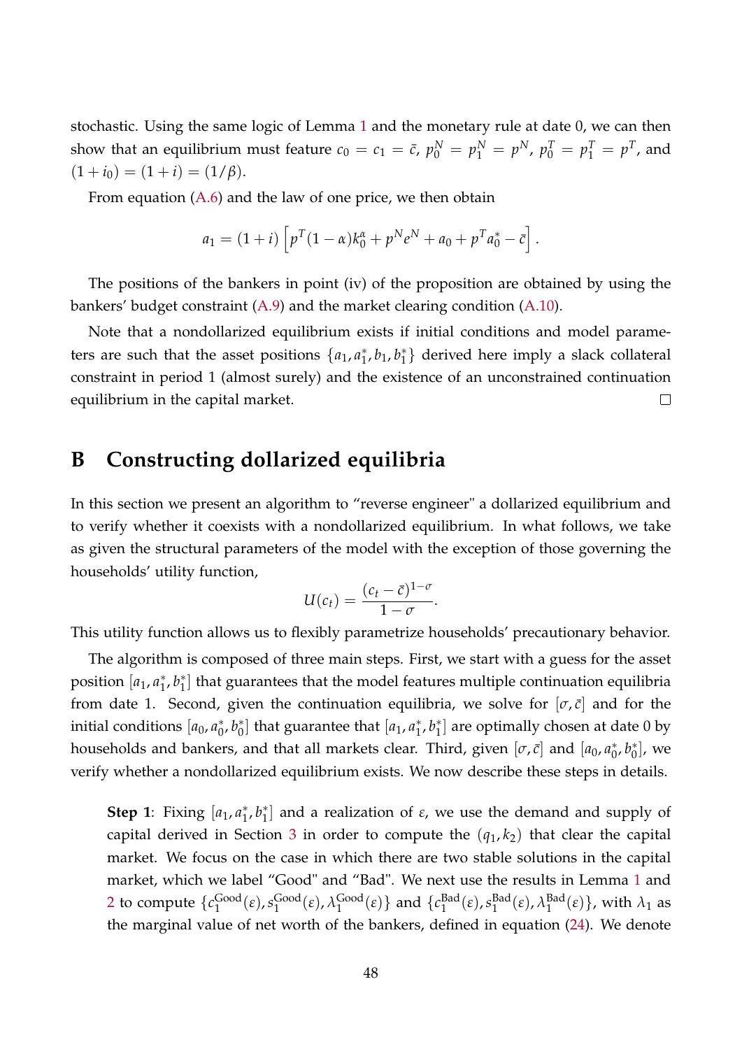stochastic. Using the same logic of Lemma 1 and the monetary rule at date 0, we can then show that an equilibrium must feature $c_0 = c_1 = \bar{c}$, $p_0^N = p_1^N = p^N$, $p_0^T = p_1^T = p^T$, and $(1 + i_0) = (1 + i) = (1/\beta)$.

From equation (A.6) and the law of one price, we then obtain

$$
a_1 = (1 + i) \left[ p^T (1 - \alpha) k_0^\alpha + p^N e^N + a_0 + p^T a_0^* - \bar{c} \right].
$$

The positions of the bankers in point (iv) of the proposition are obtained by using the bankers' budget constraint (A.9) and the market clearing condition (A.10).

Note that a nondollarized equilibrium exists if initial conditions and model parameters are such that the asset positions $\{a_1, a_1^*, b_1, b_1^*\}$ derived here imply a slack collateral constraint in period 1 (almost surely) and the existence of an unconstrained continuation equilibrium in the capital market. □

# B Constructing dollarized equilibria

In this section we present an algorithm to "reverse engineer" a dollarized equilibrium and to verify whether it coexists with a nondollarized equilibrium. In what follows, we take as given the structural parameters of the model with the exception of those governing the households' utility function,

$$
U(c_t) = \frac{(c_t - \bar{c})^{1-\sigma}}{1 - \sigma}.
$$

This utility function allows us to flexibly parametrize households' precautionary behavior.

The algorithm is composed of three main steps. First, we start with a guess for the asset position $[a_1, a_1^*, b_1^*]$ that guarantees that the model features multiple continuation equilibria from date 1. Second, given the continuation equilibria, we solve for $[\sigma, \bar{c}]$ and for the initial conditions $[a_0, a_0^*, b_0^*]$ that guarantee that $[a_1, a_1^*, b_1^*]$ are optimally chosen at date 0 by households and bankers, and that all markets clear. Third, given $[\sigma, \bar{c}]$ and $[a_0, a_0^*, b_0^*]$, we verify whether a nondollarized equilibrium exists. We now describe these steps in details.

> **Step 1**: Fixing $[a_1, a_1^*, b_1^*]$ and a realization of $\varepsilon$, we use the demand and supply of capital derived in Section 3 in order to compute the $(q_1, k_2)$ that clear the capital market. We focus on the case in which there are two stable solutions in the capital market, which we label "Good" and "Bad". We next use the results in Lemma 1 and 2 to compute $\{c_1^{\text{Good}}(\varepsilon), s_1^{\text{Good}}(\varepsilon), \lambda_1^{\text{Good}}(\varepsilon)\}$ and $\{c_1^{\text{Bad}}(\varepsilon), s_1^{\text{Bad}}(\varepsilon), \lambda_1^{\text{Bad}}(\varepsilon)\}$, with $\lambda_1$ as the marginal value of net worth of the bankers, defined in equation (24). We denote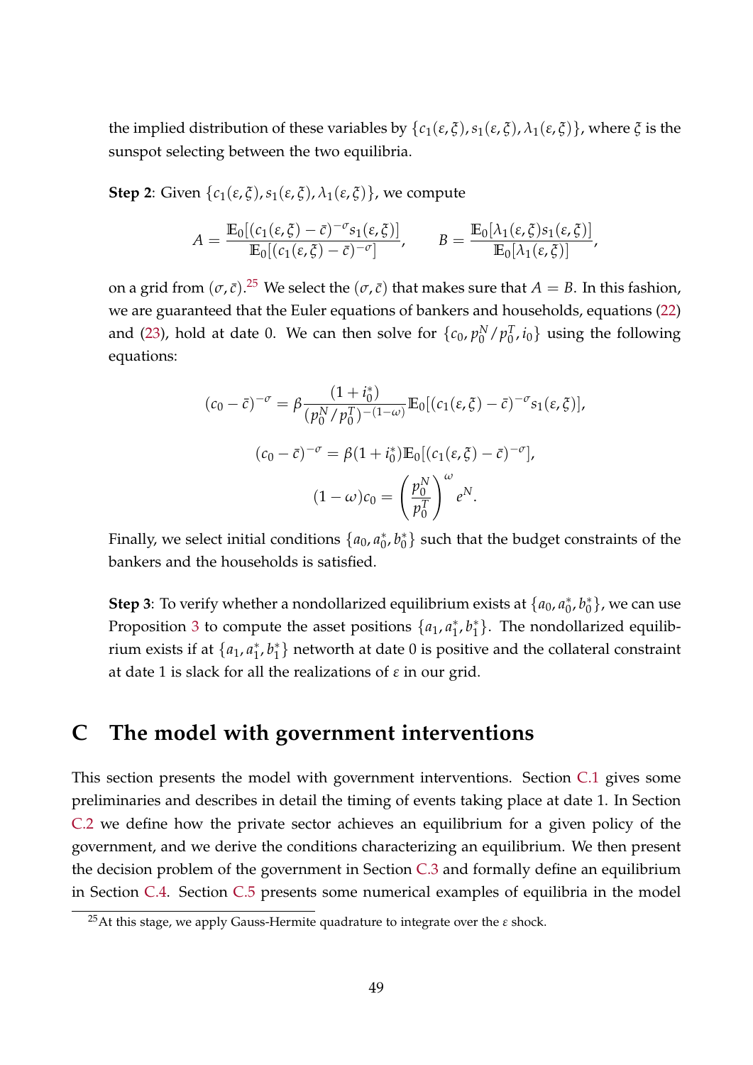the implied distribution of these variables by $\{c_1(\varepsilon, \xi), s_1(\varepsilon, \xi), \lambda_1(\varepsilon, \xi)\}$, where $\xi$ is the sunspot selecting between the two equilibria.

**Step 2**: Given $\{c_1(\varepsilon, \xi), s_1(\varepsilon, \xi), \lambda_1(\varepsilon, \xi)\}$, we compute

$$A = \frac{\mathbb{E}_0[(c_1(\varepsilon, \xi) - \bar{c})^{-\sigma} s_1(\varepsilon, \xi)]}{\mathbb{E}_0[(c_1(\varepsilon, \xi) - \bar{c})^{-\sigma}]}, \qquad B = \frac{\mathbb{E}_0[\lambda_1(\varepsilon, \xi) s_1(\varepsilon, \xi)]}{\mathbb{E}_0[\lambda_1(\varepsilon, \xi)]},$$

on a grid from $(\sigma, \bar{c})$.[25] We select the $(\sigma, \bar{c})$ that makes sure that $A = B$. In this fashion, we are guaranteed that the Euler equations of bankers and households, equations (22) and (23), hold at date 0. We can then solve for $\{c_0, p_0^N / p_0^T, i_0\}$ using the following equations:

$$(c_0 - \bar{c})^{-\sigma} = \beta \frac{(1 + i_0^*)}{(p_0^N / p_0^T)^{-(1-\omega)}} \mathbb{E}_0[(c_1(\varepsilon, \xi) - \bar{c})^{-\sigma} s_1(\varepsilon, \xi)],$$

$$(c_0 - \bar{c})^{-\sigma} = \beta (1 + i_0^*) \mathbb{E}_0[(c_1(\varepsilon, \xi) - \bar{c})^{-\sigma}],$$

$$(1 - \omega) c_0 = \left( \frac{p_0^N}{p_0^T} \right)^{\omega} e^N.$$

Finally, we select initial conditions $\{a_0, a_0^*, b_0^*\}$ such that the budget constraints of the bankers and the households is satisfied.

**Step 3**: To verify whether a nondollarized equilibrium exists at $\{a_0, a_0^*, b_0^*\}$, we can use Proposition 3 to compute the asset positions $\{a_1, a_1^*, b_1^*\}$. The nondollarized equilibrium exists if at $\{a_1, a_1^*, b_1^*\}$ networth at date 0 is positive and the collateral constraint at date 1 is slack for all the realizations of $\varepsilon$ in our grid.

# C The model with government interventions

This section presents the model with government interventions. Section C.1 gives some preliminaries and describes in detail the timing of events taking place at date 1. In Section C.2 we define how the private sector achieves an equilibrium for a given policy of the government, and we derive the conditions characterizing an equilibrium. We then present the decision problem of the government in Section C.3 and formally define an equilibrium in Section C.4. Section C.5 presents some numerical examples of equilibria in the model

[25] At this stage, we apply Gauss-Hermite quadrature to integrate over the $\varepsilon$ shock.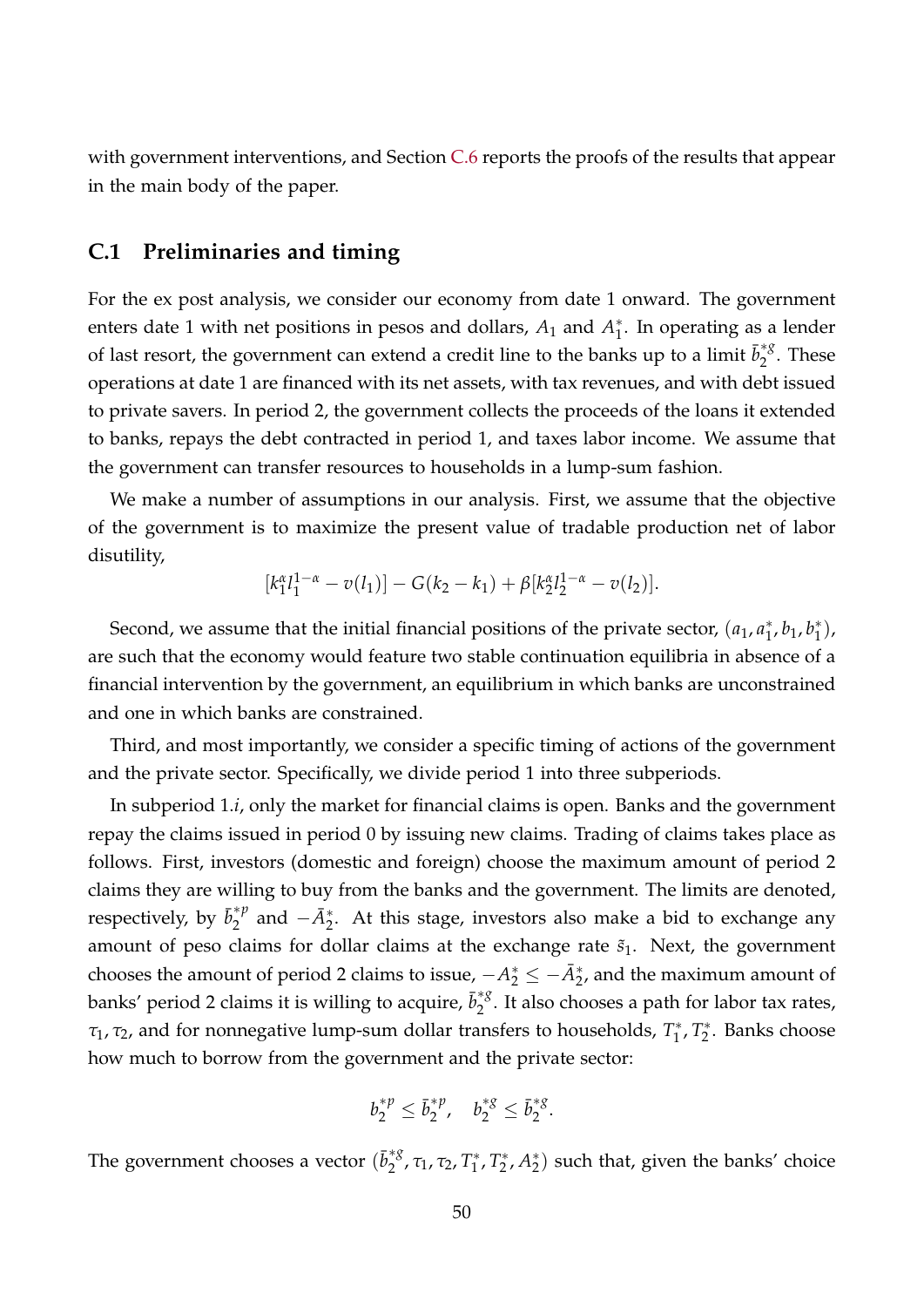with government interventions, and Section C.6 reports the proofs of the results that appear in the main body of the paper.

## C.1 Preliminaries and timing

For the ex post analysis, we consider our economy from date 1 onward. The government enters date 1 with net positions in pesos and dollars, $A_1$ and $A_1^*$. In operating as a lender of last resort, the government can extend a credit line to the banks up to a limit $\bar{b}_2^{*g}$. These operations at date 1 are financed with its net assets, with tax revenues, and with debt issued to private savers. In period 2, the government collects the proceeds of the loans it extended to banks, repays the debt contracted in period 1, and taxes labor income. We assume that the government can transfer resources to households in a lump-sum fashion.

We make a number of assumptions in our analysis. First, we assume that the objective of the government is to maximize the present value of tradable production net of labor disutility,

$$[k_1^{\alpha} l_1^{1-\alpha} - v(l_1)] - G(k_2 - k_1) + \beta[k_2^{\alpha} l_2^{1-\alpha} - v(l_2)].$$

Second, we assume that the initial financial positions of the private sector, $(a_1, a_1^*, b_1, b_1^*)$, are such that the economy would feature two stable continuation equilibria in absence of a financial intervention by the government, an equilibrium in which banks are unconstrained and one in which banks are constrained.

Third, and most importantly, we consider a specific timing of actions of the government and the private sector. Specifically, we divide period 1 into three subperiods.

In subperiod 1.*i*, only the market for financial claims is open. Banks and the government repay the claims issued in period 0 by issuing new claims. Trading of claims takes place as follows. First, investors (domestic and foreign) choose the maximum amount of period 2 claims they are willing to buy from the banks and the government. The limits are denoted, respectively, by $\bar{b}_2^{*p}$ and $-\bar{A}_2^*$. At this stage, investors also make a bid to exchange any amount of peso claims for dollar claims at the exchange rate $\tilde{s}_1$. Next, the government chooses the amount of period 2 claims to issue, $-A_2^* \leq -\bar{A}_2^*$, and the maximum amount of banks' period 2 claims it is willing to acquire, $\bar{b}_2^{*g}$. It also chooses a path for labor tax rates, $\tau_1, \tau_2$, and for nonnegative lump-sum dollar transfers to households, $T_1^*, T_2^*$. Banks choose how much to borrow from the government and the private sector:

$$b_2^{*p} \leq \bar{b}_2^{*p}, \quad b_2^{*g} \leq \bar{b}_2^{*g}.$$

The government chooses a vector $(\bar{b}_2^{*g}, \tau_1, \tau_2, T_1^*, T_2^*, A_2^*)$ such that, given the banks' choice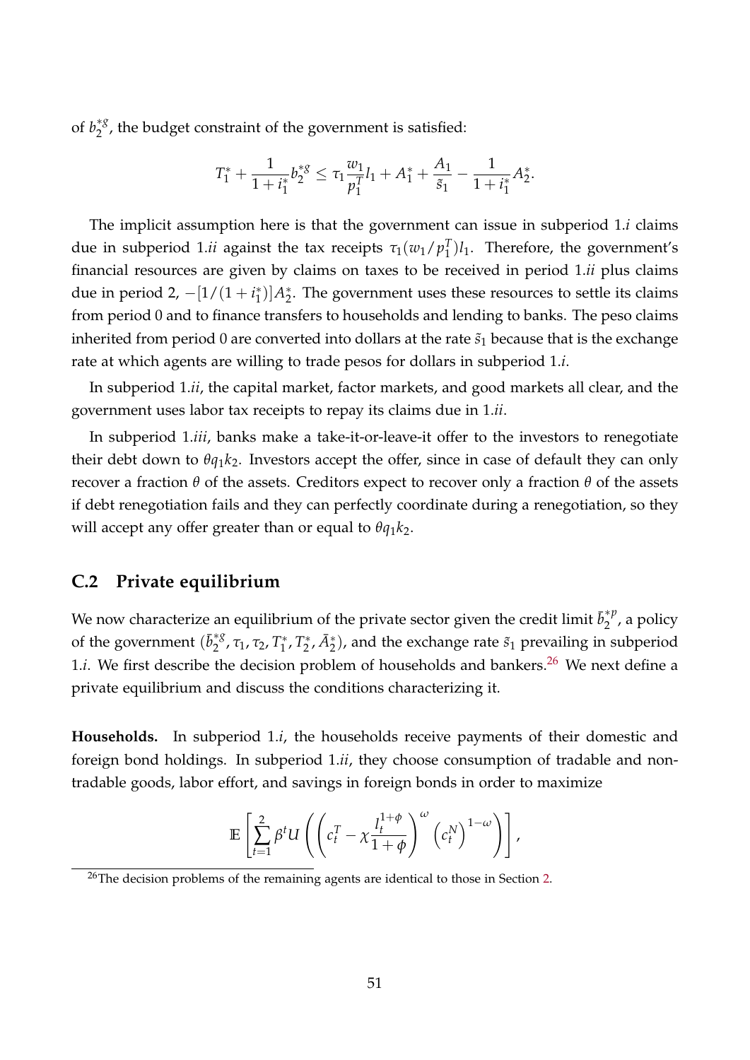of $b_2^{*g}$, the budget constraint of the government is satisfied:

$$T_1^* + \frac{1}{1+i_1^*} b_2^{*g} \leq \tau_1 \frac{w_1}{p_1^T} l_1 + A_1^* + \frac{A_1}{\tilde{s}_1} - \frac{1}{1+i_1^*} A_2^*.$$

The implicit assumption here is that the government can issue in subperiod 1.*i* claims due in subperiod 1.*ii* against the tax receipts $\tau_1 (w_1/p_1^T) l_1$. Therefore, the government's financial resources are given by claims on taxes to be received in period 1.*ii* plus claims due in period 2, $-[1/(1+i_1^*)] A_2^*$. The government uses these resources to settle its claims from period 0 and to finance transfers to households and lending to banks. The peso claims inherited from period 0 are converted into dollars at the rate $\tilde{s}_1$ because that is the exchange rate at which agents are willing to trade pesos for dollars in subperiod 1.*i*.

In subperiod 1.*ii*, the capital market, factor markets, and good markets all clear, and the government uses labor tax receipts to repay its claims due in 1.*ii*.

In subperiod 1.*iii*, banks make a take-it-or-leave-it offer to the investors to renegotiate their debt down to $\theta q_1 k_2$. Investors accept the offer, since in case of default they can only recover a fraction $\theta$ of the assets. Creditors expect to recover only a fraction $\theta$ of the assets if debt renegotiation fails and they can perfectly coordinate during a renegotiation, so they will accept any offer greater than or equal to $\theta q_1 k_2$.

## C.2 Private equilibrium

We now characterize an equilibrium of the private sector given the credit limit $\bar{b}_2^{*p}$, a policy of the government $(\bar{b}_2^{*g}, \tau_1, \tau_2, T_1^*, T_2^*, \bar{A}_2^*)$, and the exchange rate $\tilde{s}_1$ prevailing in subperiod 1.*i*. We first describe the decision problem of households and bankers.[26] We next define a private equilibrium and discuss the conditions characterizing it.

**Households.** In subperiod 1.*i*, the households receive payments of their domestic and foreign bond holdings. In subperiod 1.*ii*, they choose consumption of tradable and non-tradable goods, labor effort, and savings in foreign bonds in order to maximize

$$\mathbb{E}\left[\sum_{t=1}^{2} \beta^t U\left(\left(c_t^T - \chi \frac{l_t^{1+\phi}}{1+\phi}\right)^{\omega} \left(c_t^N\right)^{1-\omega}\right)\right],$$

[26]The decision problems of the remaining agents are identical to those in Section 2.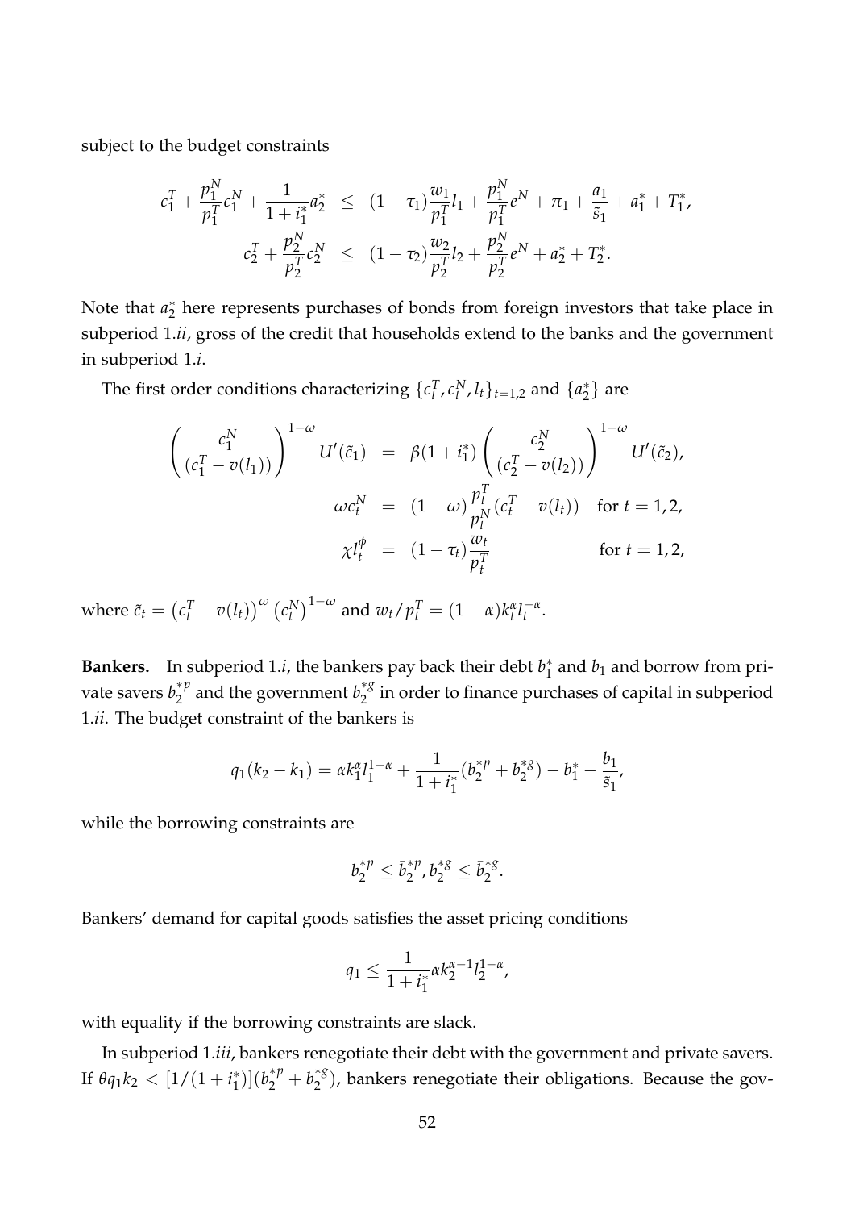subject to the budget constraints

$$
\begin{aligned}
c_1^T + \frac{p_1^N}{p_1^T} c_1^N + \frac{1}{1+i_1^*} a_2^* &\leq (1-\tau_1)\frac{w_1}{p_1^T} l_1 + \frac{p_1^N}{p_1^T} e^N + \pi_1 + \frac{a_1}{\tilde{s}_1} + a_1^* + T_1^*, \\
c_2^T + \frac{p_2^N}{p_2^T} c_2^N &\leq (1-\tau_2)\frac{w_2}{p_2^T} l_2 + \frac{p_2^N}{p_2^T} e^N + a_2^* + T_2^*.
\end{aligned}
$$

Note that $a_2^*$ here represents purchases of bonds from foreign investors that take place in subperiod 1.*ii*, gross of the credit that households extend to the banks and the government in subperiod 1.*i*.

The first order conditions characterizing $\{c_t^T, c_t^N, l_t\}_{t=1,2}$ and $\{a_2^*\}$ are

$$
\begin{aligned}
\left(\frac{c_1^N}{(c_1^T - v(l_1))}\right)^{1-\omega} U'(\tilde{c}_1) &= \beta(1+i_1^*)\left(\frac{c_2^N}{(c_2^T - v(l_2))}\right)^{1-\omega} U'(\tilde{c}_2), \\
\omega c_t^N &= (1-\omega)\frac{p_t^T}{p_t^N}(c_t^T - v(l_t)) \quad \text{for } t = 1,2, \\
\chi l_t^\phi &= (1-\tau_t)\frac{w_t}{p_t^T} \quad \text{for } t = 1,2,
\end{aligned}
$$

where $\tilde{c}_t = \left(c_t^T - v(l_t)\right)^\omega \left(c_t^N\right)^{1-\omega}$ and $w_t / p_t^T = (1-\alpha) k_t^\alpha l_t^{-\alpha}$.

**Bankers.** In subperiod 1.*i*, the bankers pay back their debt $b_1^*$ and $b_1$ and borrow from private savers $b_2^{*p}$ and the government $b_2^{*g}$ in order to finance purchases of capital in subperiod 1.*ii*. The budget constraint of the bankers is

$$
q_1(k_2 - k_1) = \alpha k_1^\alpha l_1^{1-\alpha} + \frac{1}{1+i_1^*}(b_2^{*p} + b_2^{*g}) - b_1^* - \frac{b_1}{\tilde{s}_1},
$$

while the borrowing constraints are

$$
b_2^{*p} \leq \bar{b}_2^{*p}, b_2^{*g} \leq \bar{b}_2^{*g}.
$$

Bankers' demand for capital goods satisfies the asset pricing conditions

$$
q_1 \leq \frac{1}{1+i_1^*} \alpha k_2^{\alpha-1} l_2^{1-\alpha},
$$

with equality if the borrowing constraints are slack.

In subperiod 1.*iii*, bankers renegotiate their debt with the government and private savers. If $\theta q_1 k_2 < [1/(1+i_1^*)](b_2^{*p} + b_2^{*g})$, bankers renegotiate their obligations. Because the gov-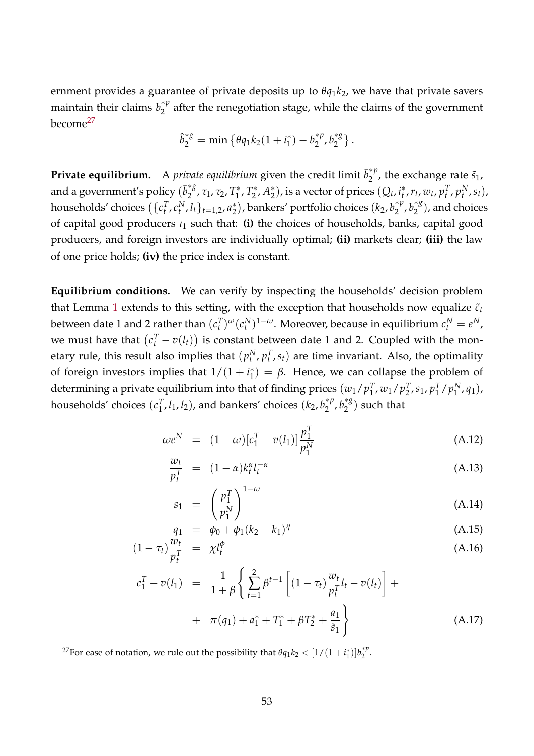ernment provides a guarantee of private deposits up to $\theta q_1 k_2$, we have that private savers maintain their claims $b_2^{*p}$ after the renegotiation stage, while the claims of the government become[27]

$$\hat{b}_2^{*g} = \min\left\{\theta q_1 k_2 (1+i_1^*) - b_2^{*p}, b_2^{*g}\right\}.$$

**Private equilibrium.** A *private equilibrium* given the credit limit $\bar{b}_2^{*p}$, the exchange rate $\tilde{s}_1$, and a government's policy $(\bar{b}_2^{*g}, \tau_1, \tau_2, T_1^*, T_2^*, A_2^*)$, is a vector of prices $(Q_t, i_t^*, r_t, w_t, p_t^T, p_t^N, s_t)$, households' choices $\left(\{c_t^T, c_t^N, l_t\}_{t=1,2}, a_2^*\right)$, bankers' portfolio choices $(k_2, b_2^{*p}, b_2^{*g})$, and choices of capital good producers $\iota_1$ such that: **(i)** the choices of households, banks, capital good producers, and foreign investors are individually optimal; **(ii)** markets clear; **(iii)** the law of one price holds; **(iv)** the price index is constant.

**Equilibrium conditions.** We can verify by inspecting the households' decision problem that Lemma 1 extends to this setting, with the exception that households now equalize $\tilde{c}_t$ between date 1 and 2 rather than $(c_t^T)^\omega (c_t^N)^{1-\omega}$. Moreover, because in equilibrium $c_t^N = e^N$, we must have that $\left(c_t^T - v(l_t)\right)$ is constant between date 1 and 2. Coupled with the monetary rule, this result also implies that $(p_t^N, p_t^T, s_t)$ are time invariant. Also, the optimality of foreign investors implies that $1/(1+i_1^*) = \beta$. Hence, we can collapse the problem of determining a private equilibrium into that of finding prices $(w_1/p_1^T, w_1/p_2^T, s_1, p_1^T/p_1^N, q_1)$, households' choices $(c_1^T, l_1, l_2)$, and bankers' choices $(k_2, b_2^{*p}, b_2^{*g})$ such that

$$\omega e^N = (1-\omega)[c_1^T - v(l_1)]\frac{p_1^T}{p_1^N} \tag{A.12}$$

$$\frac{w_t}{p_t^T} = (1-\alpha)k_t^\alpha l_t^{-\alpha} \tag{A.13}$$

$$s_1 = \left(\frac{p_1^T}{p_1^N}\right)^{1-\omega} \tag{A.14}$$

$$q_1 = \phi_0 + \phi_1(k_2 - k_1)^\eta \tag{A.15}$$

$$(1-\tau_t)\frac{w_t}{p_t^T} = \chi l_t^\phi \tag{A.16}$$

$$c_1^T - v(l_1) = \frac{1}{1+\beta}\left\{\sum_{t=1}^{2}\beta^{t-1}\left[(1-\tau_t)\frac{w_t}{p_t^T}l_t - v(l_t)\right] + \pi(q_1) + a_1^* + T_1^* + \beta T_2^* + \frac{a_1}{\tilde{s}_1}\right\} \tag{A.17}$$

[27] For ease of notation, we rule out the possibility that $\theta q_1 k_2 < [1/(1+i_1^*)]b_2^{*p}$.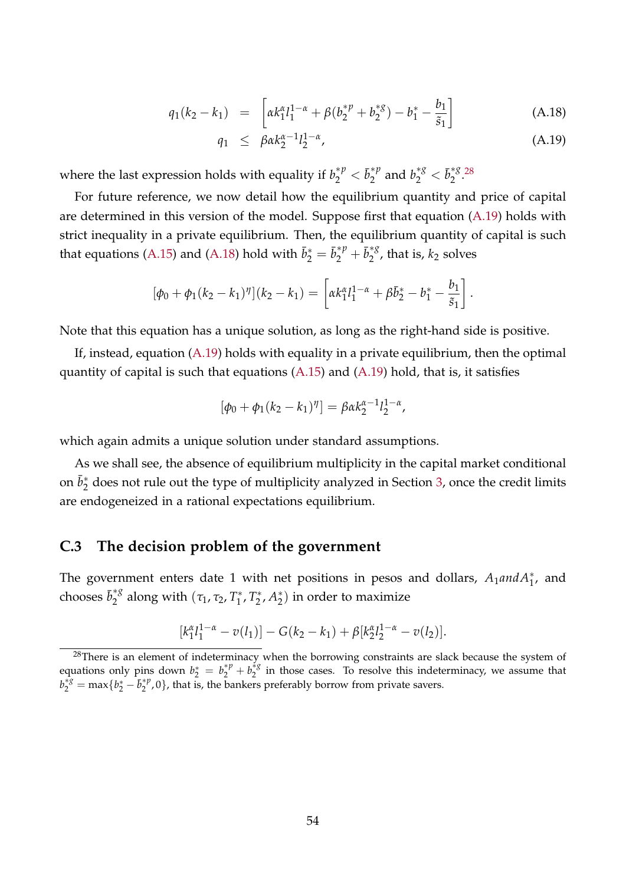$$q_1(k_2 - k_1) = \left[\alpha k_1^{\alpha} l_1^{1-\alpha} + \beta(b_2^{*p} + b_2^{*g}) - b_1^* - \frac{b_1}{\tilde{s}_1}\right] \tag{A.18}$$

$$q_1 \leq \beta \alpha k_2^{\alpha-1} l_2^{1-\alpha}, \tag{A.19}$$

where the last expression holds with equality if $b_2^{*p} < \bar{b}_2^{*p}$ and $b_2^{*g} < \bar{b}_2^{*g}$.[28]

For future reference, we now detail how the equilibrium quantity and price of capital are determined in this version of the model. Suppose first that equation (A.19) holds with strict inequality in a private equilibrium. Then, the equilibrium quantity of capital is such that equations (A.15) and (A.18) hold with $\bar{b}_2^* = \bar{b}_2^{*p} + \bar{b}_2^{*g}$, that is, $k_2$ solves

$$[\phi_0 + \phi_1(k_2 - k_1)^{\eta}](k_2 - k_1) = \left[\alpha k_1^{\alpha} l_1^{1-\alpha} + \beta \bar{b}_2^* - b_1^* - \frac{b_1}{\tilde{s}_1}\right].$$

Note that this equation has a unique solution, as long as the right-hand side is positive.

If, instead, equation (A.19) holds with equality in a private equilibrium, then the optimal quantity of capital is such that equations (A.15) and (A.19) hold, that is, it satisfies

$$[\phi_0 + \phi_1(k_2 - k_1)^{\eta}] = \beta \alpha k_2^{\alpha-1} l_2^{1-\alpha},$$

which again admits a unique solution under standard assumptions.

As we shall see, the absence of equilibrium multiplicity in the capital market conditional on $\bar{b}_2^*$ does not rule out the type of multiplicity analyzed in Section 3, once the credit limits are endogeneized in a rational expectations equilibrium.

## C.3 The decision problem of the government

The government enters date 1 with net positions in pesos and dollars, $A_1 and A_1^*$, and chooses $\bar{b}_2^{*g}$ along with $(\tau_1, \tau_2, T_1^*, T_2^*, A_2^*)$ in order to maximize

$$[k_1^{\alpha} l_1^{1-\alpha} - v(l_1)] - G(k_2 - k_1) + \beta[k_2^{\alpha} l_2^{1-\alpha} - v(l_2)].$$

[28] There is an element of indeterminacy when the borrowing constraints are slack because the system of equations only pins down $b_2^* = b_2^{*p} + b_2^{*g}$ in those cases. To resolve this indeterminacy, we assume that $b_2^{*g} = \max\{b_2^* - \bar{b}_2^{*p}, 0\}$, that is, the bankers preferably borrow from private savers.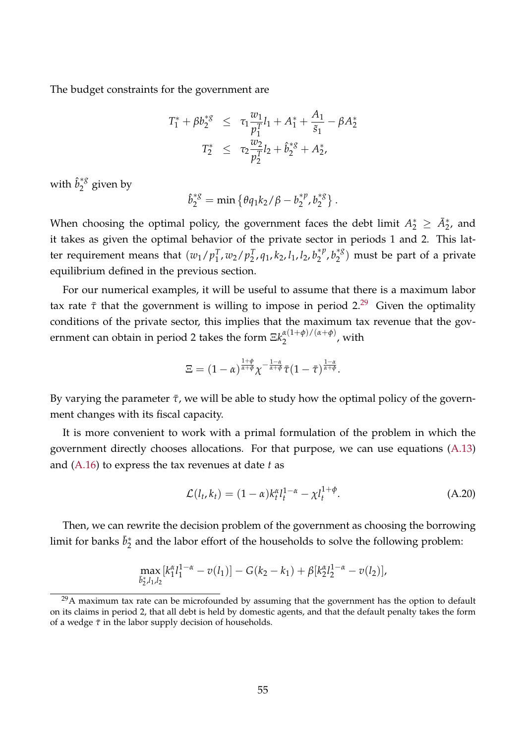The budget constraints for the government are

$$
\begin{aligned}
T_1^* + \beta b_2^{*g} &\leq \tau_1 \frac{w_1}{p_1^T} l_1 + A_1^* + \frac{A_1}{\tilde{s}_1} - \beta A_2^* \\
T_2^* &\leq \tau_2 \frac{w_2}{p_2^T} l_2 + \hat{b}_2^{*g} + A_2^*,
\end{aligned}
$$

with $\hat{b}_2^{*g}$ given by

$$
\hat{b}_2^{*g} = \min\left\{ \theta q_1 k_2 / \beta - b_2^{*p}, b_2^{*g} \right\}.
$$

When choosing the optimal policy, the government faces the debt limit $A_2^* \geq \bar{A}_2^*$, and it takes as given the optimal behavior of the private sector in periods 1 and 2. This latter requirement means that $(w_1/p_1^T, w_2/p_2^T, q_1, k_2, l_1, l_2, b_2^{*p}, b_2^{*g})$ must be part of a private equilibrium defined in the previous section.

For our numerical examples, it will be useful to assume that there is a maximum labor tax rate $\bar{\tau}$ that the government is willing to impose in period 2.[29] Given the optimality conditions of the private sector, this implies that the maximum tax revenue that the government can obtain in period 2 takes the form $\Xi k_2^{\alpha(1+\phi)/(\alpha+\phi)}$, with

$$
\Xi = (1-\alpha)^{\frac{1+\phi}{\alpha+\phi}} \chi^{-\frac{1-\alpha}{\alpha+\phi}} \bar{\tau} (1-\bar{\tau})^{\frac{1-\alpha}{\alpha+\phi}}.
$$

By varying the parameter $\bar{\tau}$, we will be able to study how the optimal policy of the government changes with its fiscal capacity.

It is more convenient to work with a primal formulation of the problem in which the government directly chooses allocations. For that purpose, we can use equations (A.13) and (A.16) to express the tax revenues at date $t$ as

$$
\mathcal{L}(l_t, k_t) = (1-\alpha) k_t^\alpha l_t^{1-\alpha} - \chi l_t^{1+\phi}. \tag{A.20}
$$

Then, we can rewrite the decision problem of the government as choosing the borrowing limit for banks $\bar{b}_2^*$ and the labor effort of the households to solve the following problem:

$$
\max_{\bar{b}_2^*, l_1, l_2} [k_1^\alpha l_1^{1-\alpha} - v(l_1)] - G(k_2 - k_1) + \beta[k_2^\alpha l_2^{1-\alpha} - v(l_2)],
$$

[29] A maximum tax rate can be microfounded by assuming that the government has the option to default on its claims in period 2, that all debt is held by domestic agents, and that the default penalty takes the form of a wedge $\bar{\tau}$ in the labor supply decision of households.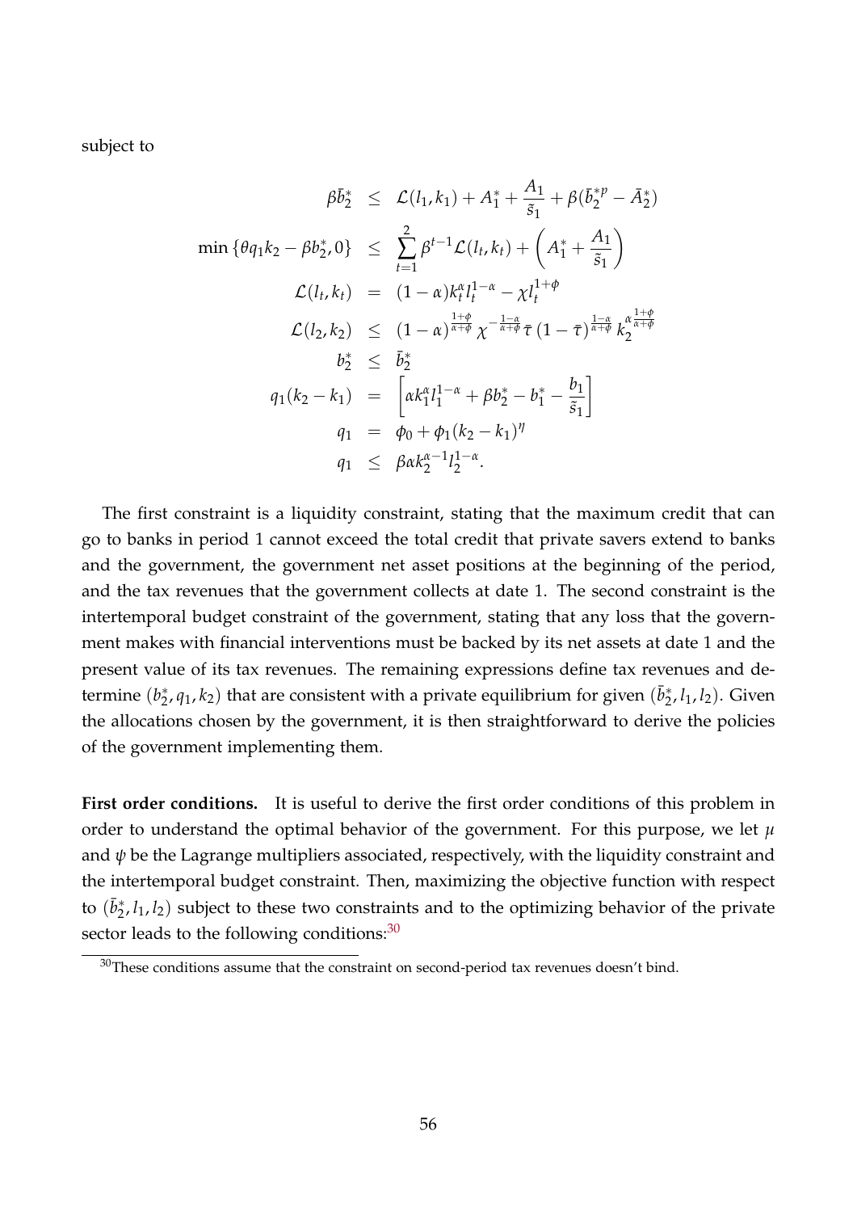subject to

$$
\begin{aligned}
\beta \bar{b}_2^* &\leq \mathcal{L}(l_1, k_1) + A_1^* + \frac{A_1}{\tilde{s}_1} + \beta(\bar{b}_2^{*p} - \bar{A}_2^*) \\
\min\left\{\theta q_1 k_2 - \beta b_2^*, 0\right\} &\leq \sum_{t=1}^{2} \beta^{t-1} \mathcal{L}(l_t, k_t) + \left(A_1^* + \frac{A_1}{\tilde{s}_1}\right) \\
\mathcal{L}(l_t, k_t) &= (1-\alpha) k_t^{\alpha} l_t^{1-\alpha} - \chi l_t^{1+\phi} \\
\mathcal{L}(l_2, k_2) &\leq (1-\alpha)^{\frac{1+\phi}{\alpha+\phi}} \chi^{-\frac{1-\alpha}{\alpha+\phi}} \bar{\tau} (1-\bar{\tau})^{\frac{1-\alpha}{\alpha+\phi}} k_2^{\alpha \frac{1+\phi}{\alpha+\phi}} \\
b_2^* &\leq \bar{b}_2^* \\
q_1(k_2 - k_1) &= \left[\alpha k_1^{\alpha} l_1^{1-\alpha} + \beta b_2^* - b_1^* - \frac{b_1}{\tilde{s}_1}\right] \\
q_1 &= \phi_0 + \phi_1 (k_2 - k_1)^{\eta} \\
q_1 &\leq \beta \alpha k_2^{\alpha-1} l_2^{1-\alpha}.
\end{aligned}
$$

The first constraint is a liquidity constraint, stating that the maximum credit that can go to banks in period 1 cannot exceed the total credit that private savers extend to banks and the government, the government net asset positions at the beginning of the period, and the tax revenues that the government collects at date 1. The second constraint is the intertemporal budget constraint of the government, stating that any loss that the government makes with financial interventions must be backed by its net assets at date 1 and the present value of its tax revenues. The remaining expressions define tax revenues and determine $(b_2^*, q_1, k_2)$ that are consistent with a private equilibrium for given $(\bar{b}_2^*, l_1, l_2)$. Given the allocations chosen by the government, it is then straightforward to derive the policies of the government implementing them.

**First order conditions.** It is useful to derive the first order conditions of this problem in order to understand the optimal behavior of the government. For this purpose, we let $\mu$ and $\psi$ be the Lagrange multipliers associated, respectively, with the liquidity constraint and the intertemporal budget constraint. Then, maximizing the objective function with respect to $(\bar{b}_2^*, l_1, l_2)$ subject to these two constraints and to the optimizing behavior of the private sector leads to the following conditions:[30]

[30] These conditions assume that the constraint on second-period tax revenues doesn't bind.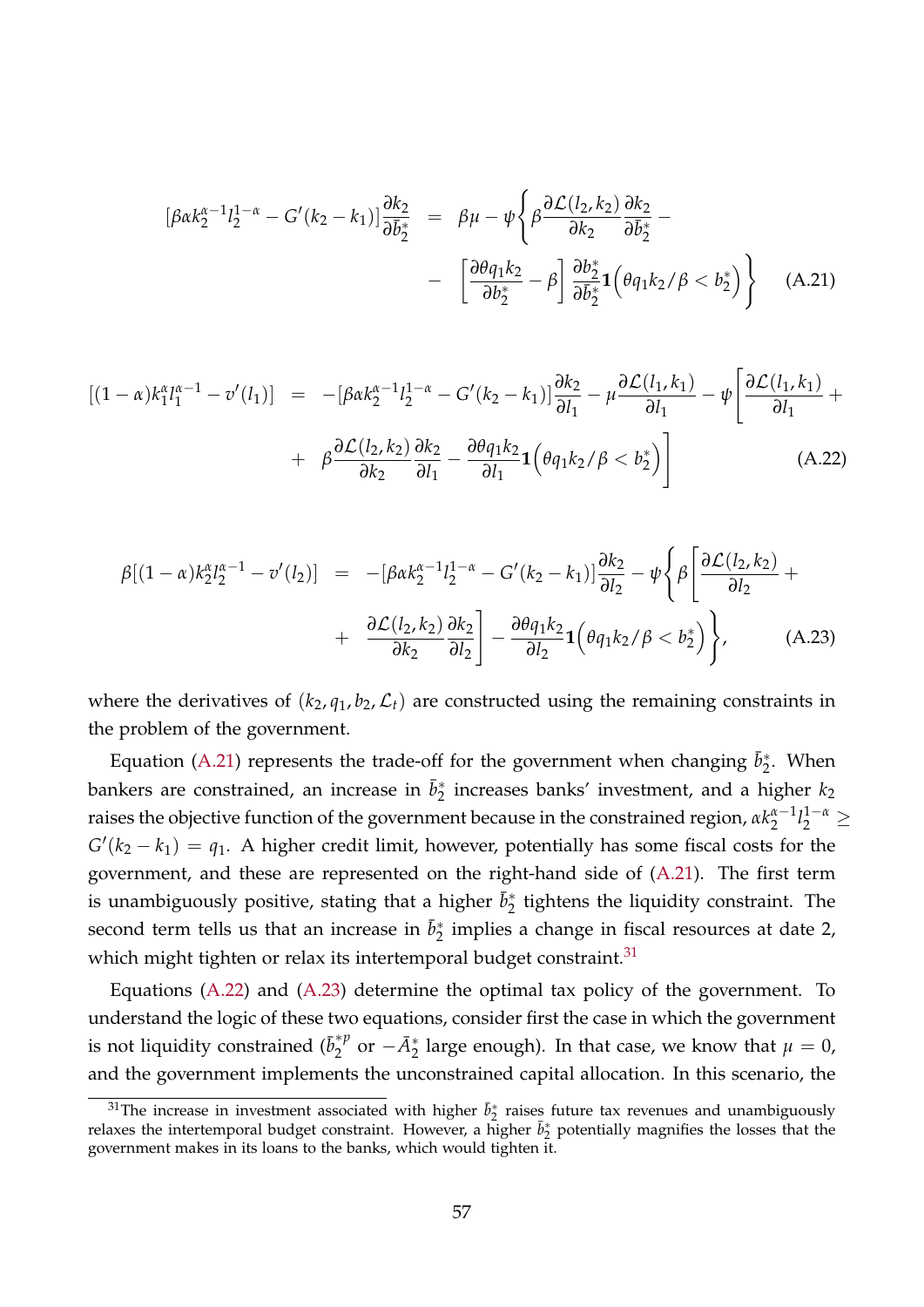$$
\begin{aligned}
[\beta \alpha k_2^{\alpha-1} l_2^{1-\alpha} - G'(k_2 - k_1)] \frac{\partial k_2}{\partial \bar{b}_2^*} &= \beta \mu - \psi \Bigg\{ \beta \frac{\partial \mathcal{L}(l_2, k_2)}{\partial k_2} \frac{\partial k_2}{\partial \bar{b}_2^*} - \\
&- \left[ \frac{\partial \theta q_1 k_2}{\partial b_2^*} - \beta \right] \frac{\partial b_2^*}{\partial \bar{b}_2^*} \mathbf{1}\Big( \theta q_1 k_2 / \beta < b_2^* \Big) \Bigg\} \qquad \text{(A.21)}
\end{aligned}
$$

$$
\begin{aligned}
[(1-\alpha) k_1^{\alpha} l_1^{\alpha-1} - v'(l_1)] &= -[\beta \alpha k_2^{\alpha-1} l_2^{1-\alpha} - G'(k_2 - k_1)] \frac{\partial k_2}{\partial l_1} - \mu \frac{\partial \mathcal{L}(l_1, k_1)}{\partial l_1} - \psi \Bigg[ \frac{\partial \mathcal{L}(l_1, k_1)}{\partial l_1} + \\
&+ \beta \frac{\partial \mathcal{L}(l_2, k_2)}{\partial k_2} \frac{\partial k_2}{\partial l_1} - \frac{\partial \theta q_1 k_2}{\partial l_1} \mathbf{1}\Big( \theta q_1 k_2 / \beta < b_2^* \Big) \Bigg] \qquad \text{(A.22)}
\end{aligned}
$$

$$
\begin{aligned}
\beta[(1-\alpha) k_2^{\alpha} l_2^{\alpha-1} - v'(l_2)] &= -[\beta \alpha k_2^{\alpha-1} l_2^{1-\alpha} - G'(k_2 - k_1)] \frac{\partial k_2}{\partial l_2} - \psi \Bigg\{ \beta \Bigg[ \frac{\partial \mathcal{L}(l_2, k_2)}{\partial l_2} + \\
&+ \frac{\partial \mathcal{L}(l_2, k_2)}{\partial k_2} \frac{\partial k_2}{\partial l_2} \Bigg] - \frac{\partial \theta q_1 k_2}{\partial l_2} \mathbf{1}\Big( \theta q_1 k_2 / \beta < b_2^* \Big) \Bigg\}, \qquad \text{(A.23)}
\end{aligned}
$$

where the derivatives of $(k_2, q_1, b_2, \mathcal{L}_t)$ are constructed using the remaining constraints in the problem of the government.

Equation (A.21) represents the trade-off for the government when changing $\bar{b}_2^*$. When bankers are constrained, an increase in $\bar{b}_2^*$ increases banks' investment, and a higher $k_2$ raises the objective function of the government because in the constrained region, $\alpha k_2^{\alpha-1} l_2^{1-\alpha} \geq G'(k_2 - k_1) = q_1$. A higher credit limit, however, potentially has some fiscal costs for the government, and these are represented on the right-hand side of (A.21). The first term is unambiguously positive, stating that a higher $\bar{b}_2^*$ tightens the liquidity constraint. The second term tells us that an increase in $\bar{b}_2^*$ implies a change in fiscal resources at date 2, which might tighten or relax its intertemporal budget constraint.[31]

Equations (A.22) and (A.23) determine the optimal tax policy of the government. To understand the logic of these two equations, consider first the case in which the government is not liquidity constrained ($\bar{b}_2^{*p}$ or $-\bar{A}_2^*$ large enough). In that case, we know that $\mu = 0$, and the government implements the unconstrained capital allocation. In this scenario, the

[31] The increase in investment associated with higher $\bar{b}_2^*$ raises future tax revenues and unambiguously relaxes the intertemporal budget constraint. However, a higher $\bar{b}_2^*$ potentially magnifies the losses that the government makes in its loans to the banks, which would tighten it.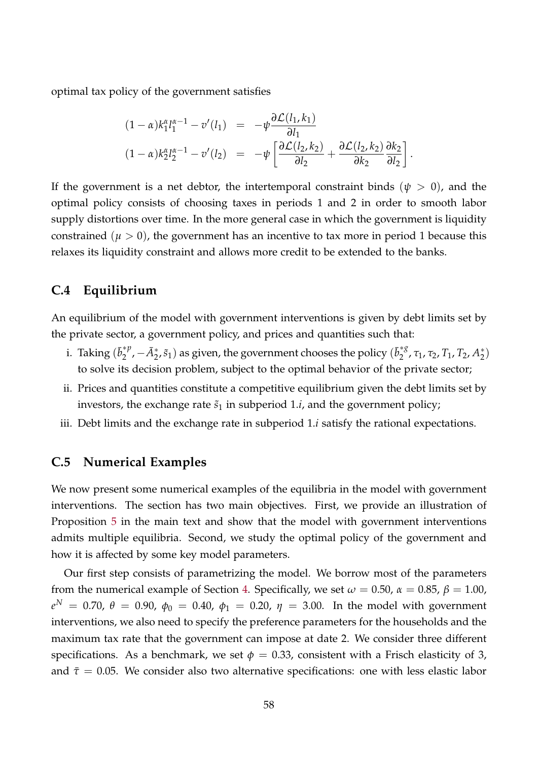optimal tax policy of the government satisfies

$$
\begin{aligned}
(1-\alpha)k_1^{\alpha}l_1^{\alpha-1} - v'(l_1) &= -\psi \frac{\partial \mathcal{L}(l_1, k_1)}{\partial l_1} \\
(1-\alpha)k_2^{\alpha}l_2^{\alpha-1} - v'(l_2) &= -\psi \left[ \frac{\partial \mathcal{L}(l_2, k_2)}{\partial l_2} + \frac{\partial \mathcal{L}(l_2, k_2)}{\partial k_2} \frac{\partial k_2}{\partial l_2} \right].
\end{aligned}
$$

If the government is a net debtor, the intertemporal constraint binds ($\psi > 0$), and the optimal policy consists of choosing taxes in periods 1 and 2 in order to smooth labor supply distortions over time. In the more general case in which the government is liquidity constrained ($\mu > 0$), the government has an incentive to tax more in period 1 because this relaxes its liquidity constraint and allows more credit to be extended to the banks.

## C.4 Equilibrium

An equilibrium of the model with government interventions is given by debt limits set by the private sector, a government policy, and prices and quantities such that:

i. Taking $(\bar{b}_2^{*p}, -\bar{A}_2^*, \tilde{s}_1)$ as given, the government chooses the policy $(\bar{b}_2^{*g}, \tau_1, \tau_2, T_1, T_2, A_2^*)$ to solve its decision problem, subject to the optimal behavior of the private sector;

ii. Prices and quantities constitute a competitive equilibrium given the debt limits set by investors, the exchange rate $\tilde{s}_1$ in subperiod 1.*i*, and the government policy;

iii. Debt limits and the exchange rate in subperiod 1.*i* satisfy the rational expectations.

## C.5 Numerical Examples

We now present some numerical examples of the equilibria in the model with government interventions. The section has two main objectives. First, we provide an illustration of Proposition 5 in the main text and show that the model with government interventions admits multiple equilibria. Second, we study the optimal policy of the government and how it is affected by some key model parameters.

Our first step consists of parametrizing the model. We borrow most of the parameters from the numerical example of Section 4. Specifically, we set $\omega = 0.50$, $\alpha = 0.85$, $\beta = 1.00$, $e^N = 0.70$, $\theta = 0.90$, $\phi_0 = 0.40$, $\phi_1 = 0.20$, $\eta = 3.00$. In the model with government interventions, we also need to specify the preference parameters for the households and the maximum tax rate that the government can impose at date 2. We consider three different specifications. As a benchmark, we set $\phi = 0.33$, consistent with a Frisch elasticity of 3, and $\bar{\tau} = 0.05$. We consider also two alternative specifications: one with less elastic labor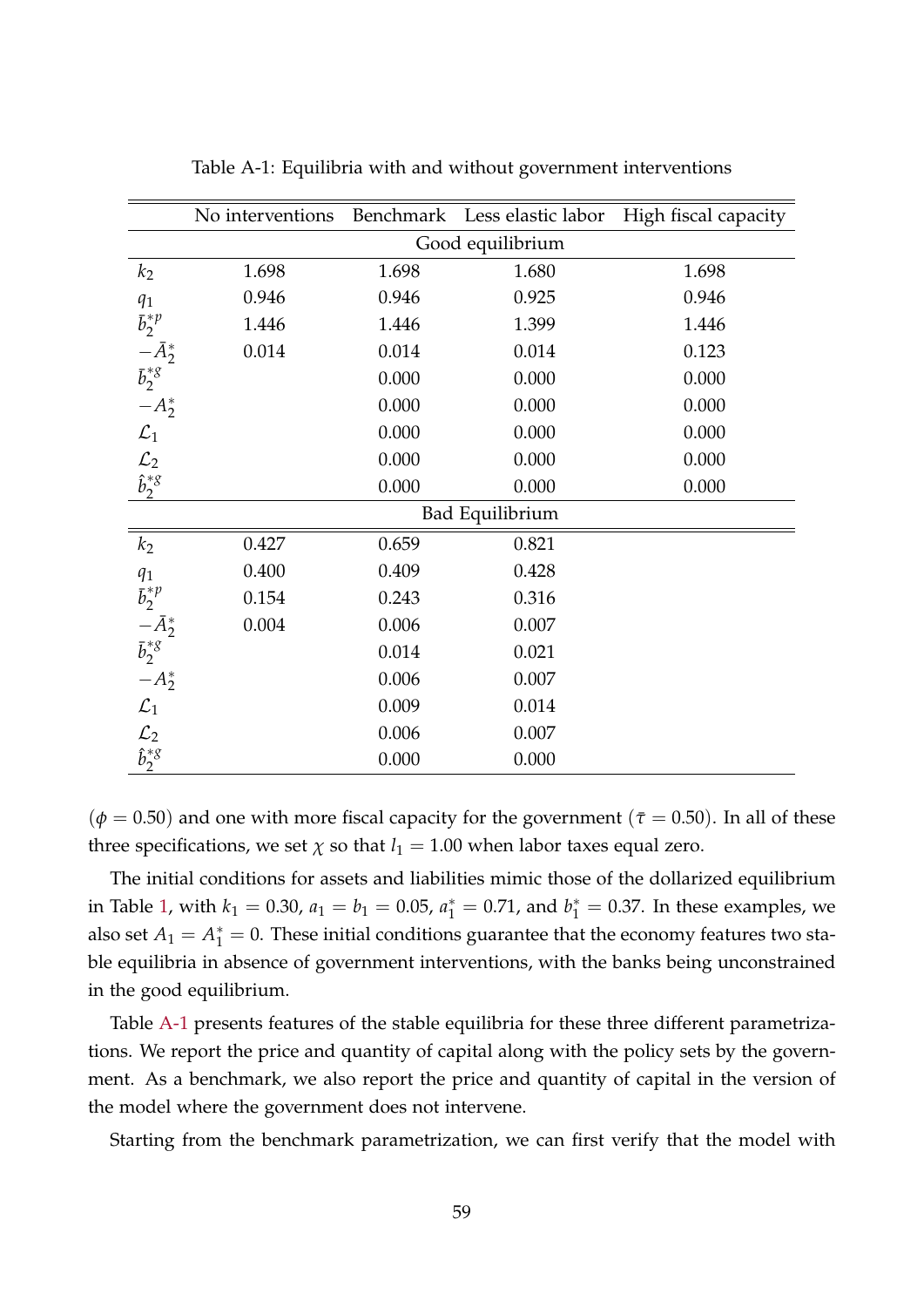Table A-1: Equilibria with and without government interventions

| | No interventions | Benchmark | Less elastic labor | High fiscal capacity |
|---|---|---|---|---|
| | | Good equilibrium | | |
| $k_2$ | 1.698 | 1.698 | 1.680 | 1.698 |
| $q_1$ | 0.946 | 0.946 | 0.925 | 0.946 |
| $\bar{b}_2^{*p}$ | 1.446 | 1.446 | 1.399 | 1.446 |
| $-\bar{A}_2^*$ | 0.014 | 0.014 | 0.014 | 0.123 |
| $\bar{b}_2^{*g}$ | | 0.000 | 0.000 | 0.000 |
| $-A_2^*$ | | 0.000 | 0.000 | 0.000 |
| $\mathcal{L}_1$ | | 0.000 | 0.000 | 0.000 |
| $\mathcal{L}_2$ | | 0.000 | 0.000 | 0.000 |
| $\hat{b}_2^{*g}$ | | 0.000 | 0.000 | 0.000 |
| | | Bad Equilibrium | | |
| $k_2$ | 0.427 | 0.659 | 0.821 | |
| $q_1$ | 0.400 | 0.409 | 0.428 | |
| $\bar{b}_2^{*p}$ | 0.154 | 0.243 | 0.316 | |
| $-\bar{A}_2^*$ | 0.004 | 0.006 | 0.007 | |
| $\bar{b}_2^{*g}$ | | 0.014 | 0.021 | |
| $-A_2^*$ | | 0.006 | 0.007 | |
| $\mathcal{L}_1$ | | 0.009 | 0.014 | |
| $\mathcal{L}_2$ | | 0.006 | 0.007 | |
| $\hat{b}_2^{*g}$ | | 0.000 | 0.000 | |

($\phi = 0.50$) and one with more fiscal capacity for the government ($\bar{\tau} = 0.50$). In all of these three specifications, we set $\chi$ so that $l_1 = 1.00$ when labor taxes equal zero.

The initial conditions for assets and liabilities mimic those of the dollarized equilibrium in Table 1, with $k_1 = 0.30$, $a_1 = b_1 = 0.05$, $a_1^* = 0.71$, and $b_1^* = 0.37$. In these examples, we also set $A_1 = A_1^* = 0$. These initial conditions guarantee that the economy features two stable equilibria in absence of government interventions, with the banks being unconstrained in the good equilibrium.

Table A-1 presents features of the stable equilibria for these three different parametrizations. We report the price and quantity of capital along with the policy sets by the government. As a benchmark, we also report the price and quantity of capital in the version of the model where the government does not intervene.

Starting from the benchmark parametrization, we can first verify that the model with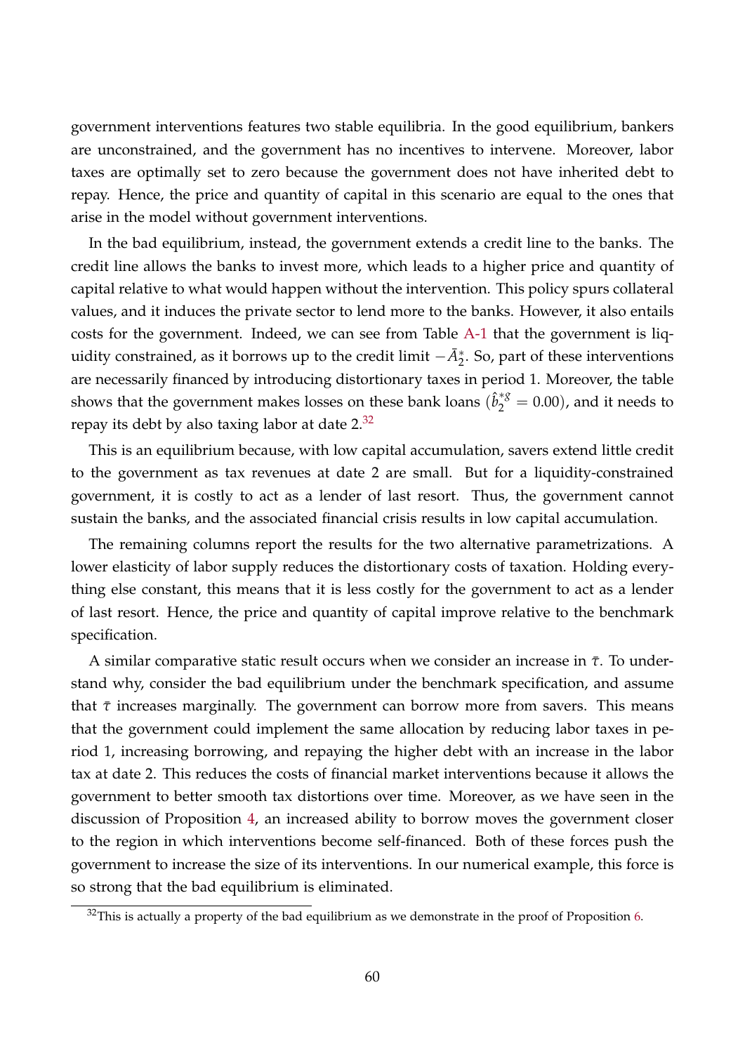government interventions features two stable equilibria. In the good equilibrium, bankers are unconstrained, and the government has no incentives to intervene. Moreover, labor taxes are optimally set to zero because the government does not have inherited debt to repay. Hence, the price and quantity of capital in this scenario are equal to the ones that arise in the model without government interventions.

In the bad equilibrium, instead, the government extends a credit line to the banks. The credit line allows the banks to invest more, which leads to a higher price and quantity of capital relative to what would happen without the intervention. This policy spurs collateral values, and it induces the private sector to lend more to the banks. However, it also entails costs for the government. Indeed, we can see from Table A-1 that the government is liquidity constrained, as it borrows up to the credit limit $-\bar{A}_2^*$. So, part of these interventions are necessarily financed by introducing distortionary taxes in period 1. Moreover, the table shows that the government makes losses on these bank loans ($\hat{b}_2^{*g} = 0.00$), and it needs to repay its debt by also taxing labor at date 2.[32]

This is an equilibrium because, with low capital accumulation, savers extend little credit to the government as tax revenues at date 2 are small. But for a liquidity-constrained government, it is costly to act as a lender of last resort. Thus, the government cannot sustain the banks, and the associated financial crisis results in low capital accumulation.

The remaining columns report the results for the two alternative parametrizations. A lower elasticity of labor supply reduces the distortionary costs of taxation. Holding everything else constant, this means that it is less costly for the government to act as a lender of last resort. Hence, the price and quantity of capital improve relative to the benchmark specification.

A similar comparative static result occurs when we consider an increase in $\bar{\tau}$. To understand why, consider the bad equilibrium under the benchmark specification, and assume that $\bar{\tau}$ increases marginally. The government can borrow more from savers. This means that the government could implement the same allocation by reducing labor taxes in period 1, increasing borrowing, and repaying the higher debt with an increase in the labor tax at date 2. This reduces the costs of financial market interventions because it allows the government to better smooth tax distortions over time. Moreover, as we have seen in the discussion of Proposition 4, an increased ability to borrow moves the government closer to the region in which interventions become self-financed. Both of these forces push the government to increase the size of its interventions. In our numerical example, this force is so strong that the bad equilibrium is eliminated.

[32]This is actually a property of the bad equilibrium as we demonstrate in the proof of Proposition 6.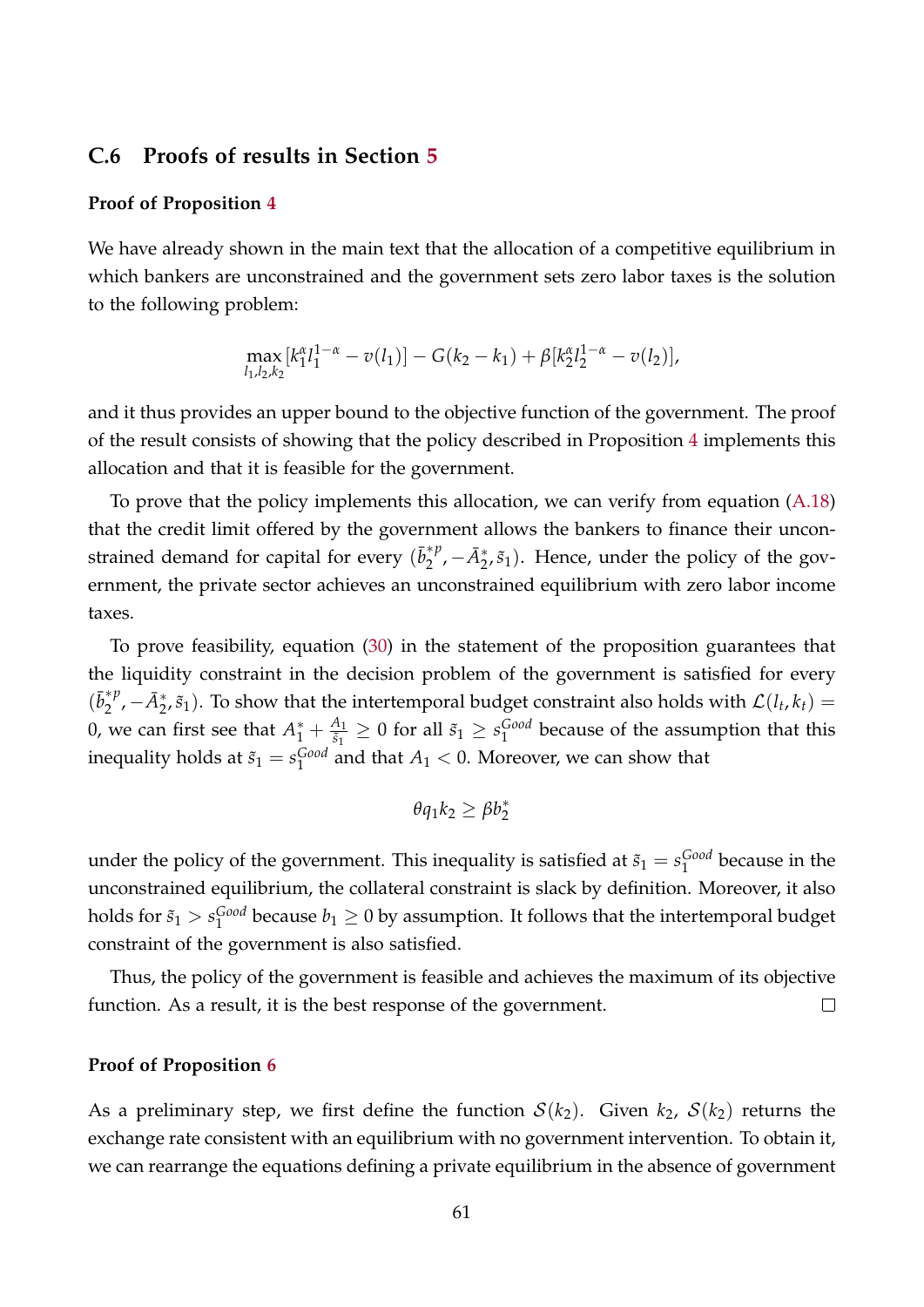## C.6 Proofs of results in Section 5

**Proof of Proposition 4**

We have already shown in the main text that the allocation of a competitive equilibrium in which bankers are unconstrained and the government sets zero labor taxes is the solution to the following problem:

$$\max_{l_1, l_2, k_2} [k_1^{\alpha} l_1^{1-\alpha} - v(l_1)] - G(k_2 - k_1) + \beta [k_2^{\alpha} l_2^{1-\alpha} - v(l_2)],$$

and it thus provides an upper bound to the objective function of the government. The proof of the result consists of showing that the policy described in Proposition 4 implements this allocation and that it is feasible for the government.

To prove that the policy implements this allocation, we can verify from equation (A.18) that the credit limit offered by the government allows the bankers to finance their unconstrained demand for capital for every $(\bar{b}_2^{*p}, -\bar{A}_2^{*}, \tilde{s}_1)$. Hence, under the policy of the government, the private sector achieves an unconstrained equilibrium with zero labor income taxes.

To prove feasibility, equation (30) in the statement of the proposition guarantees that the liquidity constraint in the decision problem of the government is satisfied for every $(\bar{b}_2^{*p}, -\bar{A}_2^{*}, \tilde{s}_1)$. To show that the intertemporal budget constraint also holds with $\mathcal{L}(l_t, k_t) = 0$, we can first see that $A_1^* + \frac{A_1}{\tilde{s}_1} \geq 0$ for all $\tilde{s}_1 \geq s_1^{Good}$ because of the assumption that this inequality holds at $\tilde{s}_1 = s_1^{Good}$ and that $A_1 < 0$. Moreover, we can show that

$$\theta q_1 k_2 \geq \beta b_2^*$$

under the policy of the government. This inequality is satisfied at $\tilde{s}_1 = s_1^{Good}$ because in the unconstrained equilibrium, the collateral constraint is slack by definition. Moreover, it also holds for $\tilde{s}_1 > s_1^{Good}$ because $b_1 \geq 0$ by assumption. It follows that the intertemporal budget constraint of the government is also satisfied.

Thus, the policy of the government is feasible and achieves the maximum of its objective function. As a result, it is the best response of the government. $\square$

**Proof of Proposition 6**

As a preliminary step, we first define the function $\mathcal{S}(k_2)$. Given $k_2$, $\mathcal{S}(k_2)$ returns the exchange rate consistent with an equilibrium with no government intervention. To obtain it, we can rearrange the equations defining a private equilibrium in the absence of government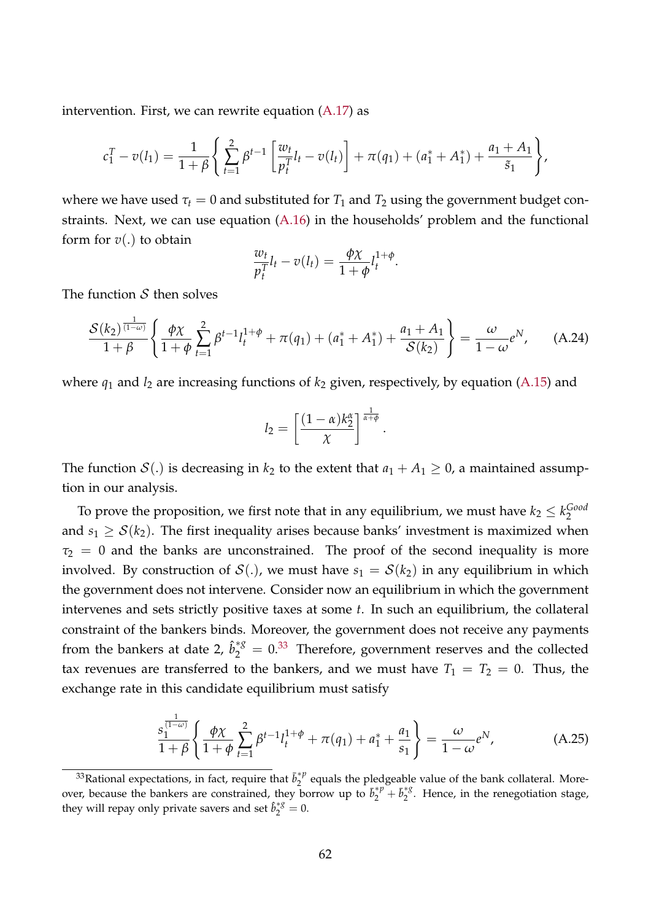intervention. First, we can rewrite equation (A.17) as

$$c_1^T - v(l_1) = \frac{1}{1+\beta}\left\{ \sum_{t=1}^{2} \beta^{t-1}\left[\frac{w_t}{p_t^T} l_t - v(l_t)\right] + \pi(q_1) + (a_1^* + A_1^*) + \frac{a_1 + A_1}{\tilde{s}_1} \right\},$$

where we have used $\tau_t = 0$ and substituted for $T_1$ and $T_2$ using the government budget constraints. Next, we can use equation (A.16) in the households' problem and the functional form for $v(.)$ to obtain

$$\frac{w_t}{p_t^T} l_t - v(l_t) = \frac{\phi\chi}{1+\phi} l_t^{1+\phi}.$$

The function $\mathcal{S}$ then solves

$$\frac{\mathcal{S}(k_2)^{\frac{1}{(1-\omega)}}}{1+\beta}\left\{ \frac{\phi\chi}{1+\phi}\sum_{t=1}^{2}\beta^{t-1} l_t^{1+\phi} + \pi(q_1) + (a_1^* + A_1^*) + \frac{a_1 + A_1}{\mathcal{S}(k_2)} \right\} = \frac{\omega}{1-\omega} e^N, \tag{A.24}$$

where $q_1$ and $l_2$ are increasing functions of $k_2$ given, respectively, by equation (A.15) and

$$l_2 = \left[\frac{(1-\alpha)k_2^{\alpha}}{\chi}\right]^{\frac{1}{\alpha+\phi}}.$$

The function $\mathcal{S}(.)$ is decreasing in $k_2$ to the extent that $a_1 + A_1 \geq 0$, a maintained assumption in our analysis.

To prove the proposition, we first note that in any equilibrium, we must have $k_2 \leq k_2^{Good}$ and $s_1 \geq \mathcal{S}(k_2)$. The first inequality arises because banks' investment is maximized when $\tau_2 = 0$ and the banks are unconstrained. The proof of the second inequality is more involved. By construction of $\mathcal{S}(.)$, we must have $s_1 = \mathcal{S}(k_2)$ in any equilibrium in which the government does not intervene. Consider now an equilibrium in which the government intervenes and sets strictly positive taxes at some $t$. In such an equilibrium, the collateral constraint of the bankers binds. Moreover, the government does not receive any payments from the bankers at date 2, $\hat{b}_2^{*g} = 0$.[33] Therefore, government reserves and the collected tax revenues are transferred to the bankers, and we must have $T_1 = T_2 = 0$. Thus, the exchange rate in this candidate equilibrium must satisfy

$$\frac{s_1^{\frac{1}{(1-\omega)}}}{1+\beta}\left\{ \frac{\phi\chi}{1+\phi}\sum_{t=1}^{2}\beta^{t-1} l_t^{1+\phi} + \pi(q_1) + a_1^* + \frac{a_1}{s_1} \right\} = \frac{\omega}{1-\omega} e^N, \tag{A.25}$$

[33] Rational expectations, in fact, require that $\bar{b}_2^{*p}$ equals the pledgeable value of the bank collateral. Moreover, because the bankers are constrained, they borrow up to $\bar{b}_2^{*p} + \bar{b}_2^{*g}$. Hence, in the renegotiation stage, they will repay only private savers and set $\hat{b}_2^{*g} = 0$.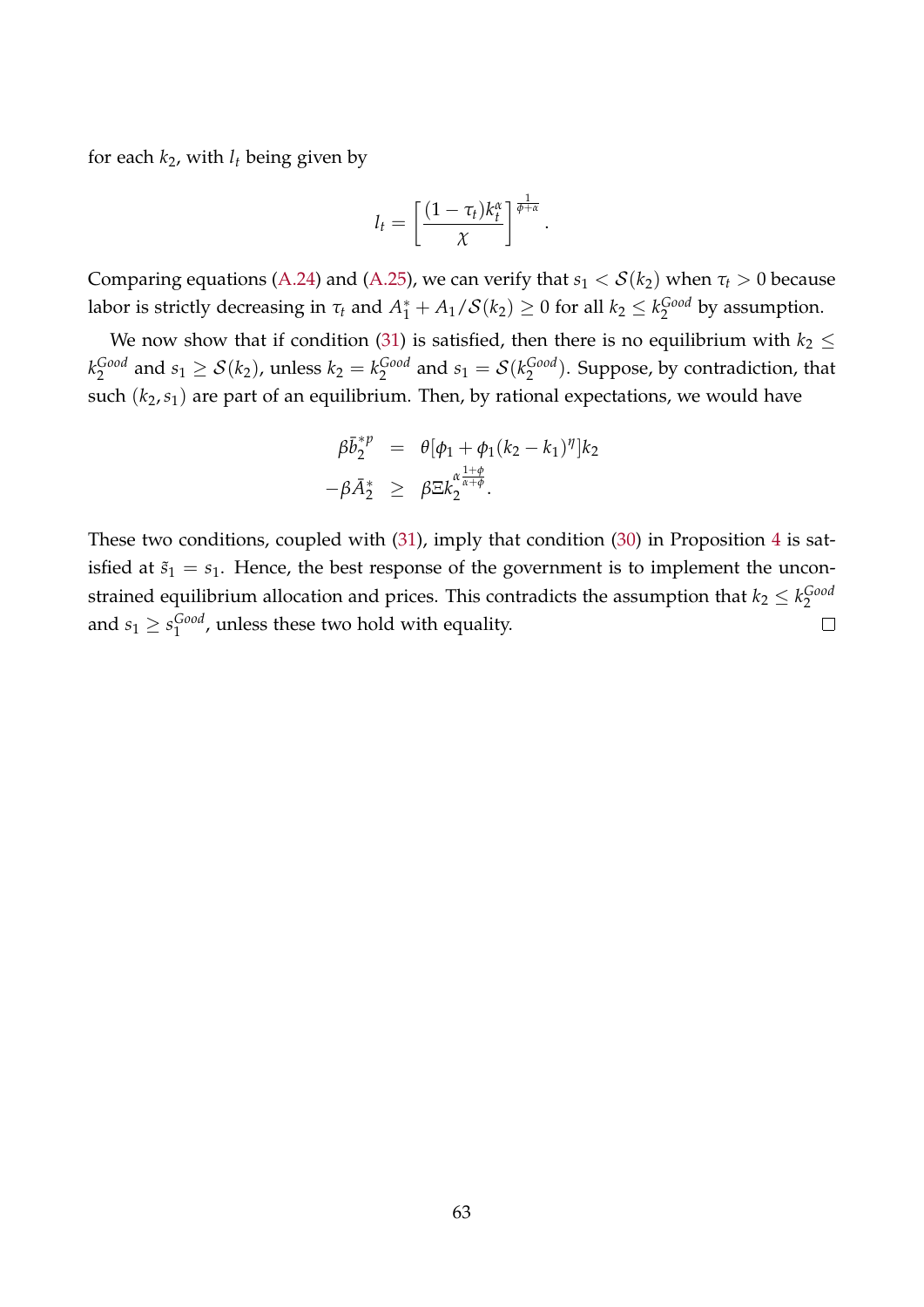for each $k_2$, with $l_t$ being given by

$$l_t = \left[\frac{(1-\tau_t)k_t^{\alpha}}{\chi}\right]^{\frac{1}{\phi+\alpha}}.$$

Comparing equations (A.24) and (A.25), we can verify that $s_1 < \mathcal{S}(k_2)$ when $\tau_t > 0$ because labor is strictly decreasing in $\tau_t$ and $A_1^* + A_1/\mathcal{S}(k_2) \geq 0$ for all $k_2 \leq k_2^{Good}$ by assumption.

We now show that if condition (31) is satisfied, then there is no equilibrium with $k_2 \leq k_2^{Good}$ and $s_1 \geq \mathcal{S}(k_2)$, unless $k_2 = k_2^{Good}$ and $s_1 = \mathcal{S}(k_2^{Good})$. Suppose, by contradiction, that such $(k_2, s_1)$ are part of an equilibrium. Then, by rational expectations, we would have

$$\begin{aligned}
\beta \bar{b}_2^{*p} &= \theta[\phi_1 + \phi_1(k_2 - k_1)^{\eta}]k_2 \\
-\beta \bar{A}_2^* &\geq \beta \Xi k_2^{\alpha \frac{1+\phi}{\alpha+\phi}}.
\end{aligned}$$

These two conditions, coupled with (31), imply that condition (30) in Proposition 4 is satisfied at $\tilde{s}_1 = s_1$. Hence, the best response of the government is to implement the unconstrained equilibrium allocation and prices. This contradicts the assumption that $k_2 \leq k_2^{Good}$ and $s_1 \geq s_1^{Good}$, unless these two hold with equality. □